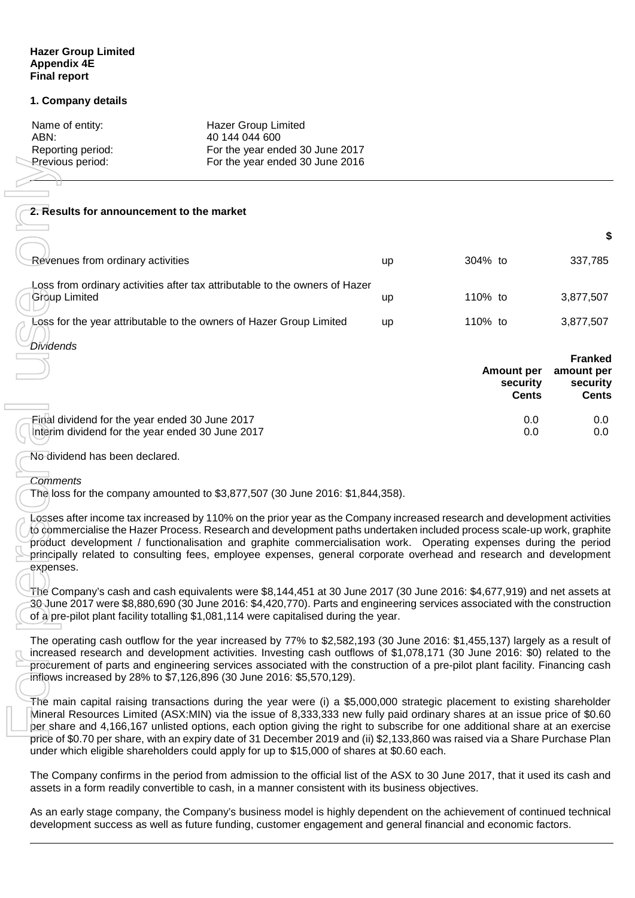**Hazer Group Limited**
**Appendix 4E**
**Final report**

## 1. Company details

| | |
|---|---|
| Name of entity: | Hazer Group Limited |
| ABN: | 40 144 044 600 |
| Reporting period: | For the year ended 30 June 2017 |
| Previous period: | For the year ended 30 June 2016 |

## 2. Results for announcement to the market

| | | | $ |
|---|---|---|---|
| Revenues from ordinary activities | up | 304% to | 337,785 |
| Loss from ordinary activities after tax attributable to the owners of Hazer Group Limited | up | 110% to | 3,877,507 |
| Loss for the year attributable to the owners of Hazer Group Limited | up | 110% to | 3,877,507 |

*Dividends*

| | Amount per security Cents | Franked amount per security Cents |
|---|---|---|
| Final dividend for the year ended 30 June 2017 | 0.0 | 0.0 |
| Interim dividend for the year ended 30 June 2017 | 0.0 | 0.0 |

No dividend has been declared.

*Comments*

The loss for the company amounted to $3,877,507 (30 June 2016: $1,844,358).

Losses after income tax increased by 110% on the prior year as the Company increased research and development activities to commercialise the Hazer Process. Research and development paths undertaken included process scale-up work, graphite product development / functionalisation and graphite commercialisation work. Operating expenses during the period principally related to consulting fees, employee expenses, general corporate overhead and research and development expenses.

The Company's cash and cash equivalents were $8,144,451 at 30 June 2017 (30 June 2016: $4,677,919) and net assets at 30 June 2017 were $8,880,690 (30 June 2016: $4,420,770). Parts and engineering services associated with the construction of a pre-pilot plant facility totalling $1,081,114 were capitalised during the year.

The operating cash outflow for the year increased by 77% to $2,582,193 (30 June 2016: $1,455,137) largely as a result of increased research and development activities. Investing cash outflows of $1,078,171 (30 June 2016: $0) related to the procurement of parts and engineering services associated with the construction of a pre-pilot plant facility. Financing cash inflows increased by 28% to $7,126,896 (30 June 2016: $5,570,129).

The main capital raising transactions during the year were (i) a $5,000,000 strategic placement to existing shareholder Mineral Resources Limited (ASX:MIN) via the issue of 8,333,333 new fully paid ordinary shares at an issue price of $0.60 per share and 4,166,167 unlisted options, each option giving the right to subscribe for one additional share at an exercise price of $0.70 per share, with an expiry date of 31 December 2019 and (ii) $2,133,860 was raised via a Share Purchase Plan under which eligible shareholders could apply for up to $15,000 of shares at $0.60 each.

The Company confirms in the period from admission to the official list of the ASX to 30 June 2017, that it used its cash and assets in a form readily convertible to cash, in a manner consistent with its business objectives.

As an early stage company, the Company's business model is highly dependent on the achievement of continued technical development success as well as future funding, customer engagement and general financial and economic factors.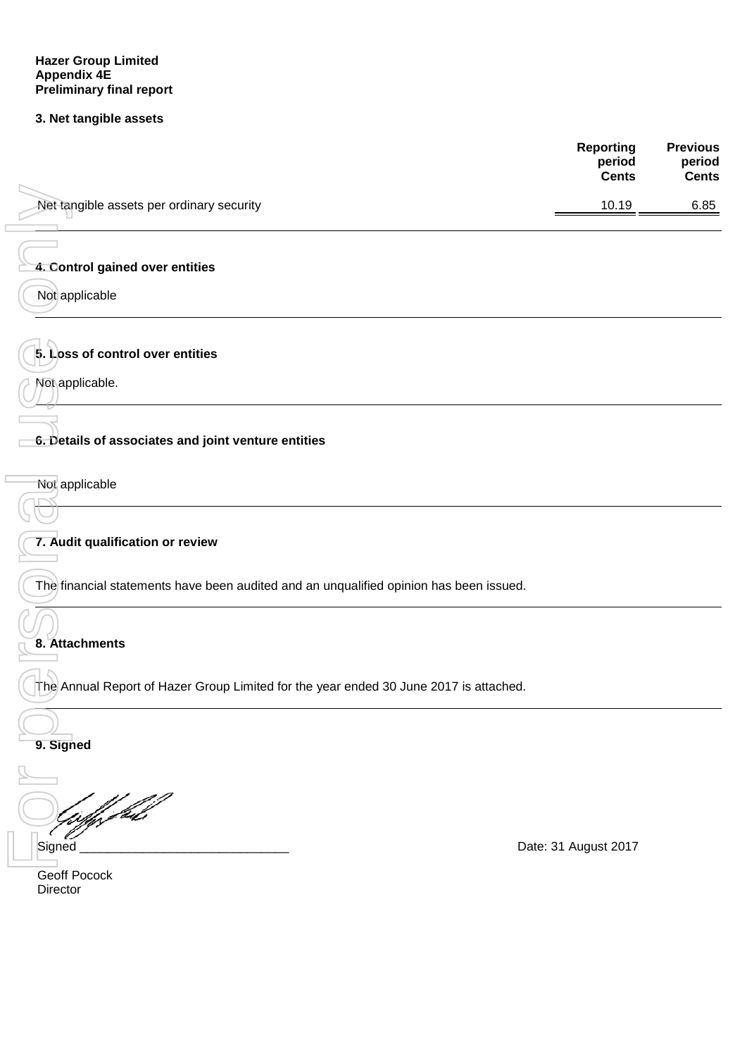**Hazer Group Limited**
**Appendix 4E**
**Preliminary final report**

### 3. Net tangible assets

| | Reporting period Cents | Previous period Cents |
|---|---|---|
| Net tangible assets per ordinary security | 10.19 | 6.85 |

### 4. Control gained over entities

Not applicable

### 5. Loss of control over entities

Not applicable.

### 6. Details of associates and joint venture entities

Not applicable

### 7. Audit qualification or review

The financial statements have been audited and an unqualified opinion has been issued.

### 8. Attachments

The Annual Report of Hazer Group Limited for the year ended 30 June 2017 is attached.

### 9. Signed

Signed ______________________________ Date: 31 August 2017

Geoff Pocock
Director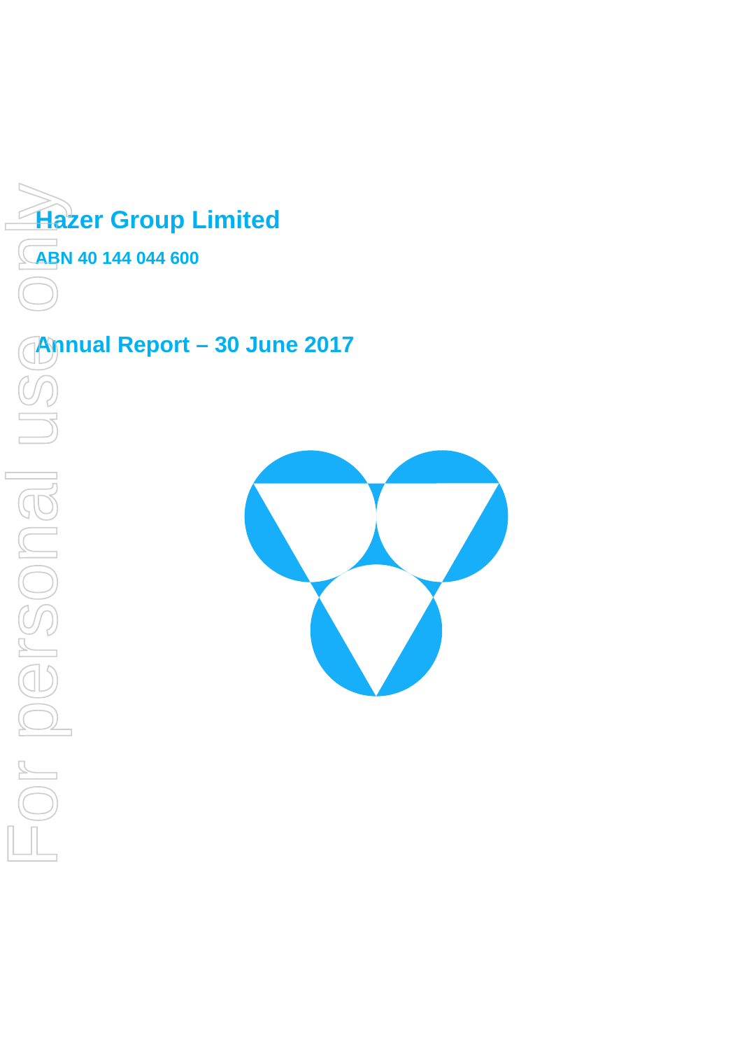# Hazer Group Limited

## ABN 40 144 044 600

# Annual Report – 30 June 2017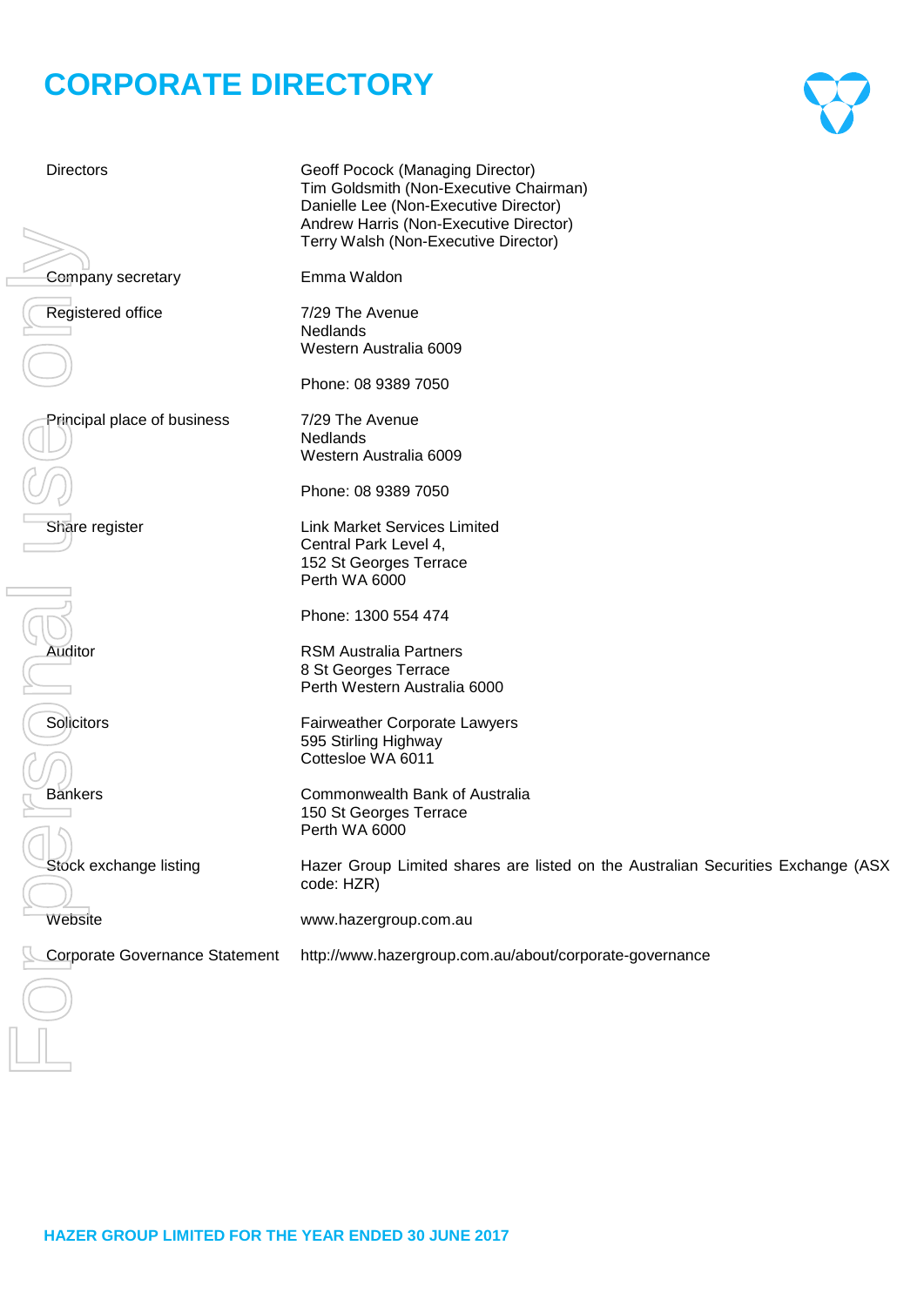# CORPORATE DIRECTORY

| | |
|---|---|
| Directors | Geoff Pocock (Managing Director)<br>Tim Goldsmith (Non-Executive Chairman)<br>Danielle Lee (Non-Executive Director)<br>Andrew Harris (Non-Executive Director)<br>Terry Walsh (Non-Executive Director) |
| Company secretary | Emma Waldon |
| Registered office | 7/29 The Avenue<br>Nedlands<br>Western Australia 6009<br><br>Phone: 08 9389 7050 |
| Principal place of business | 7/29 The Avenue<br>Nedlands<br>Western Australia 6009<br><br>Phone: 08 9389 7050 |
| Share register | Link Market Services Limited<br>Central Park Level 4,<br>152 St Georges Terrace<br>Perth WA 6000<br><br>Phone: 1300 554 474 |
| Auditor | RSM Australia Partners<br>8 St Georges Terrace<br>Perth Western Australia 6000 |
| Solicitors | Fairweather Corporate Lawyers<br>595 Stirling Highway<br>Cottesloe WA 6011 |
| Bankers | Commonwealth Bank of Australia<br>150 St Georges Terrace<br>Perth WA 6000 |
| Stock exchange listing | Hazer Group Limited shares are listed on the Australian Securities Exchange (ASX code: HZR) |
| Website | www.hazergroup.com.au |
| Corporate Governance Statement | http://www.hazergroup.com.au/about/corporate-governance |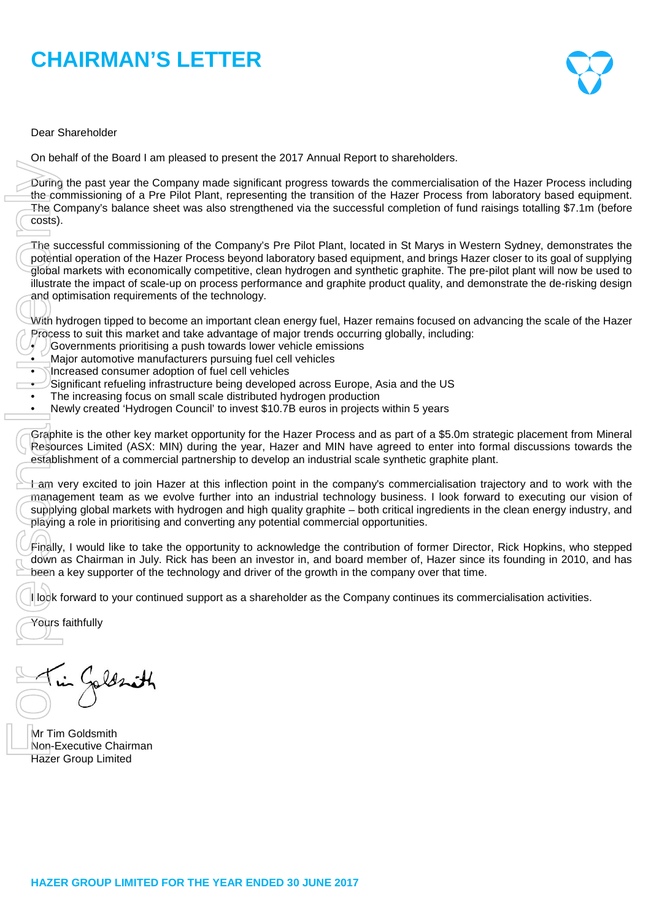# CHAIRMAN'S LETTER

Dear Shareholder

On behalf of the Board I am pleased to present the 2017 Annual Report to shareholders.

During the past year the Company made significant progress towards the commercialisation of the Hazer Process including the commissioning of a Pre Pilot Plant, representing the transition of the Hazer Process from laboratory based equipment. The Company's balance sheet was also strengthened via the successful completion of fund raisings totalling $7.1m (before costs).

The successful commissioning of the Company's Pre Pilot Plant, located in St Marys in Western Sydney, demonstrates the potential operation of the Hazer Process beyond laboratory based equipment, and brings Hazer closer to its goal of supplying global markets with economically competitive, clean hydrogen and synthetic graphite. The pre-pilot plant will now be used to illustrate the impact of scale-up on process performance and graphite product quality, and demonstrate the de-risking design and optimisation requirements of the technology.

With hydrogen tipped to become an important clean energy fuel, Hazer remains focused on advancing the scale of the Hazer Process to suit this market and take advantage of major trends occurring globally, including:

- Governments prioritising a push towards lower vehicle emissions
- Major automotive manufacturers pursuing fuel cell vehicles
- Increased consumer adoption of fuel cell vehicles
- Significant refueling infrastructure being developed across Europe, Asia and the US
- The increasing focus on small scale distributed hydrogen production
- Newly created 'Hydrogen Council' to invest $10.7B euros in projects within 5 years

Graphite is the other key market opportunity for the Hazer Process and as part of a $5.0m strategic placement from Mineral Resources Limited (ASX: MIN) during the year, Hazer and MIN have agreed to enter into formal discussions towards the establishment of a commercial partnership to develop an industrial scale synthetic graphite plant.

I am very excited to join Hazer at this inflection point in the company's commercialisation trajectory and to work with the management team as we evolve further into an industrial technology business. I look forward to executing our vision of supplying global markets with hydrogen and high quality graphite – both critical ingredients in the clean energy industry, and playing a role in prioritising and converting any potential commercial opportunities.

Finally, I would like to take the opportunity to acknowledge the contribution of former Director, Rick Hopkins, who stepped down as Chairman in July. Rick has been an investor in, and board member of, Hazer since its founding in 2010, and has been a key supporter of the technology and driver of the growth in the company over that time.

I look forward to your continued support as a shareholder as the Company continues its commercialisation activities.

Yours faithfully

Mr Tim Goldsmith
Non-Executive Chairman
Hazer Group Limited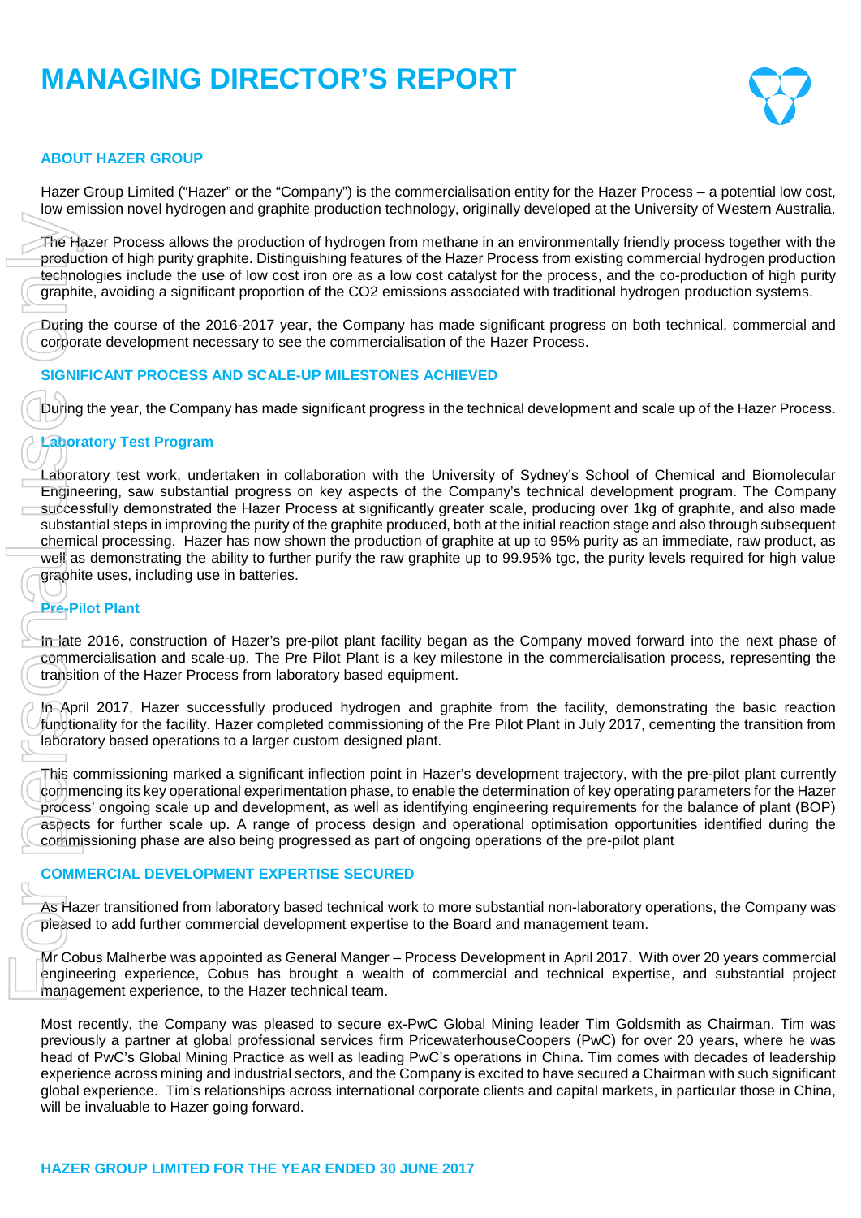# MANAGING DIRECTOR'S REPORT

## ABOUT HAZER GROUP

Hazer Group Limited ("Hazer" or the "Company") is the commercialisation entity for the Hazer Process – a potential low cost, low emission novel hydrogen and graphite production technology, originally developed at the University of Western Australia.

The Hazer Process allows the production of hydrogen from methane in an environmentally friendly process together with the production of high purity graphite. Distinguishing features of the Hazer Process from existing commercial hydrogen production technologies include the use of low cost iron ore as a low cost catalyst for the process, and the co-production of high purity graphite, avoiding a significant proportion of the CO2 emissions associated with traditional hydrogen production systems.

During the course of the 2016-2017 year, the Company has made significant progress on both technical, commercial and corporate development necessary to see the commercialisation of the Hazer Process.

## SIGNIFICANT PROCESS AND SCALE-UP MILESTONES ACHIEVED

During the year, the Company has made significant progress in the technical development and scale up of the Hazer Process.

### Laboratory Test Program

Laboratory test work, undertaken in collaboration with the University of Sydney's School of Chemical and Biomolecular Engineering, saw substantial progress on key aspects of the Company's technical development program. The Company successfully demonstrated the Hazer Process at significantly greater scale, producing over 1kg of graphite, and also made substantial steps in improving the purity of the graphite produced, both at the initial reaction stage and also through subsequent chemical processing. Hazer has now shown the production of graphite at up to 95% purity as an immediate, raw product, as well as demonstrating the ability to further purify the raw graphite up to 99.95% tgc, the purity levels required for high value graphite uses, including use in batteries.

### Pre-Pilot Plant

In late 2016, construction of Hazer's pre-pilot plant facility began as the Company moved forward into the next phase of commercialisation and scale-up. The Pre Pilot Plant is a key milestone in the commercialisation process, representing the transition of the Hazer Process from laboratory based equipment.

In April 2017, Hazer successfully produced hydrogen and graphite from the facility, demonstrating the basic reaction functionality for the facility. Hazer completed commissioning of the Pre Pilot Plant in July 2017, cementing the transition from laboratory based operations to a larger custom designed plant.

This commissioning marked a significant inflection point in Hazer's development trajectory, with the pre-pilot plant currently commencing its key operational experimentation phase, to enable the determination of key operating parameters for the Hazer process' ongoing scale up and development, as well as identifying engineering requirements for the balance of plant (BOP) aspects for further scale up. A range of process design and operational optimisation opportunities identified during the commissioning phase are also being progressed as part of ongoing operations of the pre-pilot plant

## COMMERCIAL DEVELOPMENT EXPERTISE SECURED

As Hazer transitioned from laboratory based technical work to more substantial non-laboratory operations, the Company was pleased to add further commercial development expertise to the Board and management team.

Mr Cobus Malherbe was appointed as General Manger – Process Development in April 2017. With over 20 years commercial engineering experience, Cobus has brought a wealth of commercial and technical expertise, and substantial project management experience, to the Hazer technical team.

Most recently, the Company was pleased to secure ex-PwC Global Mining leader Tim Goldsmith as Chairman. Tim was previously a partner at global professional services firm PricewaterhouseCoopers (PwC) for over 20 years, where he was head of PwC's Global Mining Practice as well as leading PwC's operations in China. Tim comes with decades of leadership experience across mining and industrial sectors, and the Company is excited to have secured a Chairman with such significant global experience. Tim's relationships across international corporate clients and capital markets, in particular those in China, will be invaluable to Hazer going forward.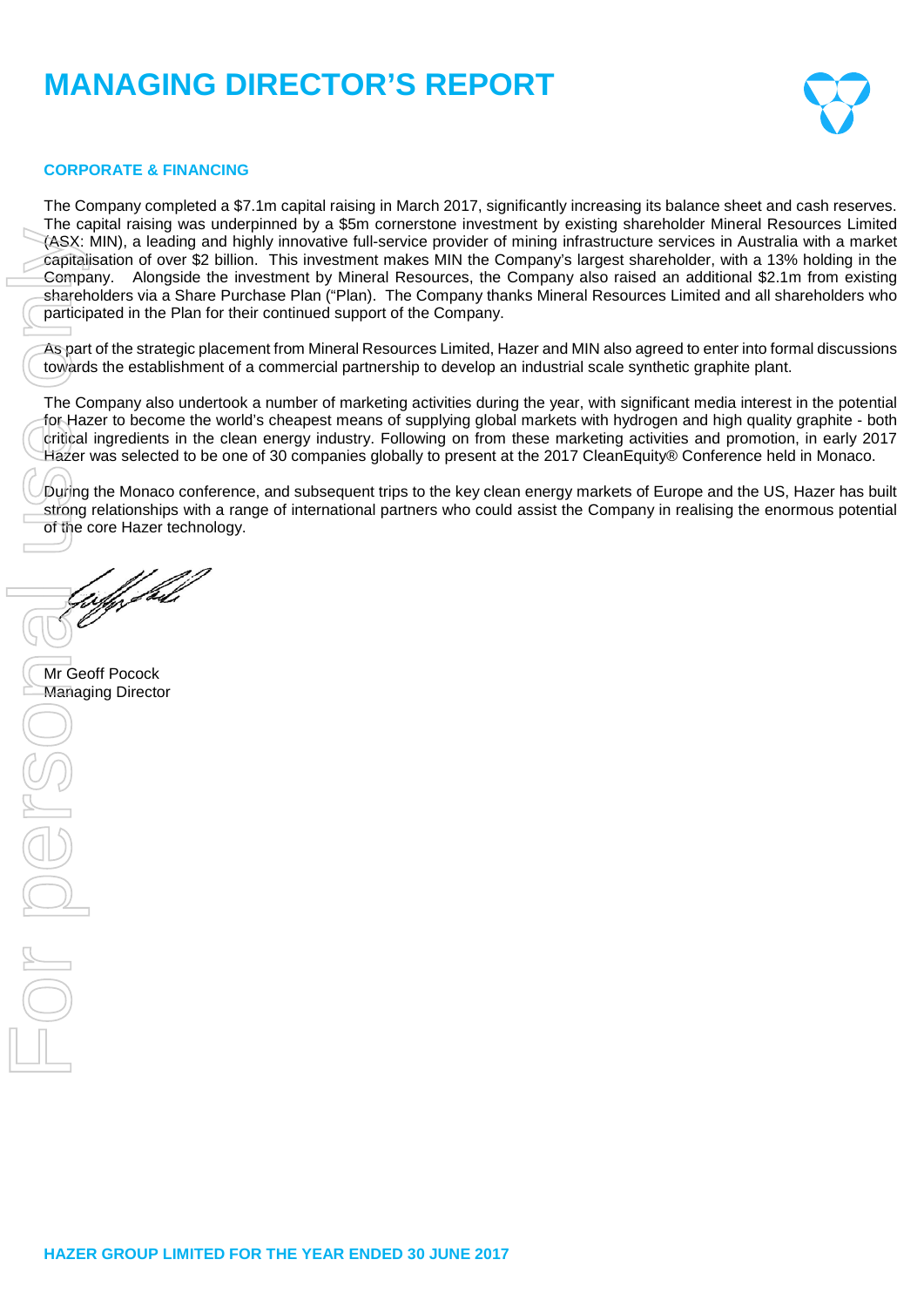# MANAGING DIRECTOR'S REPORT

## CORPORATE & FINANCING

The Company completed a $7.1m capital raising in March 2017, significantly increasing its balance sheet and cash reserves. The capital raising was underpinned by a $5m cornerstone investment by existing shareholder Mineral Resources Limited (ASX: MIN), a leading and highly innovative full-service provider of mining infrastructure services in Australia with a market capitalisation of over $2 billion. This investment makes MIN the Company's largest shareholder, with a 13% holding in the Company. Alongside the investment by Mineral Resources, the Company also raised an additional $2.1m from existing shareholders via a Share Purchase Plan ("Plan). The Company thanks Mineral Resources Limited and all shareholders who participated in the Plan for their continued support of the Company.

As part of the strategic placement from Mineral Resources Limited, Hazer and MIN also agreed to enter into formal discussions towards the establishment of a commercial partnership to develop an industrial scale synthetic graphite plant.

The Company also undertook a number of marketing activities during the year, with significant media interest in the potential for Hazer to become the world's cheapest means of supplying global markets with hydrogen and high quality graphite - both critical ingredients in the clean energy industry. Following on from these marketing activities and promotion, in early 2017 Hazer was selected to be one of 30 companies globally to present at the 2017 CleanEquity® Conference held in Monaco.

During the Monaco conference, and subsequent trips to the key clean energy markets of Europe and the US, Hazer has built strong relationships with a range of international partners who could assist the Company in realising the enormous potential of the core Hazer technology.

Mr Geoff Pocock
Managing Director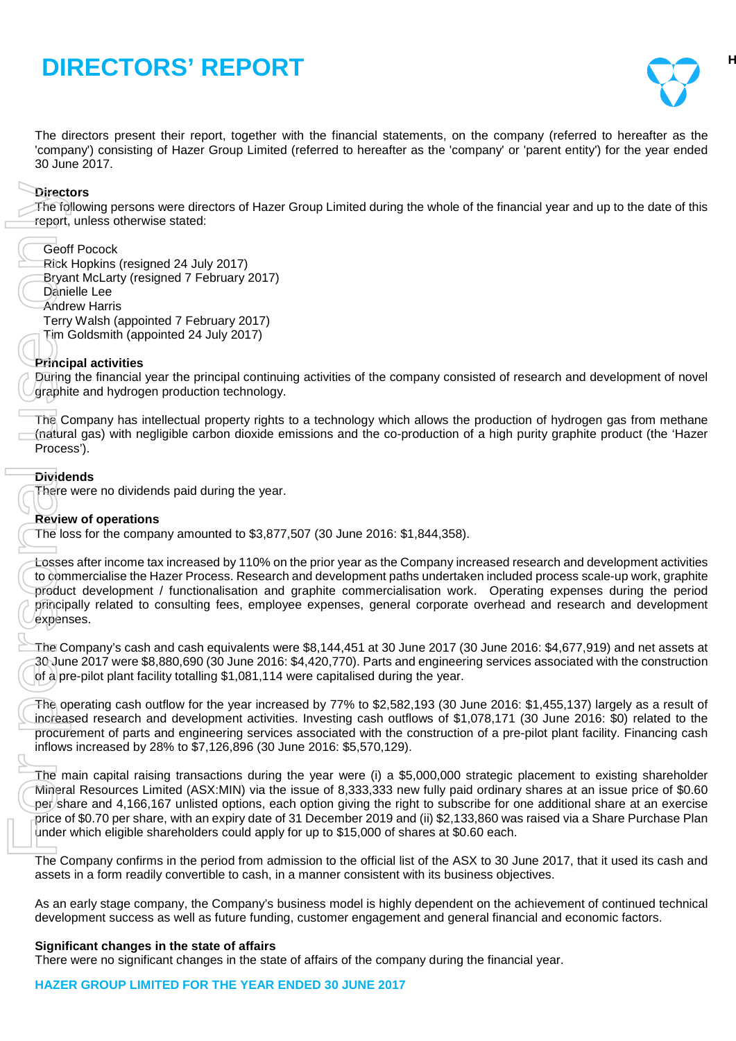# DIRECTORS' REPORT

The directors present their report, together with the financial statements, on the company (referred to hereafter as the 'company') consisting of Hazer Group Limited (referred to hereafter as the 'company' or 'parent entity') for the year ended 30 June 2017.

**Directors**
The following persons were directors of Hazer Group Limited during the whole of the financial year and up to the date of this report, unless otherwise stated:

Geoff Pocock
Rick Hopkins (resigned 24 July 2017)
Bryant McLarty (resigned 7 February 2017)
Danielle Lee
Andrew Harris
Terry Walsh (appointed 7 February 2017)
Tim Goldsmith (appointed 24 July 2017)

**Principal activities**
During the financial year the principal continuing activities of the company consisted of research and development of novel graphite and hydrogen production technology.

The Company has intellectual property rights to a technology which allows the production of hydrogen gas from methane (natural gas) with negligible carbon dioxide emissions and the co-production of a high purity graphite product (the 'Hazer Process').

**Dividends**
There were no dividends paid during the year.

**Review of operations**
The loss for the company amounted to $3,877,507 (30 June 2016: $1,844,358).

Losses after income tax increased by 110% on the prior year as the Company increased research and development activities to commercialise the Hazer Process. Research and development paths undertaken included process scale-up work, graphite product development / functionalisation and graphite commercialisation work. Operating expenses during the period principally related to consulting fees, employee expenses, general corporate overhead and research and development expenses.

The Company's cash and cash equivalents were $8,144,451 at 30 June 2017 (30 June 2016: $4,677,919) and net assets at 30 June 2017 were $8,880,690 (30 June 2016: $4,420,770). Parts and engineering services associated with the construction of a pre-pilot plant facility totalling $1,081,114 were capitalised during the year.

The operating cash outflow for the year increased by 77% to $2,582,193 (30 June 2016: $1,455,137) largely as a result of increased research and development activities. Investing cash outflows of $1,078,171 (30 June 2016: $0) related to the procurement of parts and engineering services associated with the construction of a pre-pilot plant facility. Financing cash inflows increased by 28% to $7,126,896 (30 June 2016: $5,570,129).

The main capital raising transactions during the year were (i) a $5,000,000 strategic placement to existing shareholder Mineral Resources Limited (ASX:MIN) via the issue of 8,333,333 new fully paid ordinary shares at an issue price of $0.60 per share and 4,166,167 unlisted options, each option giving the right to subscribe for one additional share at an exercise price of $0.70 per share, with an expiry date of 31 December 2019 and (ii) $2,133,860 was raised via a Share Purchase Plan under which eligible shareholders could apply for up to $15,000 of shares at $0.60 each.

The Company confirms in the period from admission to the official list of the ASX to 30 June 2017, that it used its cash and assets in a form readily convertible to cash, in a manner consistent with its business objectives.

As an early stage company, the Company's business model is highly dependent on the achievement of continued technical development success as well as future funding, customer engagement and general financial and economic factors.

**Significant changes in the state of affairs**
There were no significant changes in the state of affairs of the company during the financial year.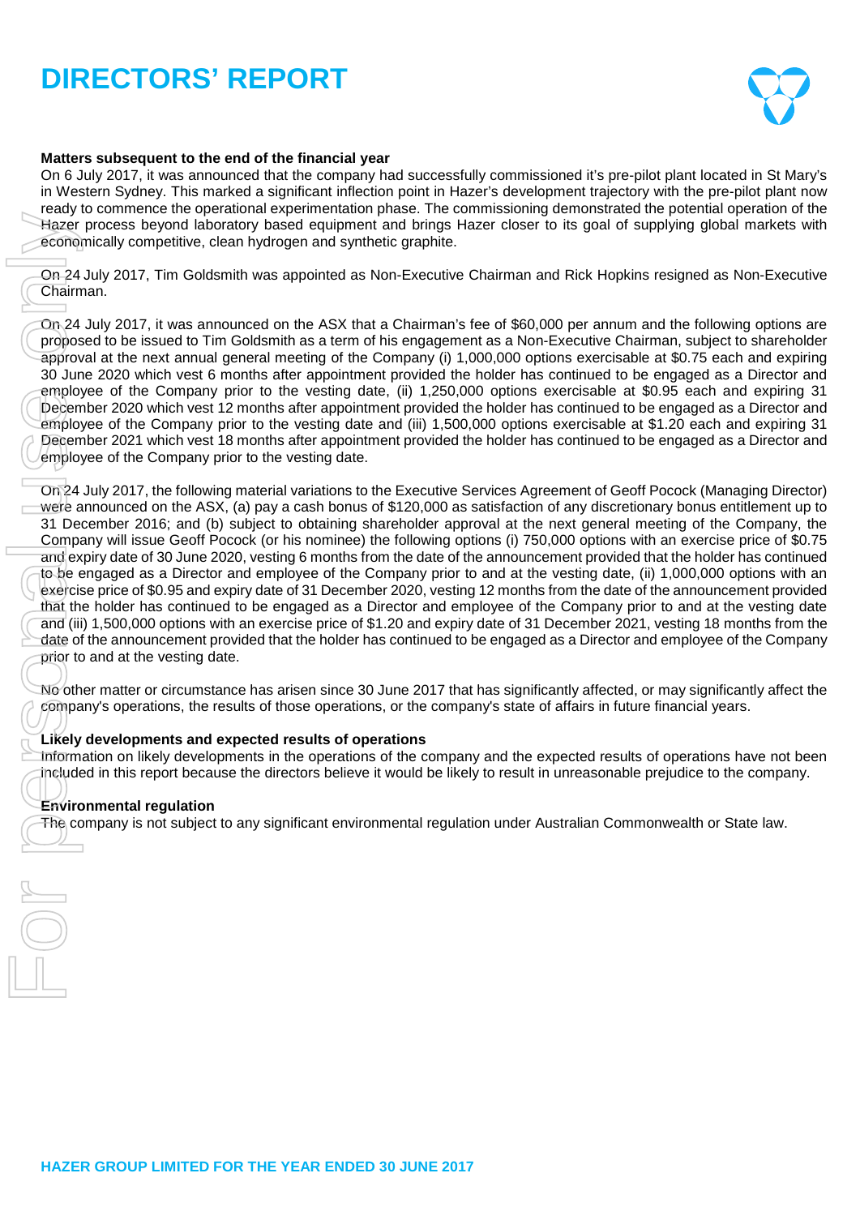# DIRECTORS' REPORT

**Matters subsequent to the end of the financial year**

On 6 July 2017, it was announced that the company had successfully commissioned it's pre-pilot plant located in St Mary's in Western Sydney. This marked a significant inflection point in Hazer's development trajectory with the pre-pilot plant now ready to commence the operational experimentation phase. The commissioning demonstrated the potential operation of the Hazer process beyond laboratory based equipment and brings Hazer closer to its goal of supplying global markets with economically competitive, clean hydrogen and synthetic graphite.

On 24 July 2017, Tim Goldsmith was appointed as Non-Executive Chairman and Rick Hopkins resigned as Non-Executive Chairman.

On 24 July 2017, it was announced on the ASX that a Chairman's fee of $60,000 per annum and the following options are proposed to be issued to Tim Goldsmith as a term of his engagement as a Non-Executive Chairman, subject to shareholder approval at the next annual general meeting of the Company (i) 1,000,000 options exercisable at $0.75 each and expiring 30 June 2020 which vest 6 months after appointment provided the holder has continued to be engaged as a Director and employee of the Company prior to the vesting date, (ii) 1,250,000 options exercisable at $0.95 each and expiring 31 December 2020 which vest 12 months after appointment provided the holder has continued to be engaged as a Director and employee of the Company prior to the vesting date and (iii) 1,500,000 options exercisable at $1.20 each and expiring 31 December 2021 which vest 18 months after appointment provided the holder has continued to be engaged as a Director and employee of the Company prior to the vesting date.

On 24 July 2017, the following material variations to the Executive Services Agreement of Geoff Pocock (Managing Director) were announced on the ASX, (a) pay a cash bonus of $120,000 as satisfaction of any discretionary bonus entitlement up to 31 December 2016; and (b) subject to obtaining shareholder approval at the next general meeting of the Company, the Company will issue Geoff Pocock (or his nominee) the following options (i) 750,000 options with an exercise price of $0.75 and expiry date of 30 June 2020, vesting 6 months from the date of the announcement provided that the holder has continued to be engaged as a Director and employee of the Company prior to and at the vesting date, (ii) 1,000,000 options with an exercise price of $0.95 and expiry date of 31 December 2020, vesting 12 months from the date of the announcement provided that the holder has continued to be engaged as a Director and employee of the Company prior to and at the vesting date and (iii) 1,500,000 options with an exercise price of $1.20 and expiry date of 31 December 2021, vesting 18 months from the date of the announcement provided that the holder has continued to be engaged as a Director and employee of the Company prior to and at the vesting date.

No other matter or circumstance has arisen since 30 June 2017 that has significantly affected, or may significantly affect the company's operations, the results of those operations, or the company's state of affairs in future financial years.

**Likely developments and expected results of operations**

Information on likely developments in the operations of the company and the expected results of operations have not been included in this report because the directors believe it would be likely to result in unreasonable prejudice to the company.

**Environmental regulation**

The company is not subject to any significant environmental regulation under Australian Commonwealth or State law.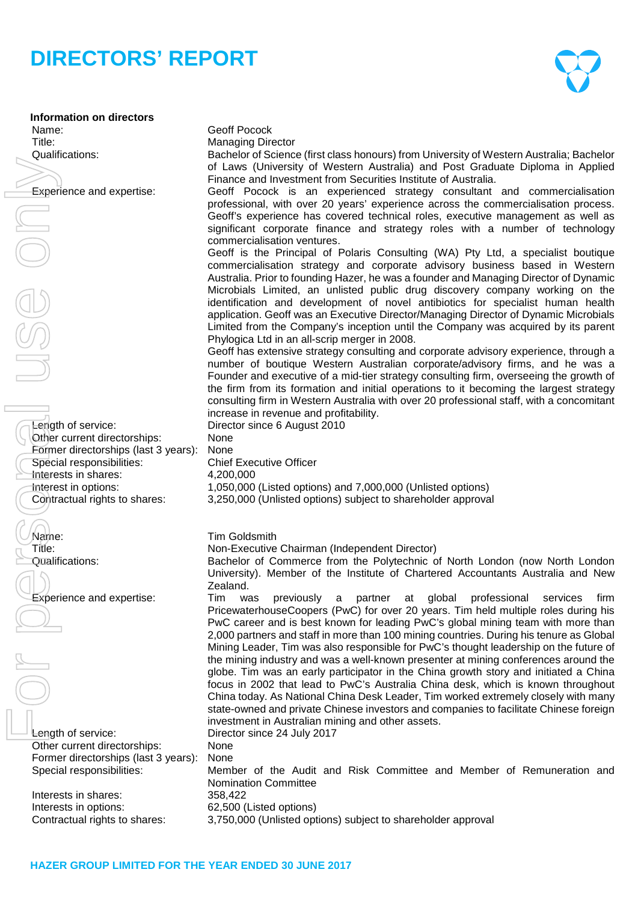# DIRECTORS' REPORT

**Information on directors**

| | |
|---|---|
| Name: | Geoff Pocock |
| Title: | Managing Director |
| Qualifications: | Bachelor of Science (first class honours) from University of Western Australia; Bachelor of Laws (University of Western Australia) and Post Graduate Diploma in Applied Finance and Investment from Securities Institute of Australia. |
| Experience and expertise: | Geoff Pocock is an experienced strategy consultant and commercialisation professional, with over 20 years' experience across the commercialisation process. Geoff's experience has covered technical roles, executive management as well as significant corporate finance and strategy roles with a number of technology commercialisation ventures.<br>Geoff is the Principal of Polaris Consulting (WA) Pty Ltd, a specialist boutique commercialisation strategy and corporate advisory business based in Western Australia. Prior to founding Hazer, he was a founder and Managing Director of Dynamic Microbials Limited, an unlisted public drug discovery company working on the identification and development of novel antibiotics for specialist human health application. Geoff was an Executive Director/Managing Director of Dynamic Microbials Limited from the Company's inception until the Company was acquired by its parent Phylogica Ltd in an all-scrip merger in 2008.<br>Geoff has extensive strategy consulting and corporate advisory experience, through a number of boutique Western Australian corporate/advisory firms, and he was a Founder and executive of a mid-tier strategy consulting firm, overseeing the growth of the firm from its formation and initial operations to it becoming the largest strategy consulting firm in Western Australia with over 20 professional staff, with a concomitant increase in revenue and profitability. |
| Length of service: | Director since 6 August 2010 |
| Other current directorships: | None |
| Former directorships (last 3 years): | None |
| Special responsibilities: | Chief Executive Officer |
| Interests in shares: | 4,200,000 |
| Interest in options: | 1,050,000 (Listed options) and 7,000,000 (Unlisted options) |
| Contractual rights to shares: | 3,250,000 (Unlisted options) subject to shareholder approval |

| | |
|---|---|
| Name: | Tim Goldsmith |
| Title: | Non-Executive Chairman (Independent Director) |
| Qualifications: | Bachelor of Commerce from the Polytechnic of North London (now North London University). Member of the Institute of Chartered Accountants Australia and New Zealand. |
| Experience and expertise: | Tim was previously a partner at global professional services firm PricewaterhouseCoopers (PwC) for over 20 years. Tim held multiple roles during his PwC career and is best known for leading PwC's global mining team with more than 2,000 partners and staff in more than 100 mining countries. During his tenure as Global Mining Leader, Tim was also responsible for PwC's thought leadership on the future of the mining industry and was a well-known presenter at mining conferences around the globe. Tim was an early participator in the China growth story and initiated a China focus in 2002 that lead to PwC's Australia China desk, which is known throughout China today. As National China Desk Leader, Tim worked extremely closely with many state-owned and private Chinese investors and companies to facilitate Chinese foreign investment in Australian mining and other assets. |
| Length of service: | Director since 24 July 2017 |
| Other current directorships: | None |
| Former directorships (last 3 years): | None |
| Special responsibilities: | Member of the Audit and Risk Committee and Member of Remuneration and Nomination Committee |
| Interests in shares: | 358,422 |
| Interests in options: | 62,500 (Listed options) |
| Contractual rights to shares: | 3,750,000 (Unlisted options) subject to shareholder approval |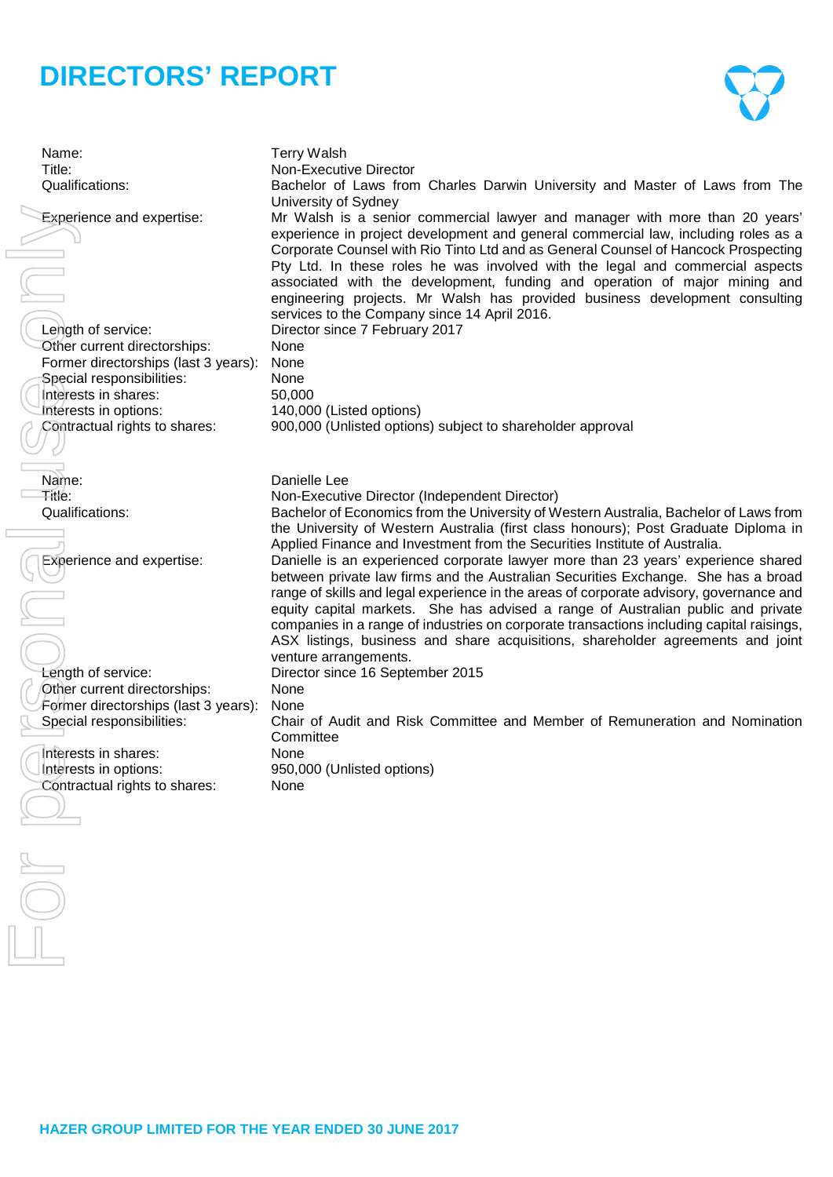# DIRECTORS' REPORT

| | |
|---|---|
| Name: | Terry Walsh |
| Title: | Non-Executive Director |
| Qualifications: | Bachelor of Laws from Charles Darwin University and Master of Laws from The University of Sydney |
| Experience and expertise: | Mr Walsh is a senior commercial lawyer and manager with more than 20 years' experience in project development and general commercial law, including roles as a Corporate Counsel with Rio Tinto Ltd and as General Counsel of Hancock Prospecting Pty Ltd. In these roles he was involved with the legal and commercial aspects associated with the development, funding and operation of major mining and engineering projects. Mr Walsh has provided business development consulting services to the Company since 14 April 2016. |
| Length of service: | Director since 7 February 2017 |
| Other current directorships: | None |
| Former directorships (last 3 years): | None |
| Special responsibilities: | None |
| Interests in shares: | 50,000 |
| Interests in options: | 140,000 (Listed options) |
| Contractual rights to shares: | 900,000 (Unlisted options) subject to shareholder approval |

| | |
|---|---|
| Name: | Danielle Lee |
| Title: | Non-Executive Director (Independent Director) |
| Qualifications: | Bachelor of Economics from the University of Western Australia, Bachelor of Laws from the University of Western Australia (first class honours); Post Graduate Diploma in Applied Finance and Investment from the Securities Institute of Australia. |
| Experience and expertise: | Danielle is an experienced corporate lawyer more than 23 years' experience shared between private law firms and the Australian Securities Exchange. She has a broad range of skills and legal experience in the areas of corporate advisory, governance and equity capital markets. She has advised a range of Australian public and private companies in a range of industries on corporate transactions including capital raisings, ASX listings, business and share acquisitions, shareholder agreements and joint venture arrangements. |
| Length of service: | Director since 16 September 2015 |
| Other current directorships: | None |
| Former directorships (last 3 years): | None |
| Special responsibilities: | Chair of Audit and Risk Committee and Member of Remuneration and Nomination Committee |
| Interests in shares: | None |
| Interests in options: | 950,000 (Unlisted options) |
| Contractual rights to shares: | None |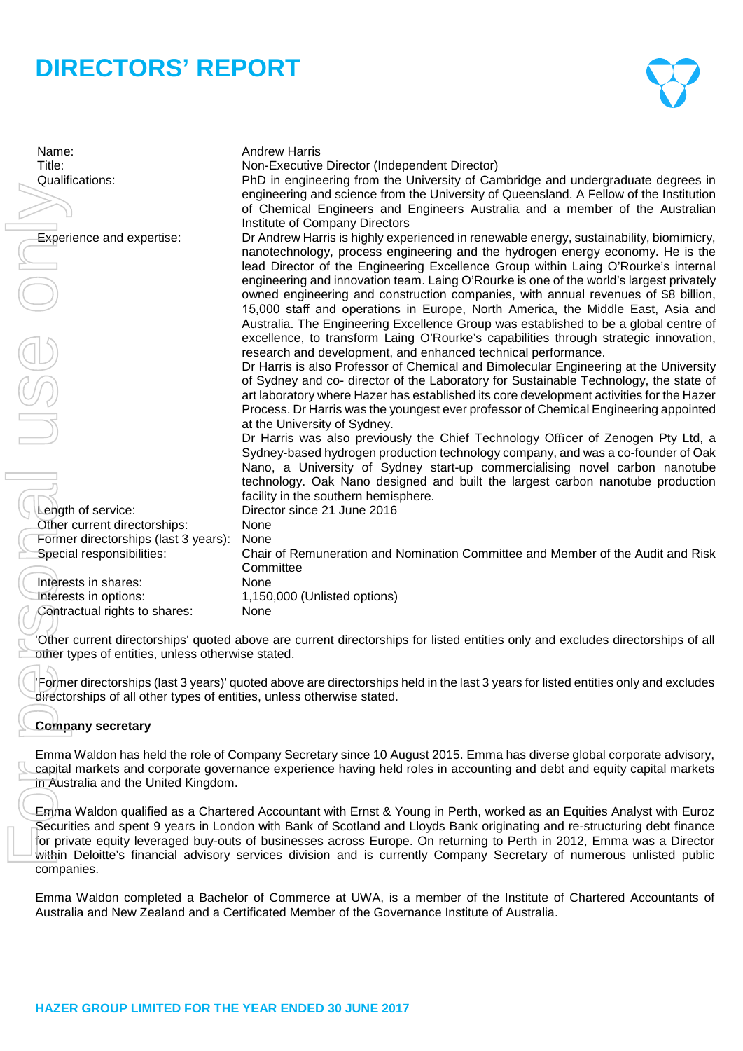# DIRECTORS' REPORT

| | |
|---|---|
| Name: | Andrew Harris |
| Title: | Non-Executive Director (Independent Director) |
| Qualifications: | PhD in engineering from the University of Cambridge and undergraduate degrees in engineering and science from the University of Queensland. A Fellow of the Institution of Chemical Engineers and Engineers Australia and a member of the Australian Institute of Company Directors |
| Experience and expertise: | Dr Andrew Harris is highly experienced in renewable energy, sustainability, biomimicry, nanotechnology, process engineering and the hydrogen energy economy. He is the lead Director of the Engineering Excellence Group within Laing O'Rourke's internal engineering and innovation team. Laing O'Rourke is one of the world's largest privately owned engineering and construction companies, with annual revenues of $8 billion, 15,000 staff and operations in Europe, North America, the Middle East, Asia and Australia. The Engineering Excellence Group was established to be a global centre of excellence, to transform Laing O'Rourke's capabilities through strategic innovation, research and development, and enhanced technical performance. Dr Harris is also Professor of Chemical and Bimolecular Engineering at the University of Sydney and co- director of the Laboratory for Sustainable Technology, the state of art laboratory where Hazer has established its core development activities for the Hazer Process. Dr Harris was the youngest ever professor of Chemical Engineering appointed at the University of Sydney. Dr Harris was also previously the Chief Technology Officer of Zenogen Pty Ltd, a Sydney-based hydrogen production technology company, and was a co-founder of Oak Nano, a University of Sydney start-up commercialising novel carbon nanotube technology. Oak Nano designed and built the largest carbon nanotube production facility in the southern hemisphere. |
| Length of service: | Director since 21 June 2016 |
| Other current directorships: | None |
| Former directorships (last 3 years): | None |
| Special responsibilities: | Chair of Remuneration and Nomination Committee and Member of the Audit and Risk Committee |
| Interests in shares: | None |
| Interests in options: | 1,150,000 (Unlisted options) |
| Contractual rights to shares: | None |

'Other current directorships' quoted above are current directorships for listed entities only and excludes directorships of all other types of entities, unless otherwise stated.

'Former directorships (last 3 years)' quoted above are directorships held in the last 3 years for listed entities only and excludes directorships of all other types of entities, unless otherwise stated.

**Company secretary**

Emma Waldon has held the role of Company Secretary since 10 August 2015. Emma has diverse global corporate advisory, capital markets and corporate governance experience having held roles in accounting and debt and equity capital markets in Australia and the United Kingdom.

Emma Waldon qualified as a Chartered Accountant with Ernst & Young in Perth, worked as an Equities Analyst with Euroz Securities and spent 9 years in London with Bank of Scotland and Lloyds Bank originating and re-structuring debt finance for private equity leveraged buy-outs of businesses across Europe. On returning to Perth in 2012, Emma was a Director within Deloitte's financial advisory services division and is currently Company Secretary of numerous unlisted public companies.

Emma Waldon completed a Bachelor of Commerce at UWA, is a member of the Institute of Chartered Accountants of Australia and New Zealand and a Certificated Member of the Governance Institute of Australia.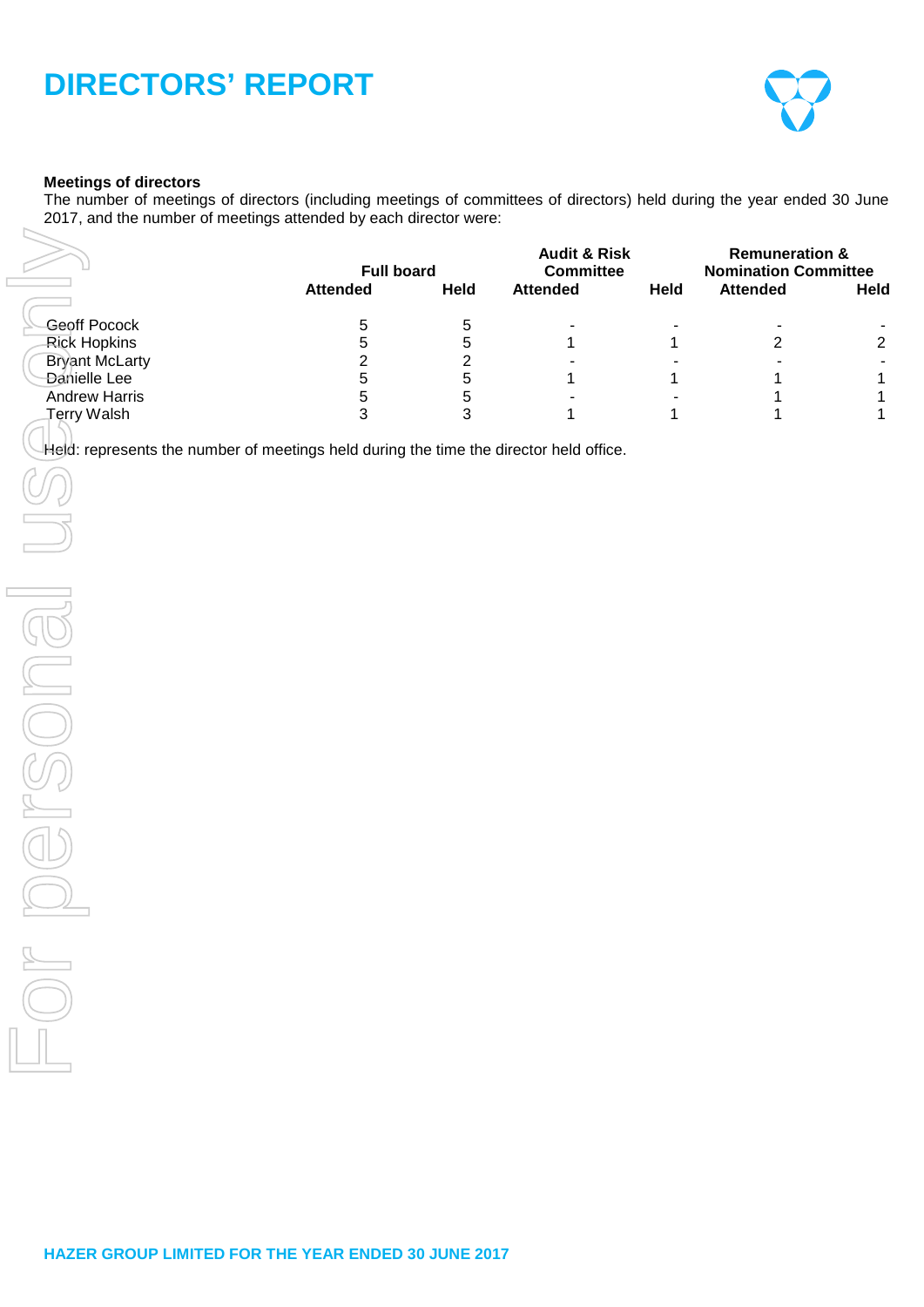# DIRECTORS' REPORT

**Meetings of directors**

The number of meetings of directors (including meetings of committees of directors) held during the year ended 30 June 2017, and the number of meetings attended by each director were:

| | Full board | | Audit & Risk Committee | | Remuneration & Nomination Committee | |
|---|---|---|---|---|---|---|
| | **Attended** | **Held** | **Attended** | **Held** | **Attended** | **Held** |
| Geoff Pocock | 5 | 5 | - | - | - | - |
| Rick Hopkins | 5 | 5 | 1 | 1 | 2 | 2 |
| Bryant McLarty | 2 | 2 | - | - | - | - |
| Danielle Lee | 5 | 5 | 1 | 1 | 1 | 1 |
| Andrew Harris | 5 | 5 | - | - | 1 | 1 |
| Terry Walsh | 3 | 3 | 1 | 1 | 1 | 1 |

Held: represents the number of meetings held during the time the director held office.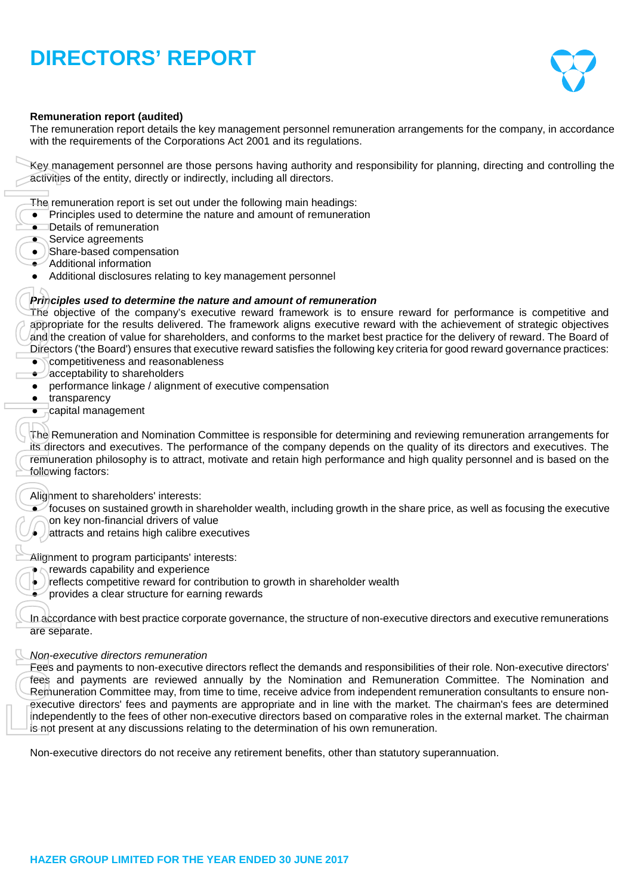# DIRECTORS' REPORT

**Remuneration report (audited)**
The remuneration report details the key management personnel remuneration arrangements for the company, in accordance with the requirements of the Corporations Act 2001 and its regulations.

Key management personnel are those persons having authority and responsibility for planning, directing and controlling the activities of the entity, directly or indirectly, including all directors.

The remuneration report is set out under the following main headings:

- Principles used to determine the nature and amount of remuneration
- Details of remuneration
- Service agreements
- Share-based compensation
- Additional information
- Additional disclosures relating to key management personnel

***Principles used to determine the nature and amount of remuneration***
The objective of the company's executive reward framework is to ensure reward for performance is competitive and appropriate for the results delivered. The framework aligns executive reward with the achievement of strategic objectives and the creation of value for shareholders, and conforms to the market best practice for the delivery of reward. The Board of Directors ('the Board') ensures that executive reward satisfies the following key criteria for good reward governance practices:

- competitiveness and reasonableness
- acceptability to shareholders
- performance linkage / alignment of executive compensation
- transparency
- capital management

The Remuneration and Nomination Committee is responsible for determining and reviewing remuneration arrangements for its directors and executives. The performance of the company depends on the quality of its directors and executives. The remuneration philosophy is to attract, motivate and retain high performance and high quality personnel and is based on the following factors:

Alignment to shareholders' interests:

- focuses on sustained growth in shareholder wealth, including growth in the share price, as well as focusing the executive on key non-financial drivers of value
- attracts and retains high calibre executives

Alignment to program participants' interests:

- rewards capability and experience
- reflects competitive reward for contribution to growth in shareholder wealth
- provides a clear structure for earning rewards

In accordance with best practice corporate governance, the structure of non-executive directors and executive remunerations are separate.

*Non-executive directors remuneration*
Fees and payments to non-executive directors reflect the demands and responsibilities of their role. Non-executive directors' fees and payments are reviewed annually by the Nomination and Remuneration Committee. The Nomination and Remuneration Committee may, from time to time, receive advice from independent remuneration consultants to ensure non-executive directors' fees and payments are appropriate and in line with the market. The chairman's fees are determined independently to the fees of other non-executive directors based on comparative roles in the external market. The chairman is not present at any discussions relating to the determination of his own remuneration.

Non-executive directors do not receive any retirement benefits, other than statutory superannuation.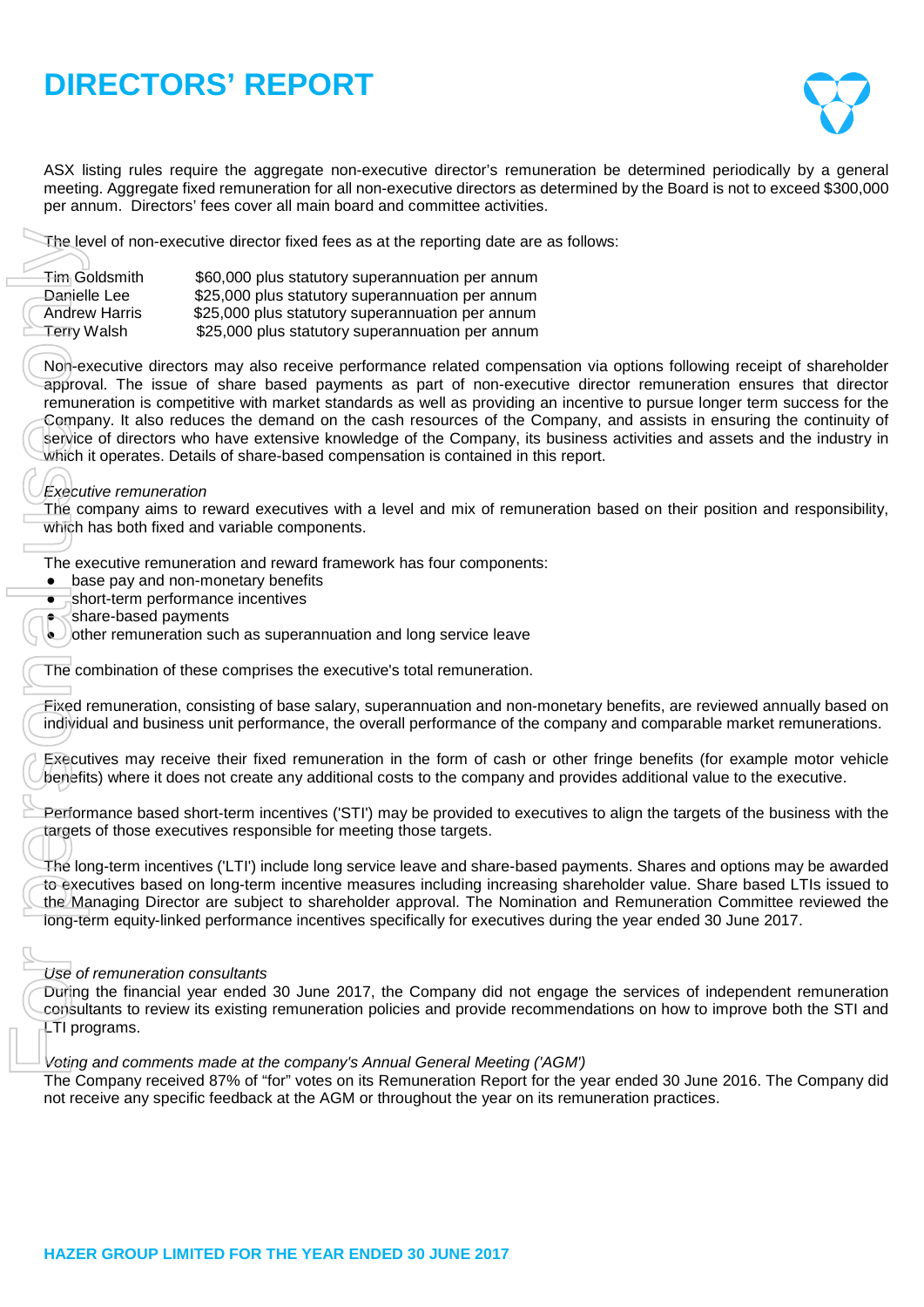# DIRECTORS' REPORT

ASX listing rules require the aggregate non-executive director's remuneration be determined periodically by a general meeting. Aggregate fixed remuneration for all non-executive directors as determined by the Board is not to exceed $300,000 per annum. Directors' fees cover all main board and committee activities.

The level of non-executive director fixed fees as at the reporting date are as follows:

| | |
|---|---|
| Tim Goldsmith | $60,000 plus statutory superannuation per annum |
| Danielle Lee | $25,000 plus statutory superannuation per annum |
| Andrew Harris | $25,000 plus statutory superannuation per annum |
| Terry Walsh | $25,000 plus statutory superannuation per annum |

Non-executive directors may also receive performance related compensation via options following receipt of shareholder approval. The issue of share based payments as part of non-executive director remuneration ensures that director remuneration is competitive with market standards as well as providing an incentive to pursue longer term success for the Company. It also reduces the demand on the cash resources of the Company, and assists in ensuring the continuity of service of directors who have extensive knowledge of the Company, its business activities and assets and the industry in which it operates. Details of share-based compensation is contained in this report.

*Executive remuneration*

The company aims to reward executives with a level and mix of remuneration based on their position and responsibility, which has both fixed and variable components.

The executive remuneration and reward framework has four components:

- base pay and non-monetary benefits
- short-term performance incentives
- share-based payments
- other remuneration such as superannuation and long service leave

The combination of these comprises the executive's total remuneration.

Fixed remuneration, consisting of base salary, superannuation and non-monetary benefits, are reviewed annually based on individual and business unit performance, the overall performance of the company and comparable market remunerations.

Executives may receive their fixed remuneration in the form of cash or other fringe benefits (for example motor vehicle benefits) where it does not create any additional costs to the company and provides additional value to the executive.

Performance based short-term incentives ('STI') may be provided to executives to align the targets of the business with the targets of those executives responsible for meeting those targets.

The long-term incentives ('LTI') include long service leave and share-based payments. Shares and options may be awarded to executives based on long-term incentive measures including increasing shareholder value. Share based LTIs issued to the Managing Director are subject to shareholder approval. The Nomination and Remuneration Committee reviewed the long-term equity-linked performance incentives specifically for executives during the year ended 30 June 2017.

*Use of remuneration consultants*

During the financial year ended 30 June 2017, the Company did not engage the services of independent remuneration consultants to review its existing remuneration policies and provide recommendations on how to improve both the STI and LTI programs.

*Voting and comments made at the company's Annual General Meeting ('AGM')*

The Company received 87% of "for" votes on its Remuneration Report for the year ended 30 June 2016. The Company did not receive any specific feedback at the AGM or throughout the year on its remuneration practices.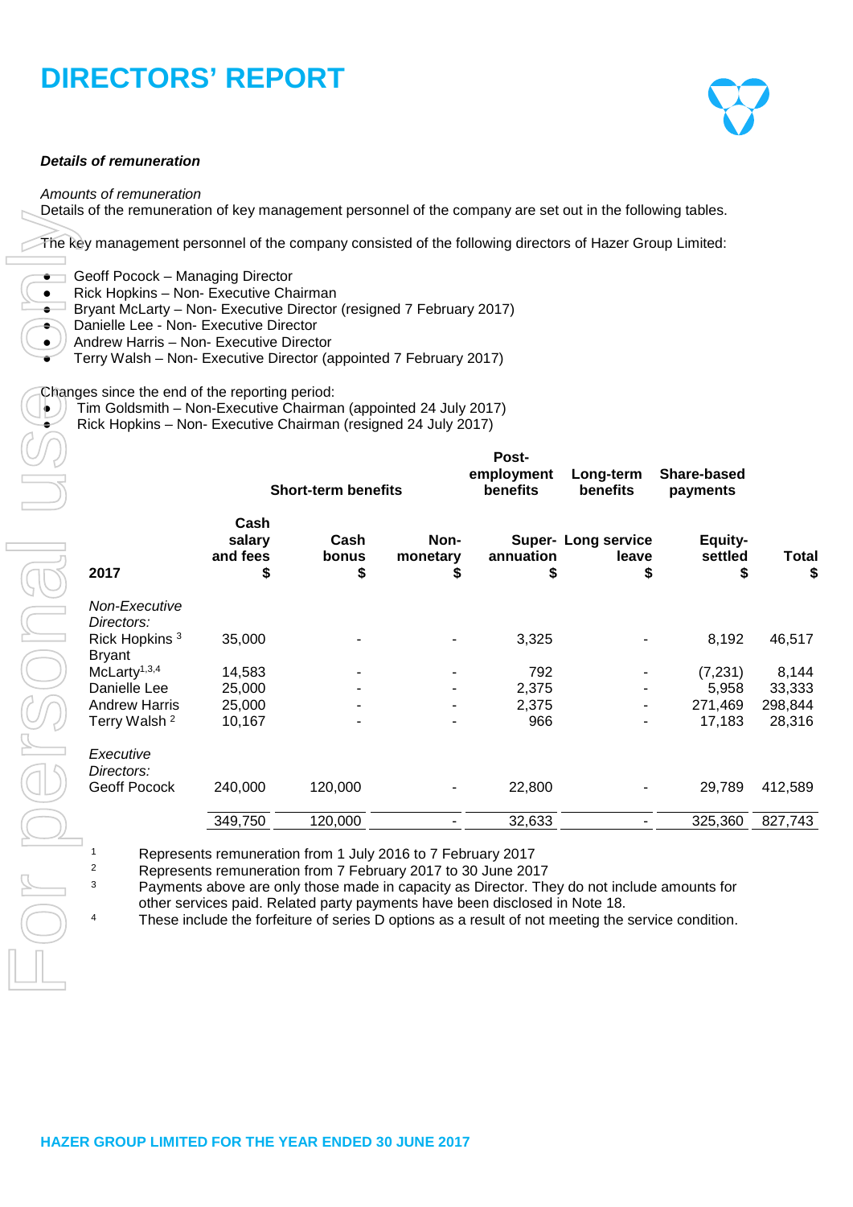# DIRECTORS' REPORT

***Details of remuneration***

*Amounts of remuneration*

Details of the remuneration of key management personnel of the company are set out in the following tables.

The key management personnel of the company consisted of the following directors of Hazer Group Limited:

- Geoff Pocock – Managing Director
- Rick Hopkins – Non- Executive Chairman
- Bryant McLarty – Non- Executive Director (resigned 7 February 2017)
- Danielle Lee - Non- Executive Director
- Andrew Harris – Non- Executive Director
- Terry Walsh – Non- Executive Director (appointed 7 February 2017)

Changes since the end of the reporting period:

- Tim Goldsmith – Non-Executive Chairman (appointed 24 July 2017)
- Rick Hopkins – Non- Executive Chairman (resigned 24 July 2017)

| | Short-term benefits | | | Post-employment benefits | Long-term benefits | Share-based payments | |
|---|---|---|---|---|---|---|---|
| **2017** | **Cash salary and fees $** | **Cash bonus $** | **Non-monetary $** | **Super-annuation $** | **Long service leave $** | **Equity-settled $** | **Total $** |
| *Non-Executive Directors:* | | | | | | | |
| Rick Hopkins [3] | 35,000 | - | - | 3,325 | - | 8,192 | 46,517 |
| Bryant McLarty[1,3,4] | 14,583 | - | - | 792 | - | (7,231) | 8,144 |
| Danielle Lee | 25,000 | - | - | 2,375 | - | 5,958 | 33,333 |
| Andrew Harris | 25,000 | - | - | 2,375 | - | 271,469 | 298,844 |
| Terry Walsh [2] | 10,167 | - | - | 966 | - | 17,183 | 28,316 |
| *Executive Directors:* | | | | | | | |
| Geoff Pocock | 240,000 | 120,000 | - | 22,800 | - | 29,789 | 412,589 |
| | 349,750 | 120,000 | - | 32,633 | - | 325,360 | 827,743 |

1. Represents remuneration from 1 July 2016 to 7 February 2017
2. Represents remuneration from 7 February 2017 to 30 June 2017
3. Payments above are only those made in capacity as Director. They do not include amounts for other services paid. Related party payments have been disclosed in Note 18.
4. These include the forfeiture of series D options as a result of not meeting the service condition.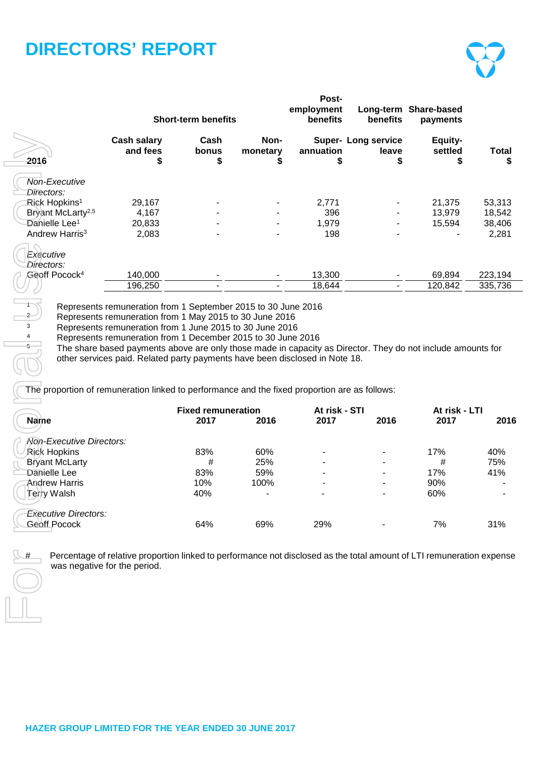# DIRECTORS' REPORT

| 2016 | Short-term benefits | | | Post-employment benefits | Long-term benefits | Share-based payments | |
|---|---|---|---|---|---|---|---|
| | Cash salary and fees $ | Cash bonus $ | Non-monetary $ | Super-annuation $ | Long service leave $ | Equity-settled $ | Total $ |
| *Non-Executive Directors:* | | | | | | | |
| Rick Hopkins[1] | 29,167 | - | - | 2,771 | - | 21,375 | 53,313 |
| Bryant McLarty[2,5] | 4,167 | - | - | 396 | - | 13,979 | 18,542 |
| Danielle Lee[1] | 20,833 | - | - | 1,979 | - | 15,594 | 38,406 |
| Andrew Harris[3] | 2,083 | - | - | 198 | - | - | 2,281 |
| *Executive Directors:* | | | | | | | |
| Geoff Pocock[4] | 140,000 | - | - | 13,300 | - | 69,894 | 223,194 |
| | 196,250 | - | - | 18,644 | - | 120,842 | 335,736 |

1 Represents remuneration from 1 September 2015 to 30 June 2016
2 Represents remuneration from 1 May 2015 to 30 June 2016
3 Represents remuneration from 1 June 2015 to 30 June 2016
4 Represents remuneration from 1 December 2015 to 30 June 2016
5 The share based payments above are only those made in capacity as Director. They do not include amounts for other services paid. Related party payments have been disclosed in Note 18.

The proportion of remuneration linked to performance and the fixed proportion are as follows:

| Name | Fixed remuneration 2017 | Fixed remuneration 2016 | At risk - STI 2017 | At risk - STI 2016 | At risk - LTI 2017 | At risk - LTI 2016 |
|---|---|---|---|---|---|---|
| *Non-Executive Directors:* | | | | | | |
| Rick Hopkins | 83% | 60% | - | - | 17% | 40% |
| Bryant McLarty | # | 25% | - | - | # | 75% |
| Danielle Lee | 83% | 59% | - | - | 17% | 41% |
| Andrew Harris | 10% | 100% | - | - | 90% | - |
| Terry Walsh | 40% | - | - | - | 60% | - |
| *Executive Directors:* | | | | | | |
| Geoff Pocock | 64% | 69% | 29% | - | 7% | 31% |

# Percentage of relative proportion linked to performance not disclosed as the total amount of LTI remuneration expense was negative for the period.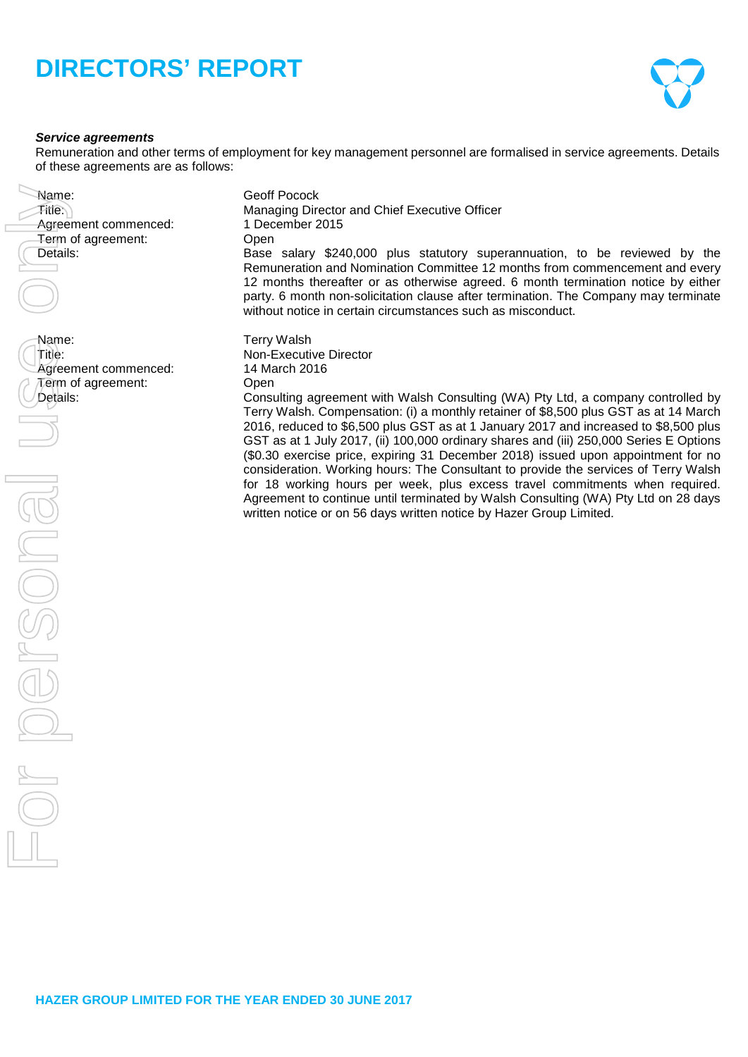# DIRECTORS' REPORT

***Service agreements***

Remuneration and other terms of employment for key management personnel are formalised in service agreements. Details of these agreements are as follows:

| | |
|---|---|
| Name: | Geoff Pocock |
| Title: | Managing Director and Chief Executive Officer |
| Agreement commenced: | 1 December 2015 |
| Term of agreement: | Open |
| Details: | Base salary $240,000 plus statutory superannuation, to be reviewed by the Remuneration and Nomination Committee 12 months from commencement and every 12 months thereafter or as otherwise agreed. 6 month termination notice by either party. 6 month non-solicitation clause after termination. The Company may terminate without notice in certain circumstances such as misconduct. |

| | |
|---|---|
| Name: | Terry Walsh |
| Title: | Non-Executive Director |
| Agreement commenced: | 14 March 2016 |
| Term of agreement: | Open |
| Details: | Consulting agreement with Walsh Consulting (WA) Pty Ltd, a company controlled by Terry Walsh. Compensation: (i) a monthly retainer of $8,500 plus GST as at 14 March 2016, reduced to $6,500 plus GST as at 1 January 2017 and increased to $8,500 plus GST as at 1 July 2017, (ii) 100,000 ordinary shares and (iii) 250,000 Series E Options ($0.30 exercise price, expiring 31 December 2018) issued upon appointment for no consideration. Working hours: The Consultant to provide the services of Terry Walsh for 18 working hours per week, plus excess travel commitments when required. Agreement to continue until terminated by Walsh Consulting (WA) Pty Ltd on 28 days written notice or on 56 days written notice by Hazer Group Limited. |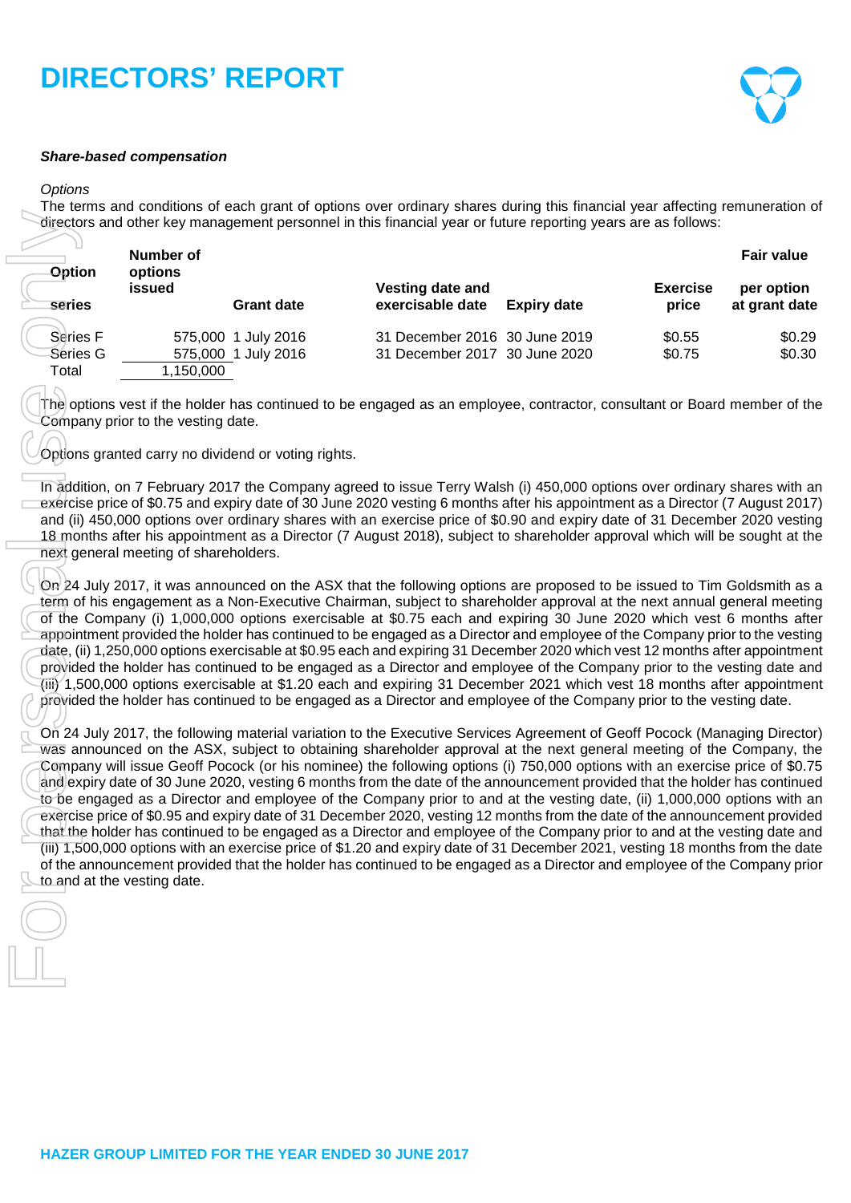# DIRECTORS' REPORT

***Share-based compensation***

*Options*

The terms and conditions of each grant of options over ordinary shares during this financial year affecting remuneration of directors and other key management personnel in this financial year or future reporting years are as follows:

| Option series | Number of options issued | Grant date | Vesting date and exercisable date | Expiry date | Exercise price | Fair value per option at grant date |
|---|---|---|---|---|---|---|
| Series F | 575,000 | 1 July 2016 | 31 December 2016 | 30 June 2019 | $0.55 | $0.29 |
| Series G | 575,000 | 1 July 2016 | 31 December 2017 | 30 June 2020 | $0.75 | $0.30 |
| Total | 1,150,000 | | | | | |

The options vest if the holder has continued to be engaged as an employee, contractor, consultant or Board member of the Company prior to the vesting date.

Options granted carry no dividend or voting rights.

In addition, on 7 February 2017 the Company agreed to issue Terry Walsh (i) 450,000 options over ordinary shares with an exercise price of $0.75 and expiry date of 30 June 2020 vesting 6 months after his appointment as a Director (7 August 2017) and (ii) 450,000 options over ordinary shares with an exercise price of $0.90 and expiry date of 31 December 2020 vesting 18 months after his appointment as a Director (7 August 2018), subject to shareholder approval which will be sought at the next general meeting of shareholders.

On 24 July 2017, it was announced on the ASX that the following options are proposed to be issued to Tim Goldsmith as a term of his engagement as a Non-Executive Chairman, subject to shareholder approval at the next annual general meeting of the Company (i) 1,000,000 options exercisable at $0.75 each and expiring 30 June 2020 which vest 6 months after appointment provided the holder has continued to be engaged as a Director and employee of the Company prior to the vesting date, (ii) 1,250,000 options exercisable at $0.95 each and expiring 31 December 2020 which vest 12 months after appointment provided the holder has continued to be engaged as a Director and employee of the Company prior to the vesting date and (iii) 1,500,000 options exercisable at $1.20 each and expiring 31 December 2021 which vest 18 months after appointment provided the holder has continued to be engaged as a Director and employee of the Company prior to the vesting date.

On 24 July 2017, the following material variation to the Executive Services Agreement of Geoff Pocock (Managing Director) was announced on the ASX, subject to obtaining shareholder approval at the next general meeting of the Company, the Company will issue Geoff Pocock (or his nominee) the following options (i) 750,000 options with an exercise price of $0.75 and expiry date of 30 June 2020, vesting 6 months from the date of the announcement provided that the holder has continued to be engaged as a Director and employee of the Company prior to and at the vesting date, (ii) 1,000,000 options with an exercise price of $0.95 and expiry date of 31 December 2020, vesting 12 months from the date of the announcement provided that the holder has continued to be engaged as a Director and employee of the Company prior to and at the vesting date and (iii) 1,500,000 options with an exercise price of $1.20 and expiry date of 31 December 2021, vesting 18 months from the date of the announcement provided that the holder has continued to be engaged as a Director and employee of the Company prior to and at the vesting date.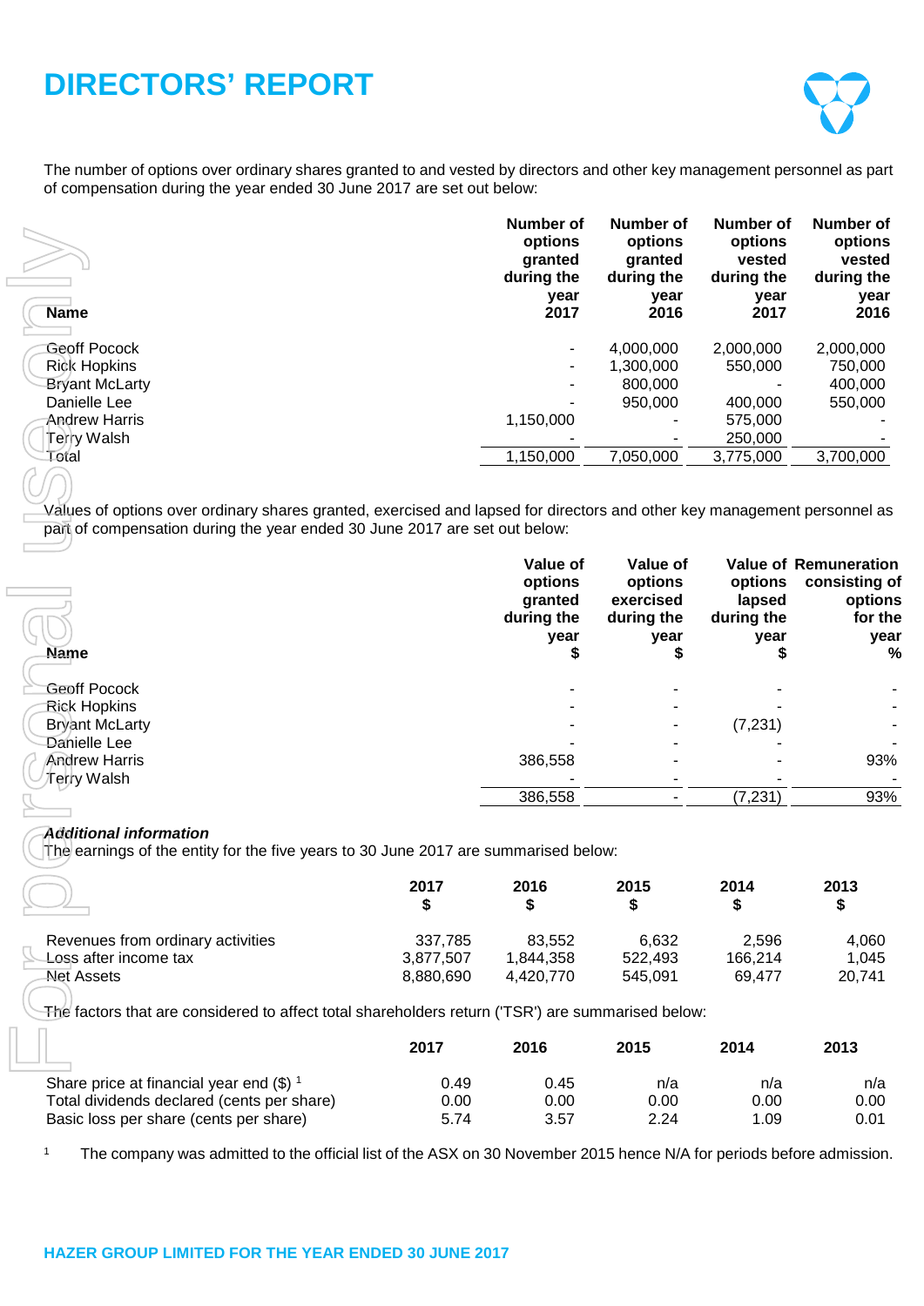# DIRECTORS' REPORT

The number of options over ordinary shares granted to and vested by directors and other key management personnel as part of compensation during the year ended 30 June 2017 are set out below:

| Name | Number of options granted during the year 2017 | Number of options granted during the year 2016 | Number of options vested during the year 2017 | Number of options vested during the year 2016 |
|---|---|---|---|---|
| Geoff Pocock | - | 4,000,000 | 2,000,000 | 2,000,000 |
| Rick Hopkins | - | 1,300,000 | 550,000 | 750,000 |
| Bryant McLarty | - | 800,000 | - | 400,000 |
| Danielle Lee | - | 950,000 | 400,000 | 550,000 |
| Andrew Harris | 1,150,000 | - | 575,000 | - |
| Terry Walsh | - | - | 250,000 | - |
| Total | 1,150,000 | 7,050,000 | 3,775,000 | 3,700,000 |

Values of options over ordinary shares granted, exercised and lapsed for directors and other key management personnel as part of compensation during the year ended 30 June 2017 are set out below:

| Name | Value of options granted during the year $ | Value of options exercised during the year $ | Value of options lapsed during the year $ | Remuneration consisting of options for the year % |
|---|---|---|---|---|
| Geoff Pocock | - | - | - | - |
| Rick Hopkins | - | - | - | - |
| Bryant McLarty | - | - | (7,231) | - |
| Danielle Lee | - | - | - | - |
| Andrew Harris | 386,558 | - | - | 93% |
| Terry Walsh | - | - | - | - |
| | 386,558 | - | (7,231) | 93% |

***Additional information***

The earnings of the entity for the five years to 30 June 2017 are summarised below:

| | 2017 $ | 2016 $ | 2015 $ | 2014 $ | 2013 $ |
|---|---|---|---|---|---|
| Revenues from ordinary activities | 337,785 | 83,552 | 6,632 | 2,596 | 4,060 |
| Loss after income tax | 3,877,507 | 1,844,358 | 522,493 | 166,214 | 1,045 |
| Net Assets | 8,880,690 | 4,420,770 | 545,091 | 69,477 | 20,741 |

The factors that are considered to affect total shareholders return ('TSR') are summarised below:

| | 2017 | 2016 | 2015 | 2014 | 2013 |
|---|---|---|---|---|---|
| Share price at financial year end ($) [1] | 0.49 | 0.45 | n/a | n/a | n/a |
| Total dividends declared (cents per share) | 0.00 | 0.00 | 0.00 | 0.00 | 0.00 |
| Basic loss per share (cents per share) | 5.74 | 3.57 | 2.24 | 1.09 | 0.01 |

[1] The company was admitted to the official list of the ASX on 30 November 2015 hence N/A for periods before admission.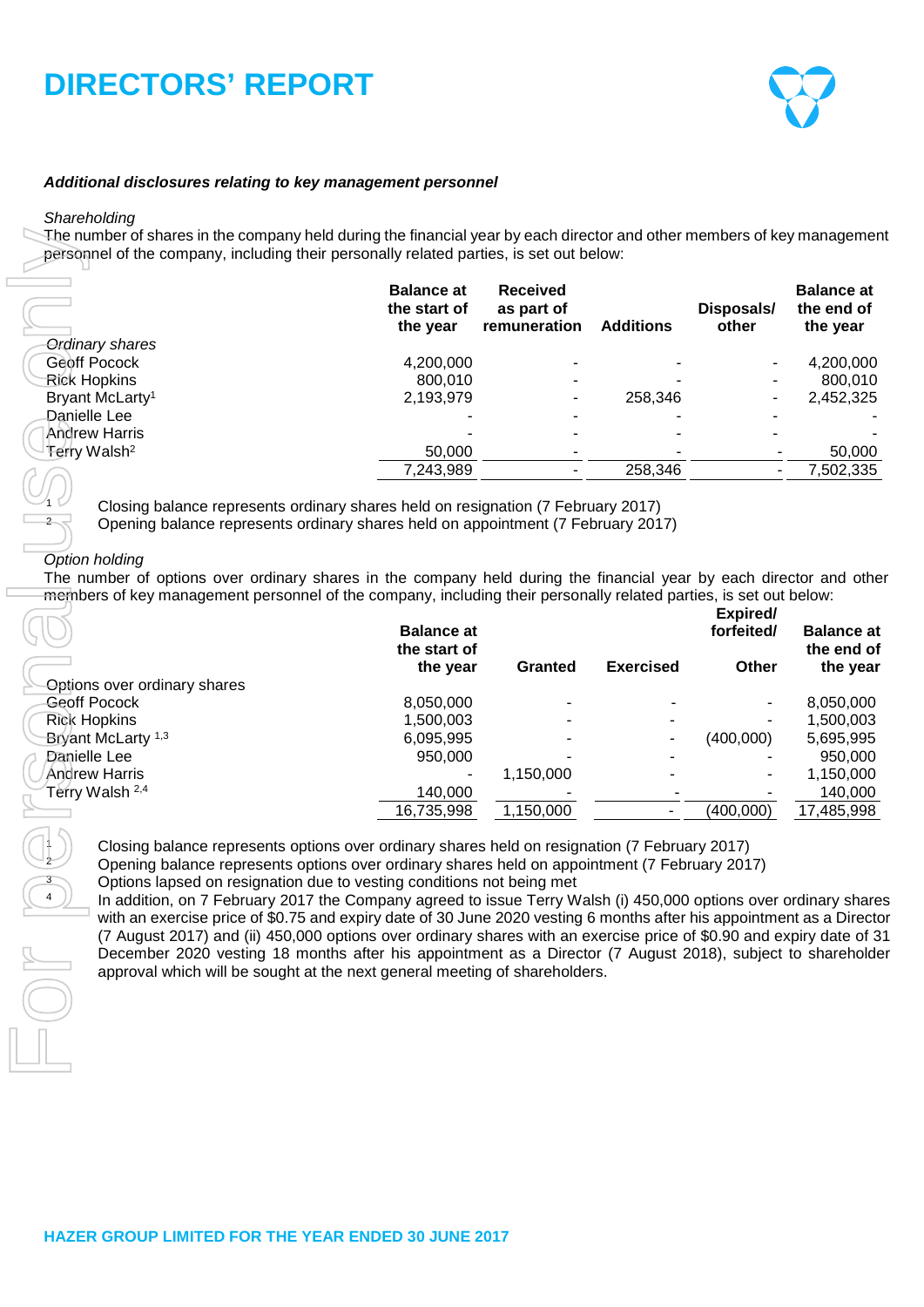# DIRECTORS' REPORT

***Additional disclosures relating to key management personnel***

*Shareholding*

The number of shares in the company held during the financial year by each director and other members of key management personnel of the company, including their personally related parties, is set out below:

| | Balance at the start of the year | Received as part of remuneration | Additions | Disposals/ other | Balance at the end of the year |
|---|---|---|---|---|---|
| *Ordinary shares* | | | | | |
| Geoff Pocock | 4,200,000 | - | - | - | 4,200,000 |
| Rick Hopkins | 800,010 | - | - | - | 800,010 |
| Bryant McLarty[1] | 2,193,979 | - | 258,346 | - | 2,452,325 |
| Danielle Lee | - | - | - | - | - |
| Andrew Harris | - | - | - | - | - |
| Terry Walsh[2] | 50,000 | - | - | - | 50,000 |
| | 7,243,989 | - | 258,346 | - | 7,502,335 |

1. Closing balance represents ordinary shares held on resignation (7 February 2017)
2. Opening balance represents ordinary shares held on appointment (7 February 2017)

*Option holding*

The number of options over ordinary shares in the company held during the financial year by each director and other members of key management personnel of the company, including their personally related parties, is set out below:

| | Balance at the start of the year | Granted | Exercised | Expired/ forfeited/ Other | Balance at the end of the year |
|---|---|---|---|---|---|
| Options over ordinary shares | | | | | |
| Geoff Pocock | 8,050,000 | - | - | - | 8,050,000 |
| Rick Hopkins | 1,500,003 | - | - | - | 1,500,003 |
| Bryant McLarty [1,3] | 6,095,995 | - | - | (400,000) | 5,695,995 |
| Danielle Lee | 950,000 | - | - | - | 950,000 |
| Andrew Harris | - | 1,150,000 | - | - | 1,150,000 |
| Terry Walsh [2,4] | 140,000 | - | - | - | 140,000 |
| | 16,735,998 | 1,150,000 | - | (400,000) | 17,485,998 |

1. Closing balance represents options over ordinary shares held on resignation (7 February 2017)
2. Opening balance represents options over ordinary shares held on appointment (7 February 2017)
3. Options lapsed on resignation due to vesting conditions not being met
4. In addition, on 7 February 2017 the Company agreed to issue Terry Walsh (i) 450,000 options over ordinary shares with an exercise price of $0.75 and expiry date of 30 June 2020 vesting 6 months after his appointment as a Director (7 August 2017) and (ii) 450,000 options over ordinary shares with an exercise price of $0.90 and expiry date of 31 December 2020 vesting 18 months after his appointment as a Director (7 August 2018), subject to shareholder approval which will be sought at the next general meeting of shareholders.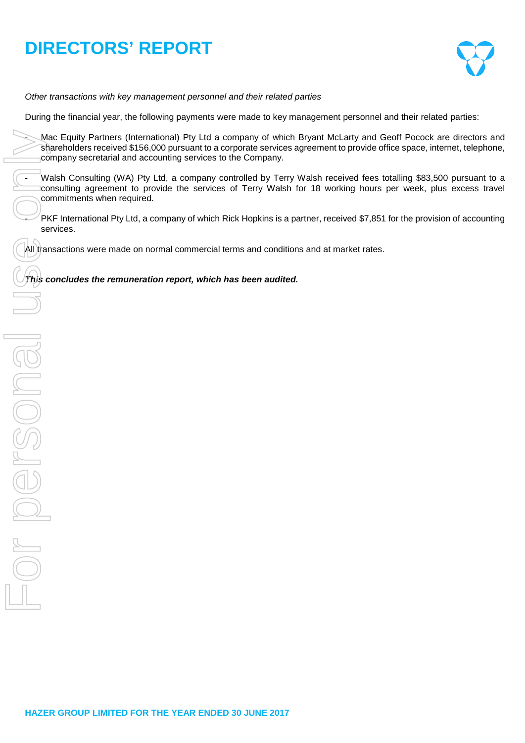*Other transactions with key management personnel and their related parties*

During the financial year, the following payments were made to key management personnel and their related parties:

- Mac Equity Partners (International) Pty Ltd a company of which Bryant McLarty and Geoff Pocock are directors and shareholders received $156,000 pursuant to a corporate services agreement to provide office space, internet, telephone, company secretarial and accounting services to the Company.
- Walsh Consulting (WA) Pty Ltd, a company controlled by Terry Walsh received fees totalling $83,500 pursuant to a consulting agreement to provide the services of Terry Walsh for 18 working hours per week, plus excess travel commitments when required.
- PKF International Pty Ltd, a company of which Rick Hopkins is a partner, received $7,851 for the provision of accounting services.

All transactions were made on normal commercial terms and conditions and at market rates.

***This concludes the remuneration report, which has been audited.***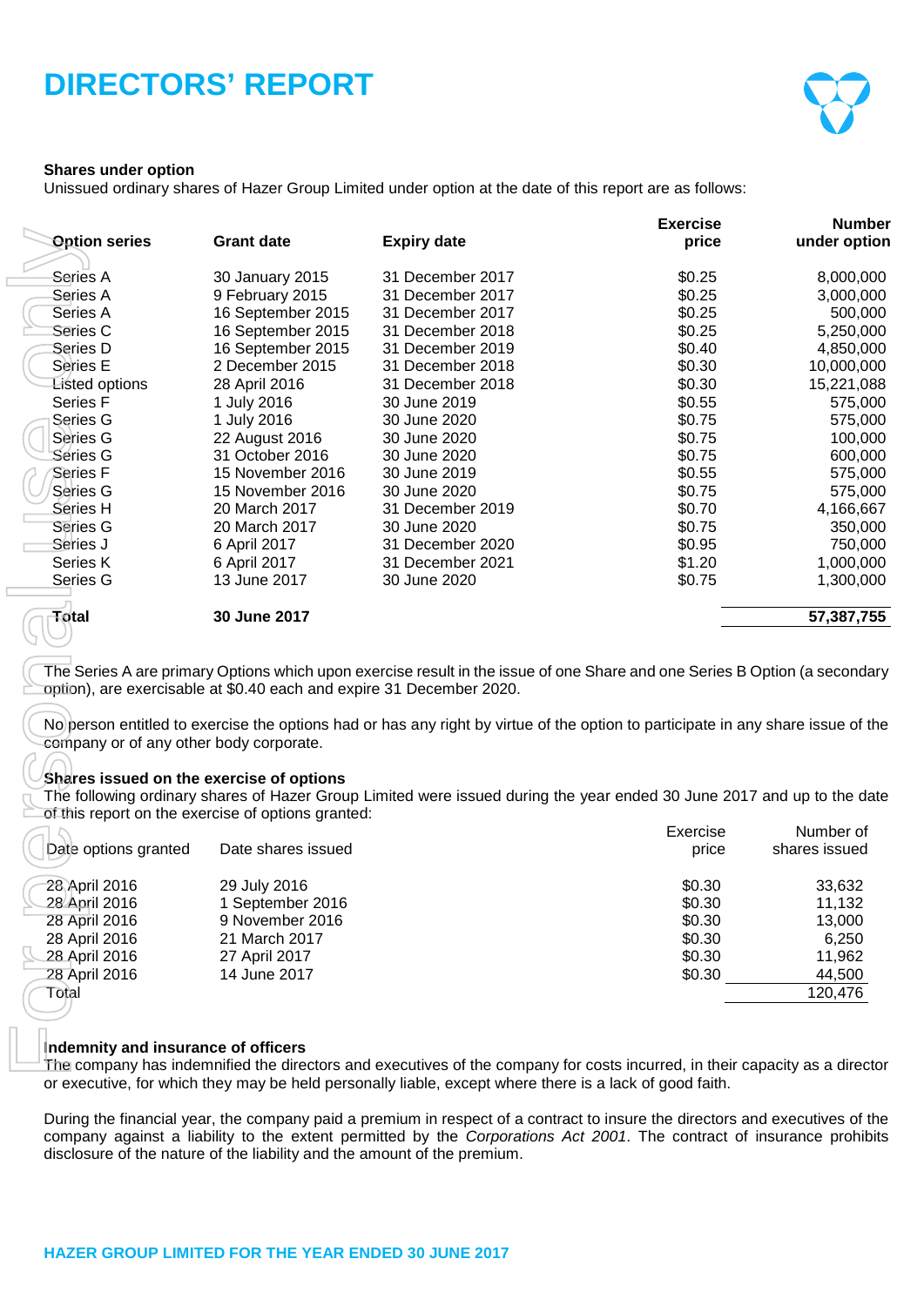# DIRECTORS' REPORT

**Shares under option**

Unissued ordinary shares of Hazer Group Limited under option at the date of this report are as follows:

| Option series | Grant date | Expiry date | Exercise price | Number under option |
|---|---|---|---|---|
| Series A | 30 January 2015 | 31 December 2017 | $0.25 | 8,000,000 |
| Series A | 9 February 2015 | 31 December 2017 | $0.25 | 3,000,000 |
| Series A | 16 September 2015 | 31 December 2017 | $0.25 | 500,000 |
| Series C | 16 September 2015 | 31 December 2018 | $0.25 | 5,250,000 |
| Series D | 16 September 2015 | 31 December 2019 | $0.40 | 4,850,000 |
| Series E | 2 December 2015 | 31 December 2018 | $0.30 | 10,000,000 |
| Listed options | 28 April 2016 | 31 December 2018 | $0.30 | 15,221,088 |
| Series F | 1 July 2016 | 30 June 2019 | $0.55 | 575,000 |
| Series G | 1 July 2016 | 30 June 2020 | $0.75 | 575,000 |
| Series G | 22 August 2016 | 30 June 2020 | $0.75 | 100,000 |
| Series G | 31 October 2016 | 30 June 2020 | $0.75 | 600,000 |
| Series F | 15 November 2016 | 30 June 2019 | $0.55 | 575,000 |
| Series G | 15 November 2016 | 30 June 2020 | $0.75 | 575,000 |
| Series H | 20 March 2017 | 31 December 2019 | $0.70 | 4,166,667 |
| Series G | 20 March 2017 | 30 June 2020 | $0.75 | 350,000 |
| Series J | 6 April 2017 | 31 December 2020 | $0.95 | 750,000 |
| Series K | 6 April 2017 | 31 December 2021 | $1.20 | 1,000,000 |
| Series G | 13 June 2017 | 30 June 2020 | $0.75 | 1,300,000 |
| **Total** | **30 June 2017** | | | **57,387,755** |

The Series A are primary Options which upon exercise result in the issue of one Share and one Series B Option (a secondary option), are exercisable at $0.40 each and expire 31 December 2020.

No person entitled to exercise the options had or has any right by virtue of the option to participate in any share issue of the company or of any other body corporate.

**Shares issued on the exercise of options**

The following ordinary shares of Hazer Group Limited were issued during the year ended 30 June 2017 and up to the date of this report on the exercise of options granted:

| Date options granted | Date shares issued | Exercise price | Number of shares issued |
|---|---|---|---|
| 28 April 2016 | 29 July 2016 | $0.30 | 33,632 |
| 28 April 2016 | 1 September 2016 | $0.30 | 11,132 |
| 28 April 2016 | 9 November 2016 | $0.30 | 13,000 |
| 28 April 2016 | 21 March 2017 | $0.30 | 6,250 |
| 28 April 2016 | 27 April 2017 | $0.30 | 11,962 |
| 28 April 2016 | 14 June 2017 | $0.30 | 44,500 |
| Total | | | 120,476 |

**Indemnity and insurance of officers**

The company has indemnified the directors and executives of the company for costs incurred, in their capacity as a director or executive, for which they may be held personally liable, except where there is a lack of good faith.

During the financial year, the company paid a premium in respect of a contract to insure the directors and executives of the company against a liability to the extent permitted by the *Corporations Act 2001*. The contract of insurance prohibits disclosure of the nature of the liability and the amount of the premium.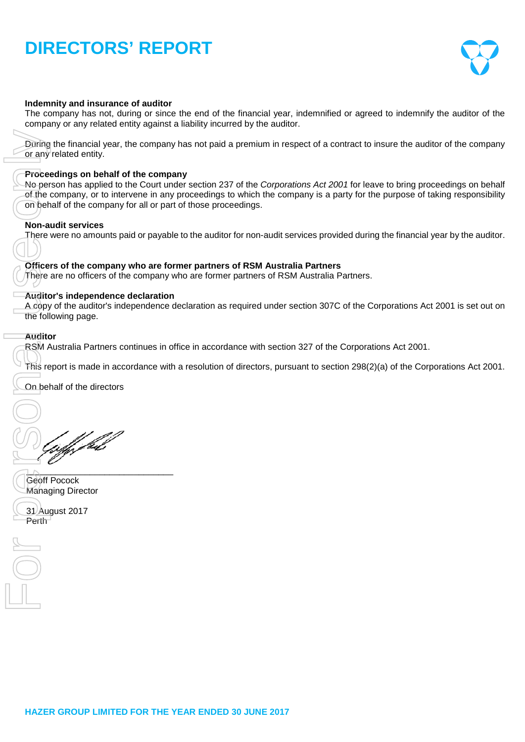# DIRECTORS' REPORT

**Indemnity and insurance of auditor**
The company has not, during or since the end of the financial year, indemnified or agreed to indemnify the auditor of the company or any related entity against a liability incurred by the auditor.

During the financial year, the company has not paid a premium in respect of a contract to insure the auditor of the company or any related entity.

**Proceedings on behalf of the company**
No person has applied to the Court under section 237 of the *Corporations Act 2001* for leave to bring proceedings on behalf of the company, or to intervene in any proceedings to which the company is a party for the purpose of taking responsibility on behalf of the company for all or part of those proceedings.

**Non-audit services**
There were no amounts paid or payable to the auditor for non-audit services provided during the financial year by the auditor.

**Officers of the company who are former partners of RSM Australia Partners**
There are no officers of the company who are former partners of RSM Australia Partners.

**Auditor's independence declaration**
A copy of the auditor's independence declaration as required under section 307C of the Corporations Act 2001 is set out on the following page.

**Auditor**
RSM Australia Partners continues in office in accordance with section 327 of the Corporations Act 2001.

This report is made in accordance with a resolution of directors, pursuant to section 298(2)(a) of the Corporations Act 2001.

On behalf of the directors

\_\_\_\_\_\_\_\_\_\_\_\_\_\_\_\_\_\_\_\_\_\_\_\_\_\_\_\_

Geoff Pocock
Managing Director

31 August 2017
Perth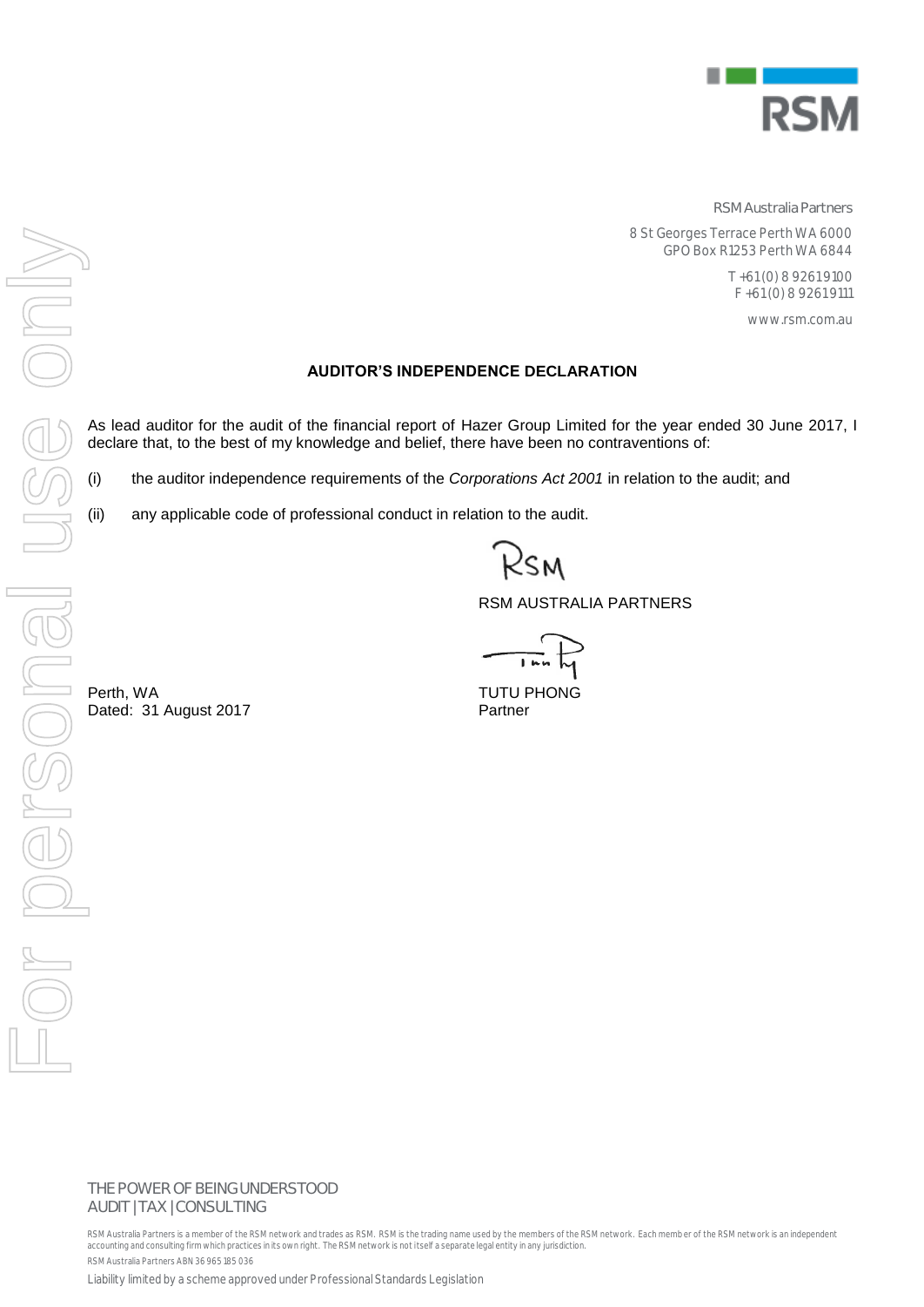RSM Australia Partners

8 St Georges Terrace Perth WA 6000
GPO Box R1253 Perth WA 6844

T +61 (0) 8 9261 9100
F +61 (0) 8 9261 9111

www.rsm.com.au

## AUDITOR'S INDEPENDENCE DECLARATION

As lead auditor for the audit of the financial report of Hazer Group Limited for the year ended 30 June 2017, I declare that, to the best of my knowledge and belief, there have been no contraventions of:

(i) the auditor independence requirements of the *Corporations Act 2001* in relation to the audit; and

(ii) any applicable code of professional conduct in relation to the audit.

RSM AUSTRALIA PARTNERS

Perth, WA
Dated: 31 August 2017

TUTU PHONG
Partner

THE POWER OF BEING UNDERSTOOD
AUDIT | TAX | CONSULTING

RSM Australia Partners is a member of the RSM network and trades as RSM. RSM is the trading name used by the members of the RSM network. Each member of the RSM network is an independent accounting and consulting firm which practices in its own right. The RSM network is not itself a separate legal entity in any jurisdiction.

RSM Australia Partners ABN 36 965 185 036

Liability limited by a scheme approved under Professional Standards Legislation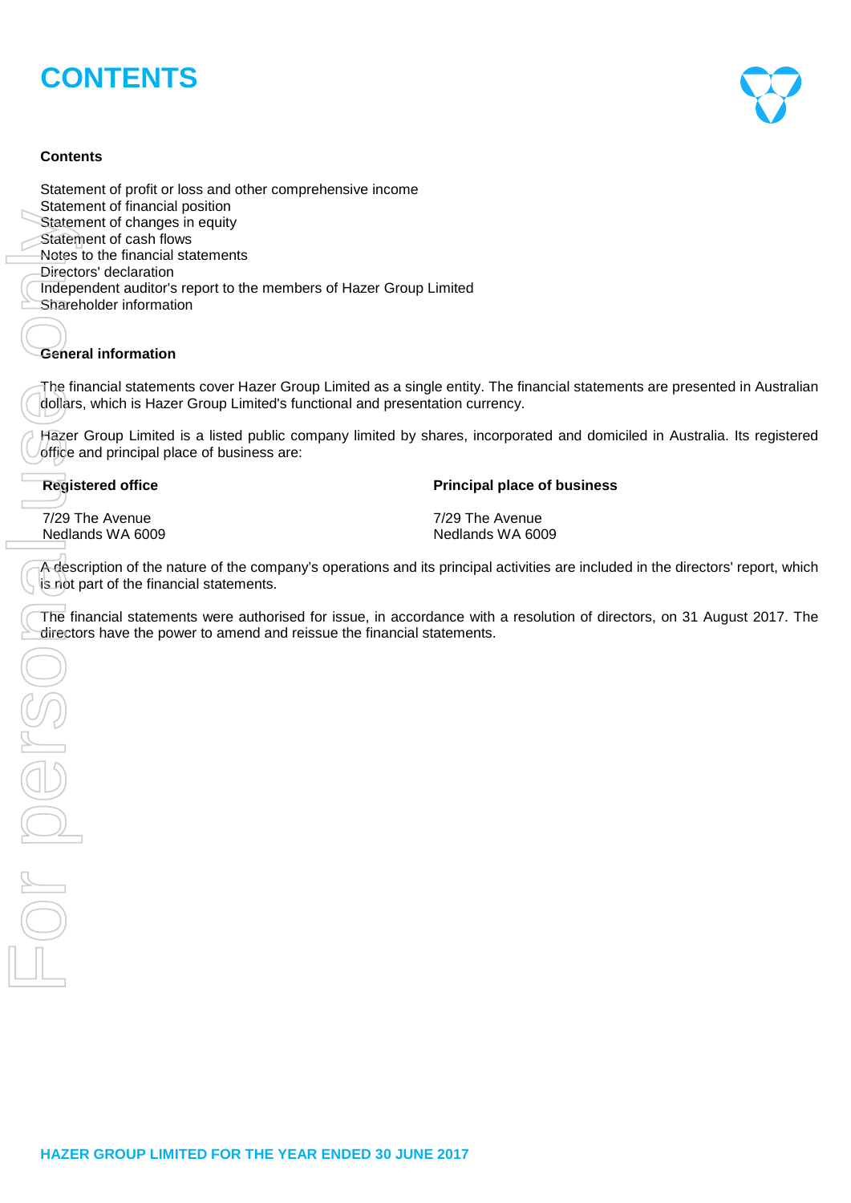# CONTENTS

**Contents**

Statement of profit or loss and other comprehensive income
Statement of financial position
Statement of changes in equity
Statement of cash flows
Notes to the financial statements
Directors' declaration
Independent auditor's report to the members of Hazer Group Limited
Shareholder information

**General information**

The financial statements cover Hazer Group Limited as a single entity. The financial statements are presented in Australian dollars, which is Hazer Group Limited's functional and presentation currency.

Hazer Group Limited is a listed public company limited by shares, incorporated and domiciled in Australia. Its registered office and principal place of business are:

| **Registered office** | **Principal place of business** |
|---|---|
| 7/29 The Avenue<br>Nedlands WA 6009 | 7/29 The Avenue<br>Nedlands WA 6009 |

A description of the nature of the company's operations and its principal activities are included in the directors' report, which is not part of the financial statements.

The financial statements were authorised for issue, in accordance with a resolution of directors, on 31 August 2017. The directors have the power to amend and reissue the financial statements.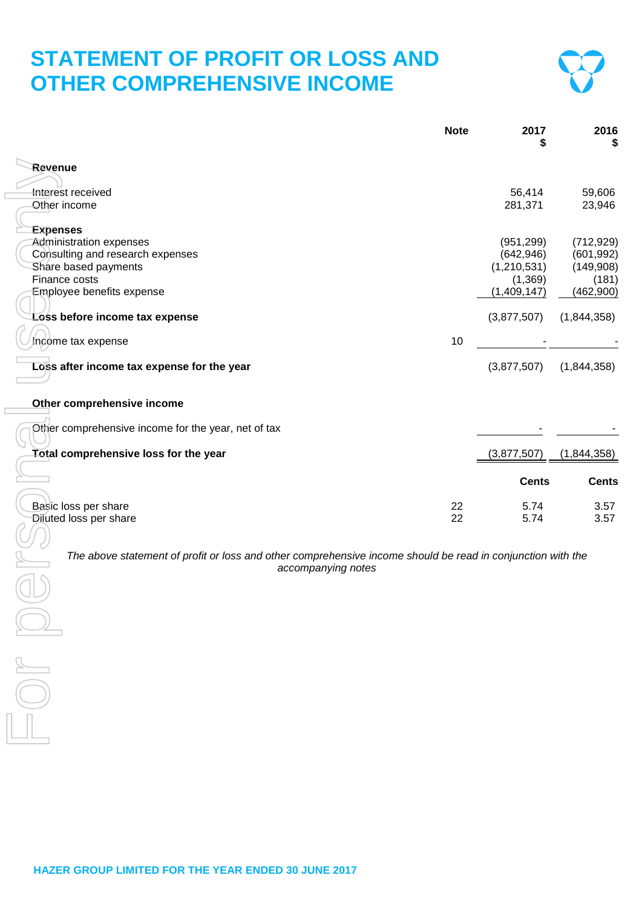# STATEMENT OF PROFIT OR LOSS AND OTHER COMPREHENSIVE INCOME

| | Note | 2017 $ | 2016 $ |
|---|---|---|---|
| **Revenue** | | | |
| Interest received | | 56,414 | 59,606 |
| Other income | | 281,371 | 23,946 |
| **Expenses** | | | |
| Administration expenses | | (951,299) | (712,929) |
| Consulting and research expenses | | (642,946) | (601,992) |
| Share based payments | | (1,210,531) | (149,908) |
| Finance costs | | (1,369) | (181) |
| Employee benefits expense | | (1,409,147) | (462,900) |
| **Loss before income tax expense** | | (3,877,507) | (1,844,358) |
| Income tax expense | 10 | - | - |
| **Loss after income tax expense for the year** | | (3,877,507) | (1,844,358) |
| **Other comprehensive income** | | | |
| Other comprehensive income for the year, net of tax | | - | - |
| **Total comprehensive loss for the year** | | (3,877,507) | (1,844,358) |
| | | **Cents** | **Cents** |
| Basic loss per share | 22 | 5.74 | 3.57 |
| Diluted loss per share | 22 | 5.74 | 3.57 |

*The above statement of profit or loss and other comprehensive income should be read in conjunction with the accompanying notes*

**HAZER GROUP LIMITED FOR THE YEAR ENDED 30 JUNE 2017**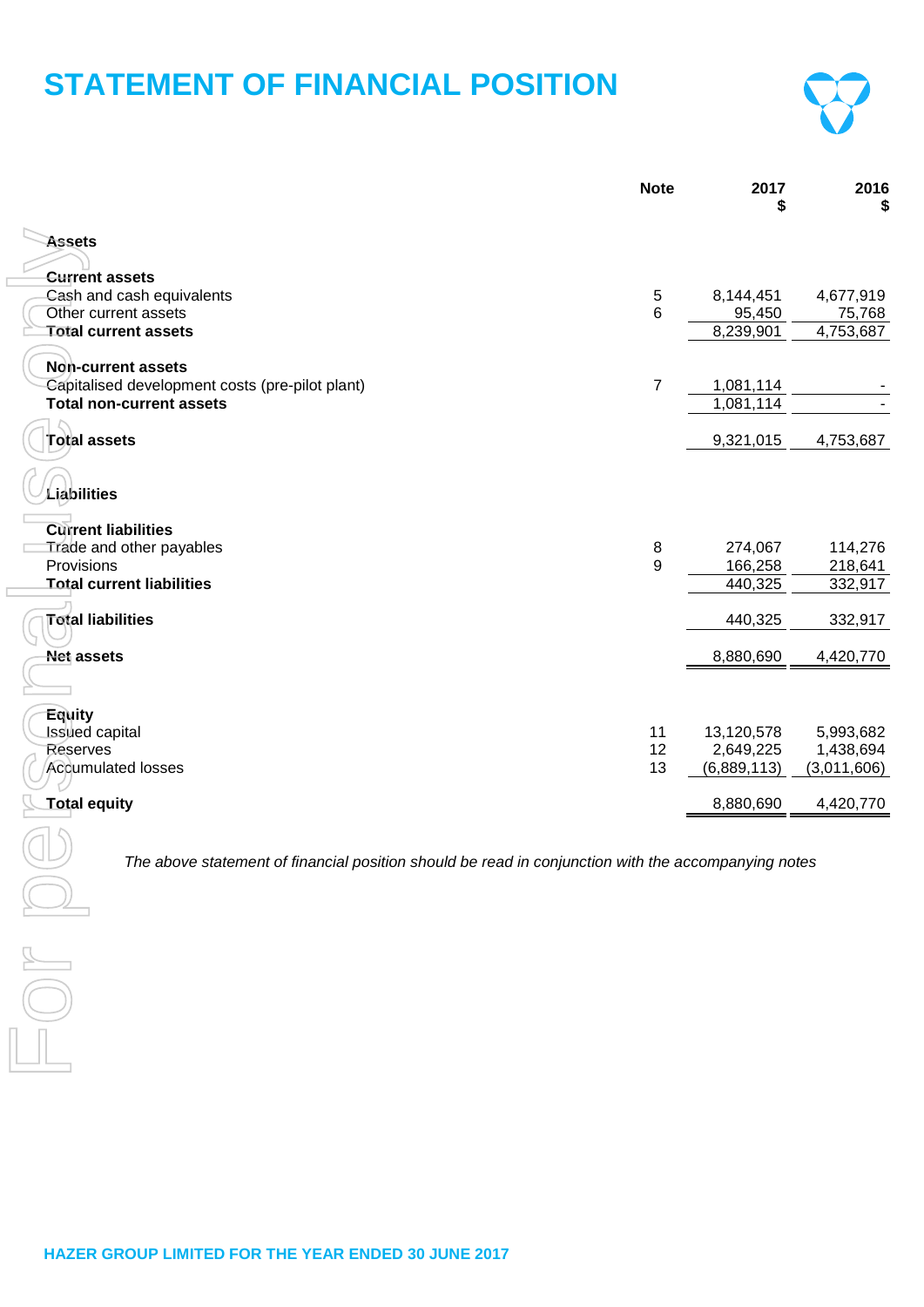# STATEMENT OF FINANCIAL POSITION

| | Note | 2017 $ | 2016 $ |
|---|---|---|---|
| **Assets** | | | |
| **Current assets** | | | |
| Cash and cash equivalents | 5 | 8,144,451 | 4,677,919 |
| Other current assets | 6 | 95,450 | 75,768 |
| **Total current assets** | | 8,239,901 | 4,753,687 |
| **Non-current assets** | | | |
| Capitalised development costs (pre-pilot plant) | 7 | 1,081,114 | - |
| **Total non-current assets** | | 1,081,114 | - |
| **Total assets** | | 9,321,015 | 4,753,687 |
| **Liabilities** | | | |
| **Current liabilities** | | | |
| Trade and other payables | 8 | 274,067 | 114,276 |
| Provisions | 9 | 166,258 | 218,641 |
| **Total current liabilities** | | 440,325 | 332,917 |
| **Total liabilities** | | 440,325 | 332,917 |
| **Net assets** | | 8,880,690 | 4,420,770 |
| **Equity** | | | |
| Issued capital | 11 | 13,120,578 | 5,993,682 |
| Reserves | 12 | 2,649,225 | 1,438,694 |
| Accumulated losses | 13 | (6,889,113) | (3,011,606) |
| **Total equity** | | 8,880,690 | 4,420,770 |

*The above statement of financial position should be read in conjunction with the accompanying notes*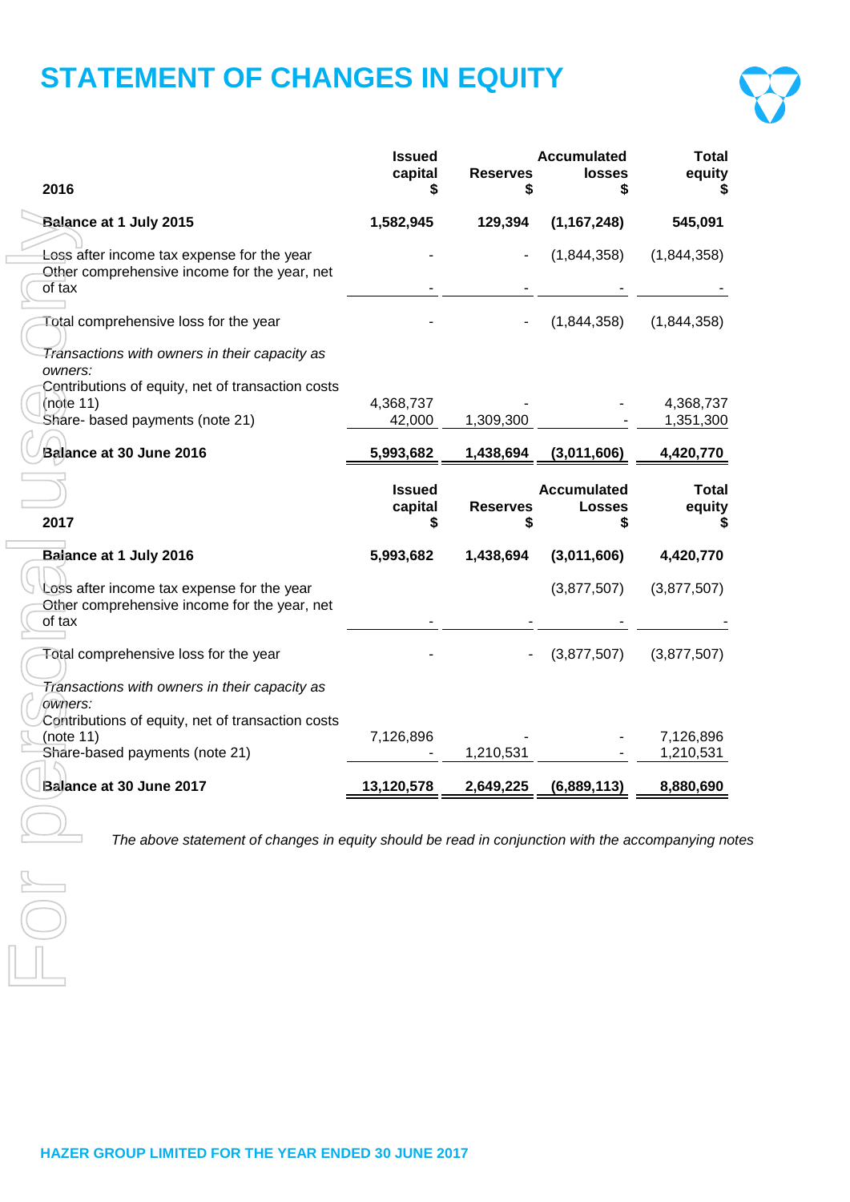# STATEMENT OF CHANGES IN EQUITY

| 2016 | Issued capital $ | Reserves $ | Accumulated losses $ | Total equity $ |
|---|---|---|---|---|
| **Balance at 1 July 2015** | **1,582,945** | **129,394** | **(1,167,248)** | **545,091** |
| Loss after income tax expense for the year | - | - | (1,844,358) | (1,844,358) |
| Other comprehensive income for the year, net of tax | - | - | - | - |
| Total comprehensive loss for the year | - | - | (1,844,358) | (1,844,358) |
| *Transactions with owners in their capacity as owners:* | | | | |
| Contributions of equity, net of transaction costs (note 11) | 4,368,737 | - | - | 4,368,737 |
| Share- based payments (note 21) | 42,000 | 1,309,300 | - | 1,351,300 |
| **Balance at 30 June 2016** | **5,993,682** | **1,438,694** | **(3,011,606)** | **4,420,770** |

| 2017 | Issued capital $ | Reserves $ | Accumulated Losses $ | Total equity $ |
|---|---|---|---|---|
| **Balance at 1 July 2016** | **5,993,682** | **1,438,694** | **(3,011,606)** | **4,420,770** |
| Loss after income tax expense for the year | | | (3,877,507) | (3,877,507) |
| Other comprehensive income for the year, net of tax | - | - | - | - |
| Total comprehensive loss for the year | - | - | (3,877,507) | (3,877,507) |
| *Transactions with owners in their capacity as owners:* | | | | |
| Contributions of equity, net of transaction costs (note 11) | 7,126,896 | - | - | 7,126,896 |
| Share-based payments (note 21) | - | 1,210,531 | - | 1,210,531 |
| **Balance at 30 June 2017** | **13,120,578** | **2,649,225** | **(6,889,113)** | **8,880,690** |

*The above statement of changes in equity should be read in conjunction with the accompanying notes*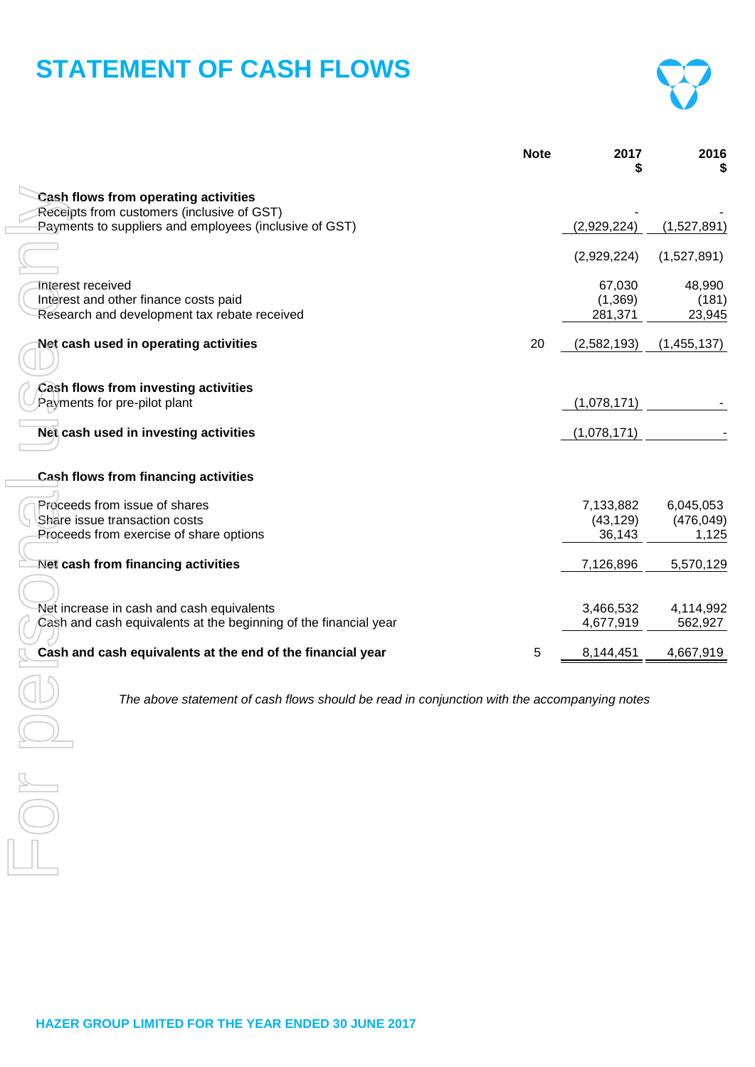# STATEMENT OF CASH FLOWS

| | Note | 2017 $ | 2016 $ |
|---|---|---|---|
| **Cash flows from operating activities** | | | |
| Receipts from customers (inclusive of GST) | | - | - |
| Payments to suppliers and employees (inclusive of GST) | | (2,929,224) | (1,527,891) |
| | | (2,929,224) | (1,527,891) |
| Interest received | | 67,030 | 48,990 |
| Interest and other finance costs paid | | (1,369) | (181) |
| Research and development tax rebate received | | 281,371 | 23,945 |
| **Net cash used in operating activities** | 20 | (2,582,193) | (1,455,137) |
| **Cash flows from investing activities** | | | |
| Payments for pre-pilot plant | | (1,078,171) | - |
| **Net cash used in investing activities** | | (1,078,171) | - |
| **Cash flows from financing activities** | | | |
| Proceeds from issue of shares | | 7,133,882 | 6,045,053 |
| Share issue transaction costs | | (43,129) | (476,049) |
| Proceeds from exercise of share options | | 36,143 | 1,125 |
| **Net cash from financing activities** | | 7,126,896 | 5,570,129 |
| Net increase in cash and cash equivalents | | 3,466,532 | 4,114,992 |
| Cash and cash equivalents at the beginning of the financial year | | 4,677,919 | 562,927 |
| **Cash and cash equivalents at the end of the financial year** | 5 | 8,144,451 | 4,667,919 |

*The above statement of cash flows should be read in conjunction with the accompanying notes*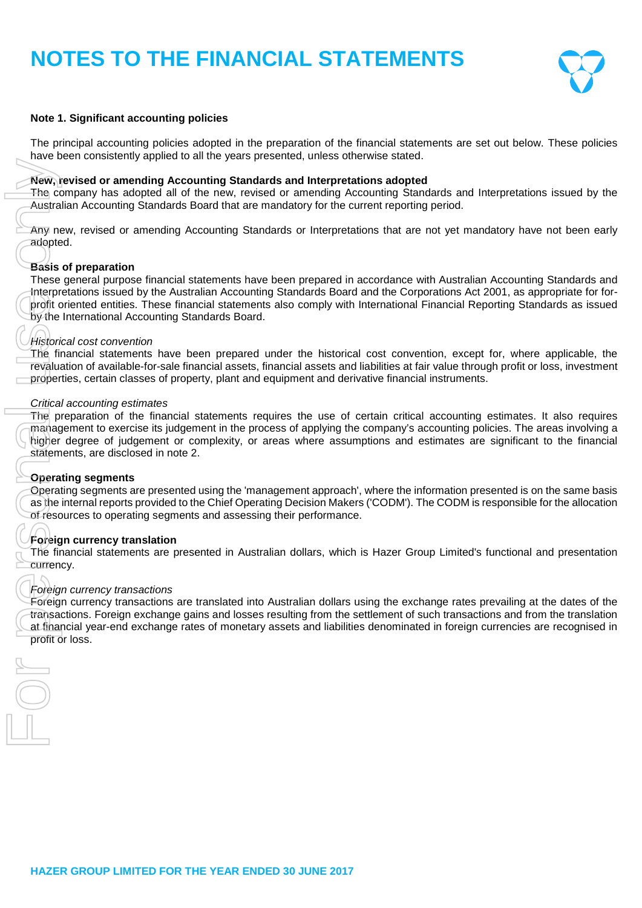# NOTES TO THE FINANCIAL STATEMENTS

## Note 1. Significant accounting policies

The principal accounting policies adopted in the preparation of the financial statements are set out below. These policies have been consistently applied to all the years presented, unless otherwise stated.

**New, revised or amending Accounting Standards and Interpretations adopted**

The company has adopted all of the new, revised or amending Accounting Standards and Interpretations issued by the Australian Accounting Standards Board that are mandatory for the current reporting period.

Any new, revised or amending Accounting Standards or Interpretations that are not yet mandatory have not been early adopted.

**Basis of preparation**

These general purpose financial statements have been prepared in accordance with Australian Accounting Standards and Interpretations issued by the Australian Accounting Standards Board and the Corporations Act 2001, as appropriate for for-profit oriented entities. These financial statements also comply with International Financial Reporting Standards as issued by the International Accounting Standards Board.

*Historical cost convention*

The financial statements have been prepared under the historical cost convention, except for, where applicable, the revaluation of available-for-sale financial assets, financial assets and liabilities at fair value through profit or loss, investment properties, certain classes of property, plant and equipment and derivative financial instruments.

*Critical accounting estimates*

The preparation of the financial statements requires the use of certain critical accounting estimates. It also requires management to exercise its judgement in the process of applying the company's accounting policies. The areas involving a higher degree of judgement or complexity, or areas where assumptions and estimates are significant to the financial statements, are disclosed in note 2.

**Operating segments**

Operating segments are presented using the 'management approach', where the information presented is on the same basis as the internal reports provided to the Chief Operating Decision Makers ('CODM'). The CODM is responsible for the allocation of resources to operating segments and assessing their performance.

**Foreign currency translation**

The financial statements are presented in Australian dollars, which is Hazer Group Limited's functional and presentation currency.

*Foreign currency transactions*

Foreign currency transactions are translated into Australian dollars using the exchange rates prevailing at the dates of the transactions. Foreign exchange gains and losses resulting from the settlement of such transactions and from the translation at financial year-end exchange rates of monetary assets and liabilities denominated in foreign currencies are recognised in profit or loss.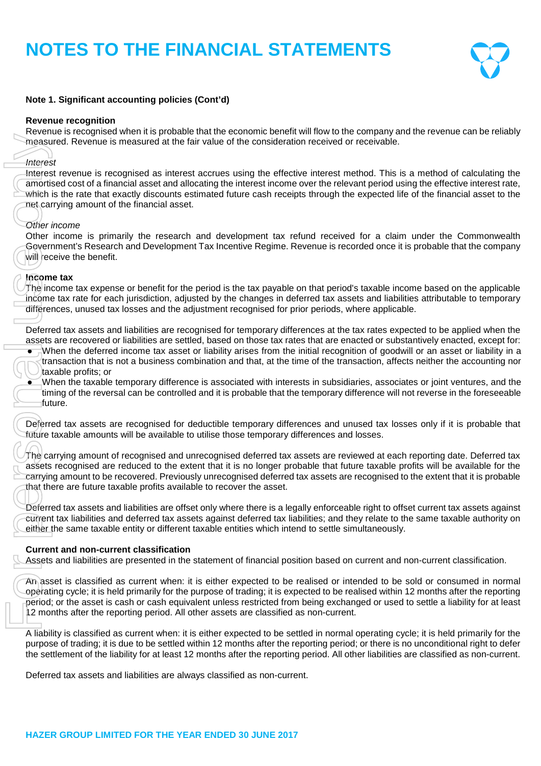# NOTES TO THE FINANCIAL STATEMENTS

**Note 1. Significant accounting policies (Cont'd)**

**Revenue recognition**

Revenue is recognised when it is probable that the economic benefit will flow to the company and the revenue can be reliably measured. Revenue is measured at the fair value of the consideration received or receivable.

*Interest*

Interest revenue is recognised as interest accrues using the effective interest method. This is a method of calculating the amortised cost of a financial asset and allocating the interest income over the relevant period using the effective interest rate, which is the rate that exactly discounts estimated future cash receipts through the expected life of the financial asset to the net carrying amount of the financial asset.

*Other income*

Other income is primarily the research and development tax refund received for a claim under the Commonwealth Government's Research and Development Tax Incentive Regime. Revenue is recorded once it is probable that the company will receive the benefit.

**Income tax**

The income tax expense or benefit for the period is the tax payable on that period's taxable income based on the applicable income tax rate for each jurisdiction, adjusted by the changes in deferred tax assets and liabilities attributable to temporary differences, unused tax losses and the adjustment recognised for prior periods, where applicable.

Deferred tax assets and liabilities are recognised for temporary differences at the tax rates expected to be applied when the assets are recovered or liabilities are settled, based on those tax rates that are enacted or substantively enacted, except for:

- When the deferred income tax asset or liability arises from the initial recognition of goodwill or an asset or liability in a transaction that is not a business combination and that, at the time of the transaction, affects neither the accounting nor taxable profits; or
- When the taxable temporary difference is associated with interests in subsidiaries, associates or joint ventures, and the timing of the reversal can be controlled and it is probable that the temporary difference will not reverse in the foreseeable future.

Deferred tax assets are recognised for deductible temporary differences and unused tax losses only if it is probable that future taxable amounts will be available to utilise those temporary differences and losses.

The carrying amount of recognised and unrecognised deferred tax assets are reviewed at each reporting date. Deferred tax assets recognised are reduced to the extent that it is no longer probable that future taxable profits will be available for the carrying amount to be recovered. Previously unrecognised deferred tax assets are recognised to the extent that it is probable that there are future taxable profits available to recover the asset.

Deferred tax assets and liabilities are offset only where there is a legally enforceable right to offset current tax assets against current tax liabilities and deferred tax assets against deferred tax liabilities; and they relate to the same taxable authority on either the same taxable entity or different taxable entities which intend to settle simultaneously.

**Current and non-current classification**

Assets and liabilities are presented in the statement of financial position based on current and non-current classification.

An asset is classified as current when: it is either expected to be realised or intended to be sold or consumed in normal operating cycle; it is held primarily for the purpose of trading; it is expected to be realised within 12 months after the reporting period; or the asset is cash or cash equivalent unless restricted from being exchanged or used to settle a liability for at least 12 months after the reporting period. All other assets are classified as non-current.

A liability is classified as current when: it is either expected to be settled in normal operating cycle; it is held primarily for the purpose of trading; it is due to be settled within 12 months after the reporting period; or there is no unconditional right to defer the settlement of the liability for at least 12 months after the reporting period. All other liabilities are classified as non-current.

Deferred tax assets and liabilities are always classified as non-current.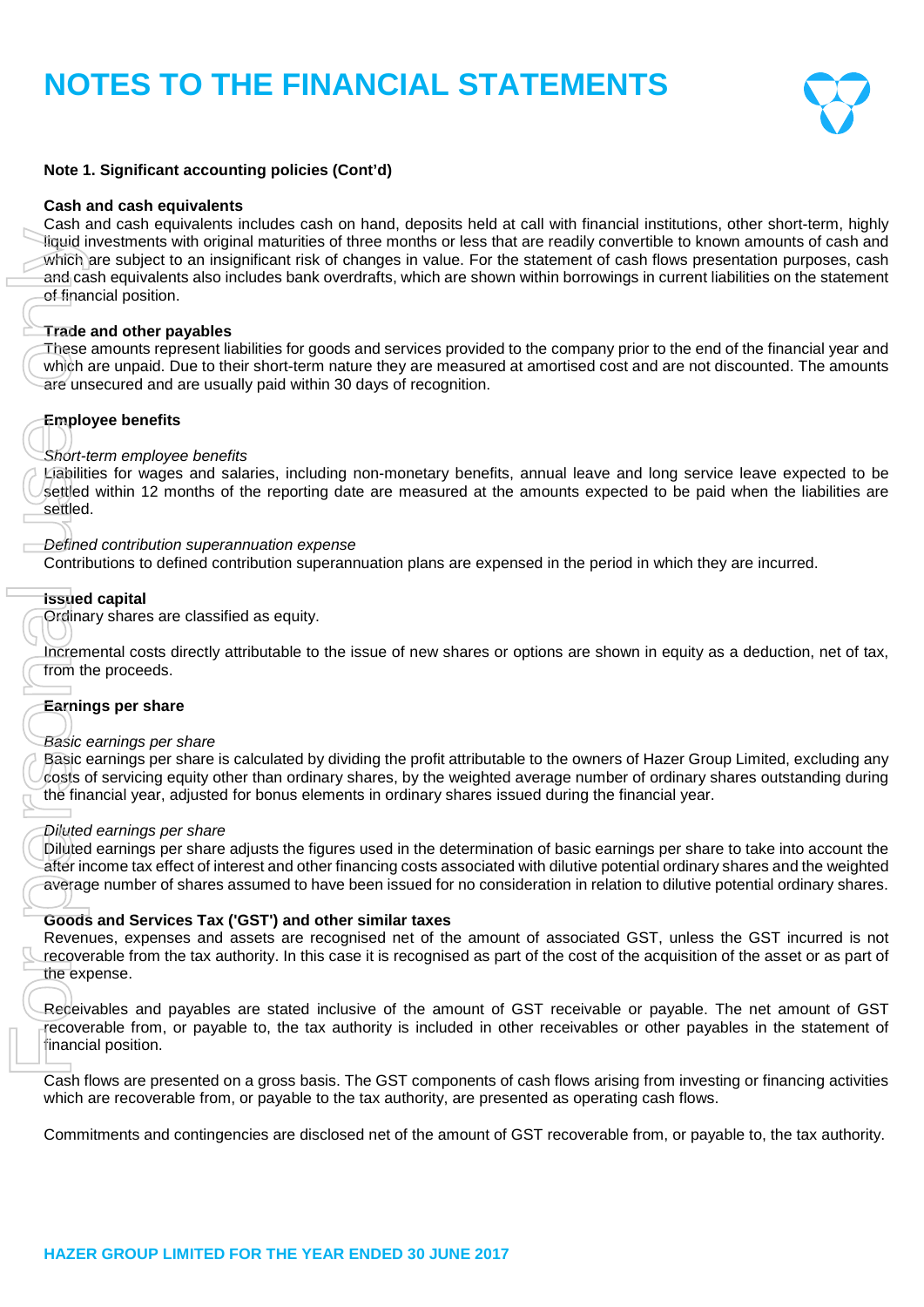# NOTES TO THE FINANCIAL STATEMENTS

**Note 1. Significant accounting policies (Cont'd)**

**Cash and cash equivalents**

Cash and cash equivalents includes cash on hand, deposits held at call with financial institutions, other short-term, highly liquid investments with original maturities of three months or less that are readily convertible to known amounts of cash and which are subject to an insignificant risk of changes in value. For the statement of cash flows presentation purposes, cash and cash equivalents also includes bank overdrafts, which are shown within borrowings in current liabilities on the statement of financial position.

**Trade and other payables**

These amounts represent liabilities for goods and services provided to the company prior to the end of the financial year and which are unpaid. Due to their short-term nature they are measured at amortised cost and are not discounted. The amounts are unsecured and are usually paid within 30 days of recognition.

**Employee benefits**

*Short-term employee benefits*

Liabilities for wages and salaries, including non-monetary benefits, annual leave and long service leave expected to be settled within 12 months of the reporting date are measured at the amounts expected to be paid when the liabilities are settled.

*Defined contribution superannuation expense*

Contributions to defined contribution superannuation plans are expensed in the period in which they are incurred.

**Issued capital**

Ordinary shares are classified as equity.

Incremental costs directly attributable to the issue of new shares or options are shown in equity as a deduction, net of tax, from the proceeds.

**Earnings per share**

*Basic earnings per share*

Basic earnings per share is calculated by dividing the profit attributable to the owners of Hazer Group Limited, excluding any costs of servicing equity other than ordinary shares, by the weighted average number of ordinary shares outstanding during the financial year, adjusted for bonus elements in ordinary shares issued during the financial year.

*Diluted earnings per share*

Diluted earnings per share adjusts the figures used in the determination of basic earnings per share to take into account the after income tax effect of interest and other financing costs associated with dilutive potential ordinary shares and the weighted average number of shares assumed to have been issued for no consideration in relation to dilutive potential ordinary shares.

**Goods and Services Tax ('GST') and other similar taxes**

Revenues, expenses and assets are recognised net of the amount of associated GST, unless the GST incurred is not recoverable from the tax authority. In this case it is recognised as part of the cost of the acquisition of the asset or as part of the expense.

Receivables and payables are stated inclusive of the amount of GST receivable or payable. The net amount of GST recoverable from, or payable to, the tax authority is included in other receivables or other payables in the statement of financial position.

Cash flows are presented on a gross basis. The GST components of cash flows arising from investing or financing activities which are recoverable from, or payable to the tax authority, are presented as operating cash flows.

Commitments and contingencies are disclosed net of the amount of GST recoverable from, or payable to, the tax authority.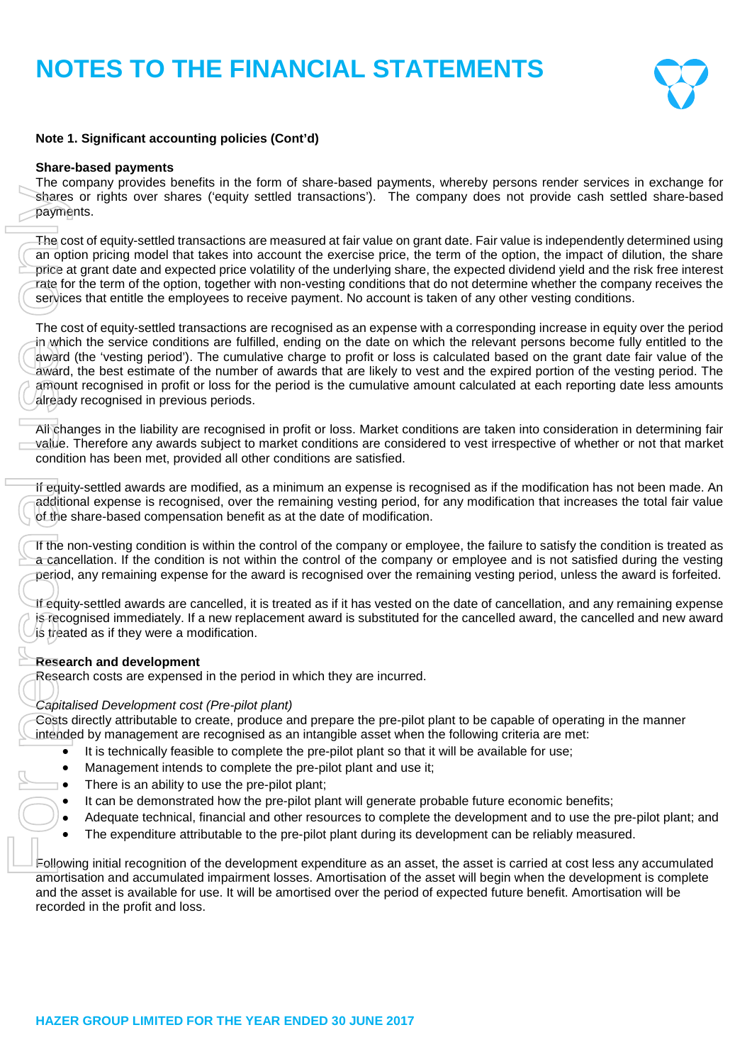# NOTES TO THE FINANCIAL STATEMENTS

**Note 1. Significant accounting policies (Cont'd)**

**Share-based payments**
The company provides benefits in the form of share-based payments, whereby persons render services in exchange for shares or rights over shares ('equity settled transactions'). The company does not provide cash settled share-based payments.

The cost of equity-settled transactions are measured at fair value on grant date. Fair value is independently determined using an option pricing model that takes into account the exercise price, the term of the option, the impact of dilution, the share price at grant date and expected price volatility of the underlying share, the expected dividend yield and the risk free interest rate for the term of the option, together with non-vesting conditions that do not determine whether the company receives the services that entitle the employees to receive payment. No account is taken of any other vesting conditions.

The cost of equity-settled transactions are recognised as an expense with a corresponding increase in equity over the period in which the service conditions are fulfilled, ending on the date on which the relevant persons become fully entitled to the award (the 'vesting period'). The cumulative charge to profit or loss is calculated based on the grant date fair value of the award, the best estimate of the number of awards that are likely to vest and the expired portion of the vesting period. The amount recognised in profit or loss for the period is the cumulative amount calculated at each reporting date less amounts already recognised in previous periods.

All changes in the liability are recognised in profit or loss. Market conditions are taken into consideration in determining fair value. Therefore any awards subject to market conditions are considered to vest irrespective of whether or not that market condition has been met, provided all other conditions are satisfied.

If equity-settled awards are modified, as a minimum an expense is recognised as if the modification has not been made. An additional expense is recognised, over the remaining vesting period, for any modification that increases the total fair value of the share-based compensation benefit as at the date of modification.

If the non-vesting condition is within the control of the company or employee, the failure to satisfy the condition is treated as a cancellation. If the condition is not within the control of the company or employee and is not satisfied during the vesting period, any remaining expense for the award is recognised over the remaining vesting period, unless the award is forfeited.

If equity-settled awards are cancelled, it is treated as if it has vested on the date of cancellation, and any remaining expense is recognised immediately. If a new replacement award is substituted for the cancelled award, the cancelled and new award is treated as if they were a modification.

**Research and development**
Research costs are expensed in the period in which they are incurred.

*Capitalised Development cost (Pre-pilot plant)*
Costs directly attributable to create, produce and prepare the pre-pilot plant to be capable of operating in the manner intended by management are recognised as an intangible asset when the following criteria are met:

- It is technically feasible to complete the pre-pilot plant so that it will be available for use;
- Management intends to complete the pre-pilot plant and use it;
- There is an ability to use the pre-pilot plant;
- It can be demonstrated how the pre-pilot plant will generate probable future economic benefits;
- Adequate technical, financial and other resources to complete the development and to use the pre-pilot plant; and
- The expenditure attributable to the pre-pilot plant during its development can be reliably measured.

Following initial recognition of the development expenditure as an asset, the asset is carried at cost less any accumulated amortisation and accumulated impairment losses. Amortisation of the asset will begin when the development is complete and the asset is available for use. It will be amortised over the period of expected future benefit. Amortisation will be recorded in the profit and loss.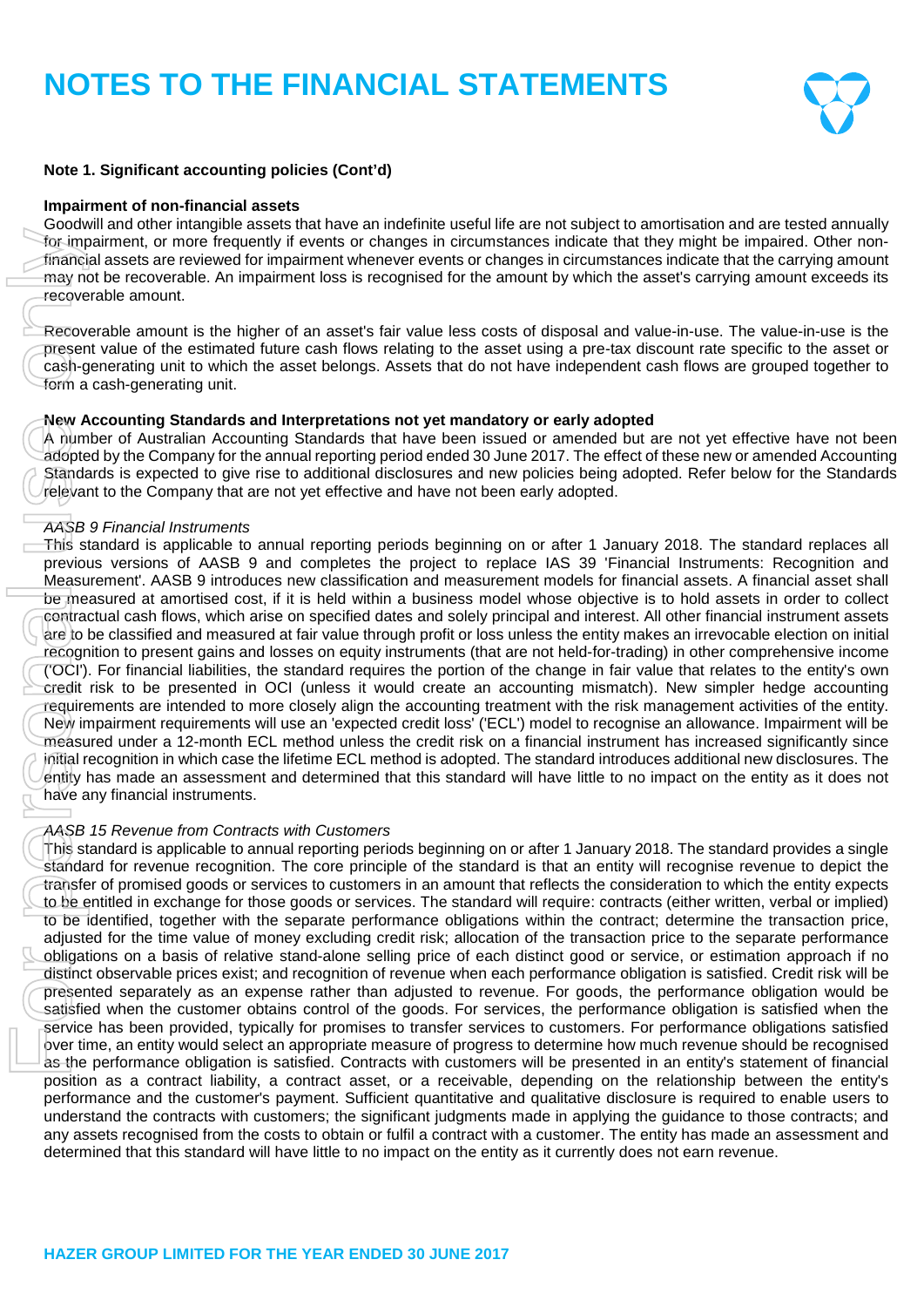# NOTES TO THE FINANCIAL STATEMENTS

**Note 1. Significant accounting policies (Cont'd)**

**Impairment of non-financial assets**

Goodwill and other intangible assets that have an indefinite useful life are not subject to amortisation and are tested annually for impairment, or more frequently if events or changes in circumstances indicate that they might be impaired. Other non-financial assets are reviewed for impairment whenever events or changes in circumstances indicate that the carrying amount may not be recoverable. An impairment loss is recognised for the amount by which the asset's carrying amount exceeds its recoverable amount.

Recoverable amount is the higher of an asset's fair value less costs of disposal and value-in-use. The value-in-use is the present value of the estimated future cash flows relating to the asset using a pre-tax discount rate specific to the asset or cash-generating unit to which the asset belongs. Assets that do not have independent cash flows are grouped together to form a cash-generating unit.

**New Accounting Standards and Interpretations not yet mandatory or early adopted**

A number of Australian Accounting Standards that have been issued or amended but are not yet effective have not been adopted by the Company for the annual reporting period ended 30 June 2017. The effect of these new or amended Accounting Standards is expected to give rise to additional disclosures and new policies being adopted. Refer below for the Standards relevant to the Company that are not yet effective and have not been early adopted.

*AASB 9 Financial Instruments*

This standard is applicable to annual reporting periods beginning on or after 1 January 2018. The standard replaces all previous versions of AASB 9 and completes the project to replace IAS 39 'Financial Instruments: Recognition and Measurement'. AASB 9 introduces new classification and measurement models for financial assets. A financial asset shall be measured at amortised cost, if it is held within a business model whose objective is to hold assets in order to collect contractual cash flows, which arise on specified dates and solely principal and interest. All other financial instrument assets are to be classified and measured at fair value through profit or loss unless the entity makes an irrevocable election on initial recognition to present gains and losses on equity instruments (that are not held-for-trading) in other comprehensive income ('OCI'). For financial liabilities, the standard requires the portion of the change in fair value that relates to the entity's own credit risk to be presented in OCI (unless it would create an accounting mismatch). New simpler hedge accounting requirements are intended to more closely align the accounting treatment with the risk management activities of the entity. New impairment requirements will use an 'expected credit loss' ('ECL') model to recognise an allowance. Impairment will be measured under a 12-month ECL method unless the credit risk on a financial instrument has increased significantly since initial recognition in which case the lifetime ECL method is adopted. The standard introduces additional new disclosures. The entity has made an assessment and determined that this standard will have little to no impact on the entity as it does not have any financial instruments.

*AASB 15 Revenue from Contracts with Customers*

This standard is applicable to annual reporting periods beginning on or after 1 January 2018. The standard provides a single standard for revenue recognition. The core principle of the standard is that an entity will recognise revenue to depict the transfer of promised goods or services to customers in an amount that reflects the consideration to which the entity expects to be entitled in exchange for those goods or services. The standard will require: contracts (either written, verbal or implied) to be identified, together with the separate performance obligations within the contract; determine the transaction price, adjusted for the time value of money excluding credit risk; allocation of the transaction price to the separate performance obligations on a basis of relative stand-alone selling price of each distinct good or service, or estimation approach if no distinct observable prices exist; and recognition of revenue when each performance obligation is satisfied. Credit risk will be presented separately as an expense rather than adjusted to revenue. For goods, the performance obligation would be satisfied when the customer obtains control of the goods. For services, the performance obligation is satisfied when the service has been provided, typically for promises to transfer services to customers. For performance obligations satisfied over time, an entity would select an appropriate measure of progress to determine how much revenue should be recognised as the performance obligation is satisfied. Contracts with customers will be presented in an entity's statement of financial position as a contract liability, a contract asset, or a receivable, depending on the relationship between the entity's performance and the customer's payment. Sufficient quantitative and qualitative disclosure is required to enable users to understand the contracts with customers; the significant judgments made in applying the guidance to those contracts; and any assets recognised from the costs to obtain or fulfil a contract with a customer. The entity has made an assessment and determined that this standard will have little to no impact on the entity as it currently does not earn revenue.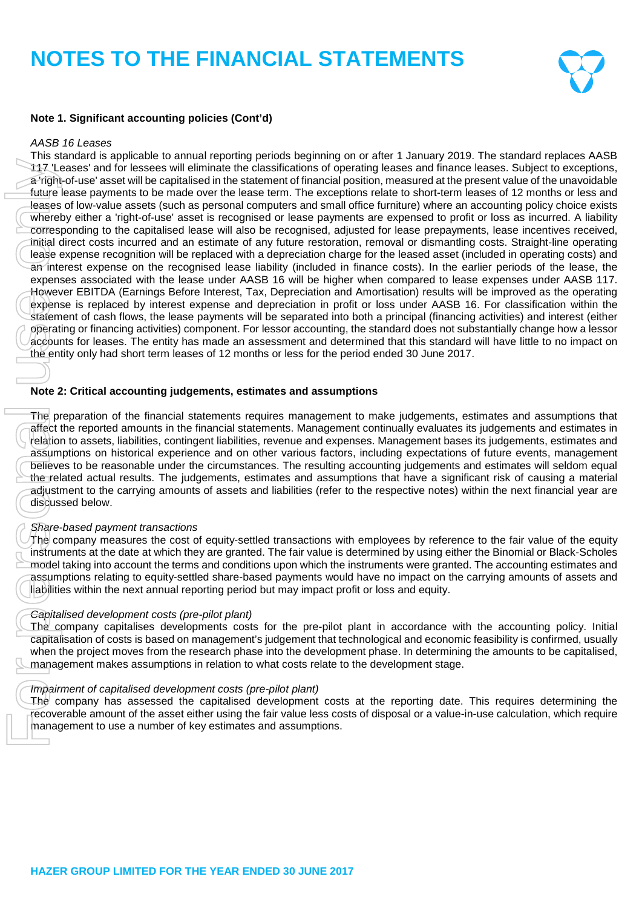# NOTES TO THE FINANCIAL STATEMENTS

**Note 1. Significant accounting policies (Cont'd)**

*AASB 16 Leases*

This standard is applicable to annual reporting periods beginning on or after 1 January 2019. The standard replaces AASB 117 'Leases' and for lessees will eliminate the classifications of operating leases and finance leases. Subject to exceptions, a 'right-of-use' asset will be capitalised in the statement of financial position, measured at the present value of the unavoidable future lease payments to be made over the lease term. The exceptions relate to short-term leases of 12 months or less and leases of low-value assets (such as personal computers and small office furniture) where an accounting policy choice exists whereby either a 'right-of-use' asset is recognised or lease payments are expensed to profit or loss as incurred. A liability corresponding to the capitalised lease will also be recognised, adjusted for lease prepayments, lease incentives received, initial direct costs incurred and an estimate of any future restoration, removal or dismantling costs. Straight-line operating lease expense recognition will be replaced with a depreciation charge for the leased asset (included in operating costs) and an interest expense on the recognised lease liability (included in finance costs). In the earlier periods of the lease, the expenses associated with the lease under AASB 16 will be higher when compared to lease expenses under AASB 117. However EBITDA (Earnings Before Interest, Tax, Depreciation and Amortisation) results will be improved as the operating expense is replaced by interest expense and depreciation in profit or loss under AASB 16. For classification within the statement of cash flows, the lease payments will be separated into both a principal (financing activities) and interest (either operating or financing activities) component. For lessor accounting, the standard does not substantially change how a lessor accounts for leases. The entity has made an assessment and determined that this standard will have little to no impact on the entity only had short term leases of 12 months or less for the period ended 30 June 2017.

**Note 2: Critical accounting judgements, estimates and assumptions**

The preparation of the financial statements requires management to make judgements, estimates and assumptions that affect the reported amounts in the financial statements. Management continually evaluates its judgements and estimates in relation to assets, liabilities, contingent liabilities, revenue and expenses. Management bases its judgements, estimates and assumptions on historical experience and on other various factors, including expectations of future events, management believes to be reasonable under the circumstances. The resulting accounting judgements and estimates will seldom equal the related actual results. The judgements, estimates and assumptions that have a significant risk of causing a material adjustment to the carrying amounts of assets and liabilities (refer to the respective notes) within the next financial year are discussed below.

*Share-based payment transactions*

The company measures the cost of equity-settled transactions with employees by reference to the fair value of the equity instruments at the date at which they are granted. The fair value is determined by using either the Binomial or Black-Scholes model taking into account the terms and conditions upon which the instruments were granted. The accounting estimates and assumptions relating to equity-settled share-based payments would have no impact on the carrying amounts of assets and liabilities within the next annual reporting period but may impact profit or loss and equity.

*Capitalised development costs (pre-pilot plant)*

The company capitalises developments costs for the pre-pilot plant in accordance with the accounting policy. Initial capitalisation of costs is based on management's judgement that technological and economic feasibility is confirmed, usually when the project moves from the research phase into the development phase. In determining the amounts to be capitalised, management makes assumptions in relation to what costs relate to the development stage.

*Impairment of capitalised development costs (pre-pilot plant)*

The company has assessed the capitalised development costs at the reporting date. This requires determining the recoverable amount of the asset either using the fair value less costs of disposal or a value-in-use calculation, which require management to use a number of key estimates and assumptions.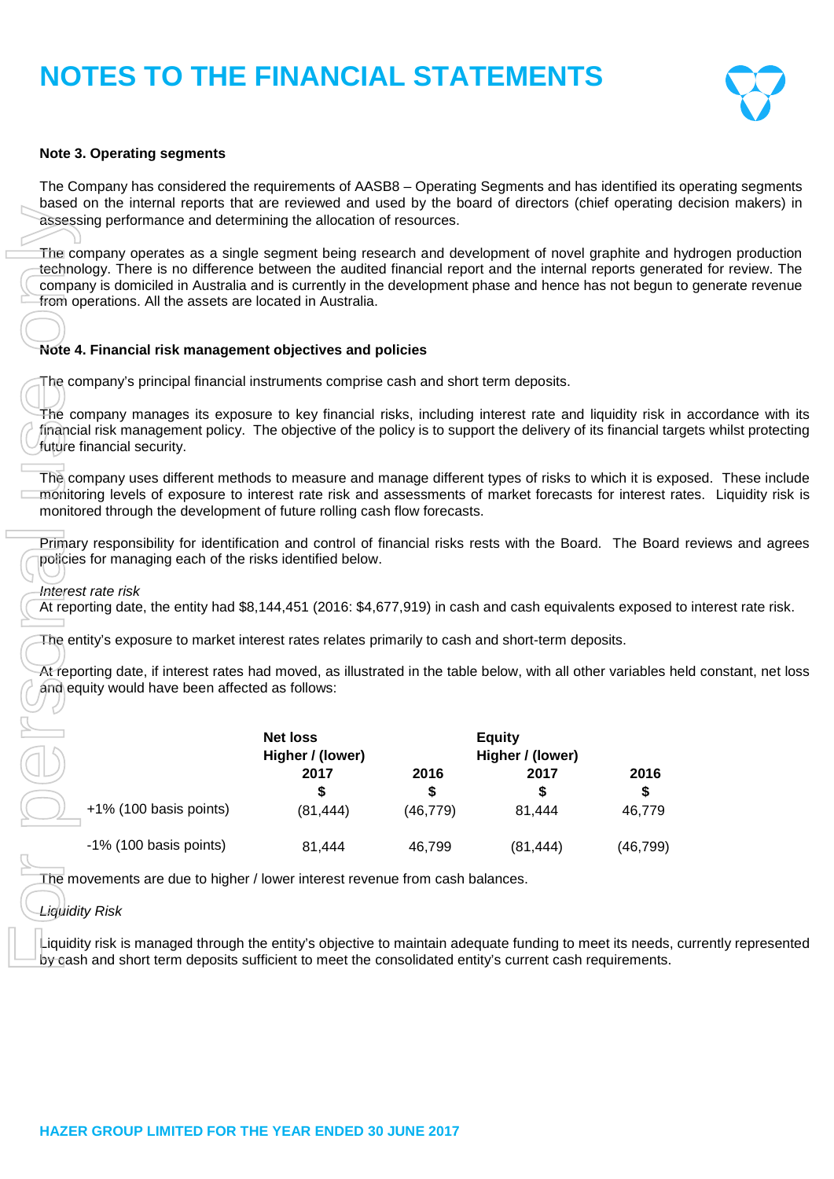# NOTES TO THE FINANCIAL STATEMENTS

**Note 3. Operating segments**

The Company has considered the requirements of AASB8 – Operating Segments and has identified its operating segments based on the internal reports that are reviewed and used by the board of directors (chief operating decision makers) in assessing performance and determining the allocation of resources.

The company operates as a single segment being research and development of novel graphite and hydrogen production technology. There is no difference between the audited financial report and the internal reports generated for review. The company is domiciled in Australia and is currently in the development phase and hence has not begun to generate revenue from operations. All the assets are located in Australia.

**Note 4. Financial risk management objectives and policies**

The company's principal financial instruments comprise cash and short term deposits.

The company manages its exposure to key financial risks, including interest rate and liquidity risk in accordance with its financial risk management policy. The objective of the policy is to support the delivery of its financial targets whilst protecting future financial security.

The company uses different methods to measure and manage different types of risks to which it is exposed. These include monitoring levels of exposure to interest rate risk and assessments of market forecasts for interest rates. Liquidity risk is monitored through the development of future rolling cash flow forecasts.

Primary responsibility for identification and control of financial risks rests with the Board. The Board reviews and agrees policies for managing each of the risks identified below.

*Interest rate risk*
At reporting date, the entity had $8,144,451 (2016: $4,677,919) in cash and cash equivalents exposed to interest rate risk.

The entity's exposure to market interest rates relates primarily to cash and short-term deposits.

At reporting date, if interest rates had moved, as illustrated in the table below, with all other variables held constant, net loss and equity would have been affected as follows:

| | Net loss Higher / (lower) | | Equity Higher / (lower) | |
|---|---|---|---|---|
| | 2017 | 2016 | 2017 | 2016 |
| | $ | $ | $ | $ |
| +1% (100 basis points) | (81,444) | (46,779) | 81,444 | 46,779 |
| -1% (100 basis points) | 81,444 | 46,799 | (81,444) | (46,799) |

The movements are due to higher / lower interest revenue from cash balances.

*Liquidity Risk*

Liquidity risk is managed through the entity's objective to maintain adequate funding to meet its needs, currently represented by cash and short term deposits sufficient to meet the consolidated entity's current cash requirements.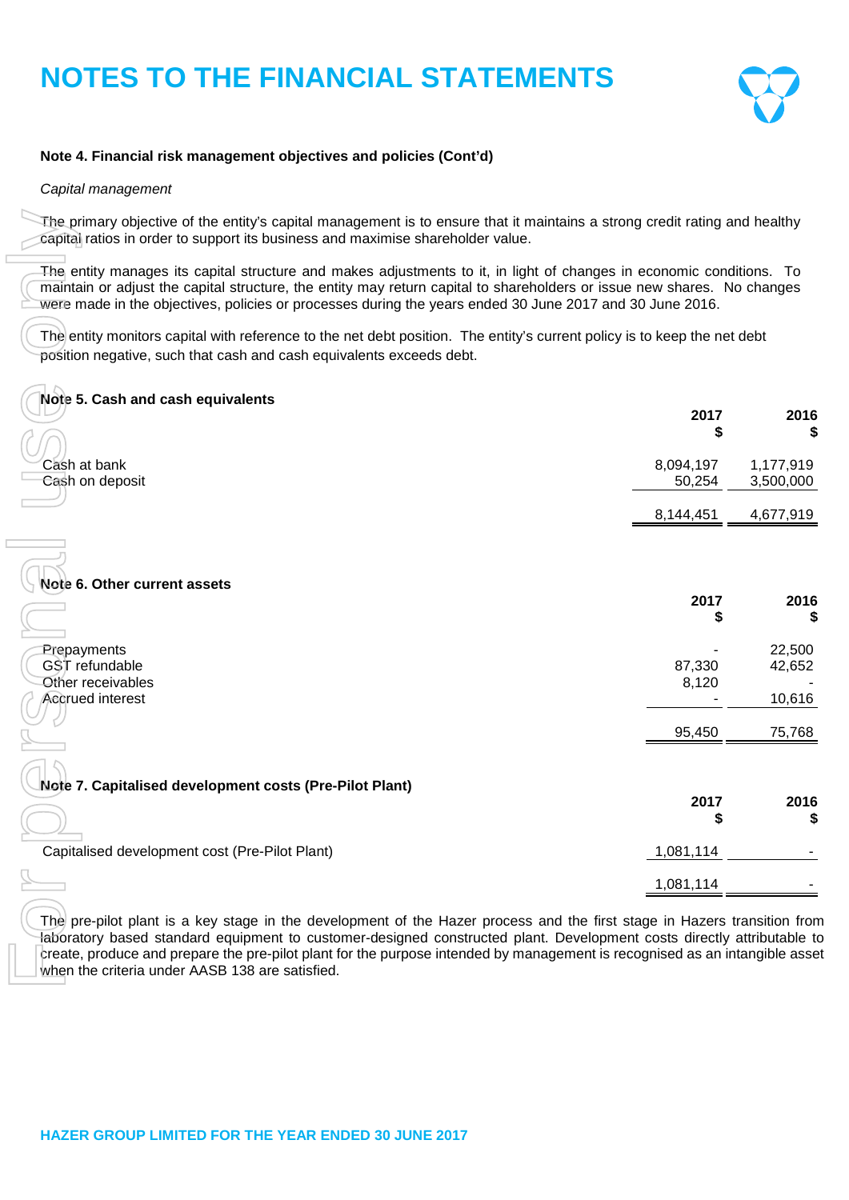# NOTES TO THE FINANCIAL STATEMENTS

**Note 4. Financial risk management objectives and policies (Cont'd)**

*Capital management*

The primary objective of the entity's capital management is to ensure that it maintains a strong credit rating and healthy capital ratios in order to support its business and maximise shareholder value.

The entity manages its capital structure and makes adjustments to it, in light of changes in economic conditions. To maintain or adjust the capital structure, the entity may return capital to shareholders or issue new shares. No changes were made in the objectives, policies or processes during the years ended 30 June 2017 and 30 June 2016.

The entity monitors capital with reference to the net debt position. The entity's current policy is to keep the net debt position negative, such that cash and cash equivalents exceeds debt.

**Note 5. Cash and cash equivalents**

| | 2017 $ | 2016 $ |
|---|---|---|
| Cash at bank | 8,094,197 | 1,177,919 |
| Cash on deposit | 50,254 | 3,500,000 |
| | 8,144,451 | 4,677,919 |

**Note 6. Other current assets**

| | 2017 $ | 2016 $ |
|---|---|---|
| Prepayments | - | 22,500 |
| GST refundable | 87,330 | 42,652 |
| Other receivables | 8,120 | - |
| Accrued interest | - | 10,616 |
| | 95,450 | 75,768 |

**Note 7. Capitalised development costs (Pre-Pilot Plant)**

| | 2017 $ | 2016 $ |
|---|---|---|
| Capitalised development cost (Pre-Pilot Plant) | 1,081,114 | - |
| | 1,081,114 | - |

The pre-pilot plant is a key stage in the development of the Hazer process and the first stage in Hazers transition from laboratory based standard equipment to customer-designed constructed plant. Development costs directly attributable to create, produce and prepare the pre-pilot plant for the purpose intended by management is recognised as an intangible asset when the criteria under AASB 138 are satisfied.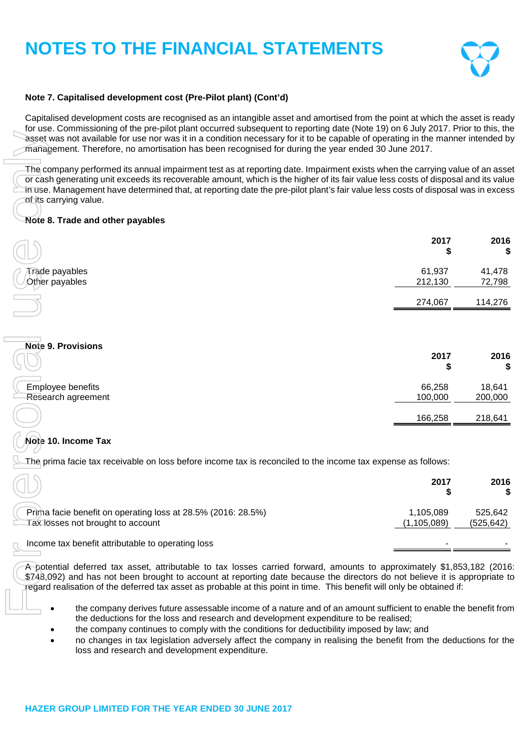# NOTES TO THE FINANCIAL STATEMENTS

**Note 7. Capitalised development cost (Pre-Pilot plant) (Cont'd)**

Capitalised development costs are recognised as an intangible asset and amortised from the point at which the asset is ready for use. Commissioning of the pre-pilot plant occurred subsequent to reporting date (Note 19) on 6 July 2017. Prior to this, the asset was not available for use nor was it in a condition necessary for it to be capable of operating in the manner intended by management. Therefore, no amortisation has been recognised for during the year ended 30 June 2017.

The company performed its annual impairment test as at reporting date. Impairment exists when the carrying value of an asset or cash generating unit exceeds its recoverable amount, which is the higher of its fair value less costs of disposal and its value in use. Management have determined that, at reporting date the pre-pilot plant's fair value less costs of disposal was in excess of its carrying value.

**Note 8. Trade and other payables**

| | 2017 $ | 2016 $ |
|---|---|---|
| Trade payables | 61,937 | 41,478 |
| Other payables | 212,130 | 72,798 |
| | 274,067 | 114,276 |

**Note 9. Provisions**

| | 2017 $ | 2016 $ |
|---|---|---|
| Employee benefits | 66,258 | 18,641 |
| Research agreement | 100,000 | 200,000 |
| | 166,258 | 218,641 |

**Note 10. Income Tax**

The prima facie tax receivable on loss before income tax is reconciled to the income tax expense as follows:

| | 2017 $ | 2016 $ |
|---|---|---|
| Prima facie benefit on operating loss at 28.5% (2016: 28.5%) | 1,105,089 | 525,642 |
| Tax losses not brought to account | (1,105,089) | (525,642) |
| Income tax benefit attributable to operating loss | - | - |

A potential deferred tax asset, attributable to tax losses carried forward, amounts to approximately $1,853,182 (2016: $748,092) and has not been brought to account at reporting date because the directors do not believe it is appropriate to regard realisation of the deferred tax asset as probable at this point in time. This benefit will only be obtained if:

- the company derives future assessable income of a nature and of an amount sufficient to enable the benefit from the deductions for the loss and research and development expenditure to be realised;
- the company continues to comply with the conditions for deductibility imposed by law; and
- no changes in tax legislation adversely affect the company in realising the benefit from the deductions for the loss and research and development expenditure.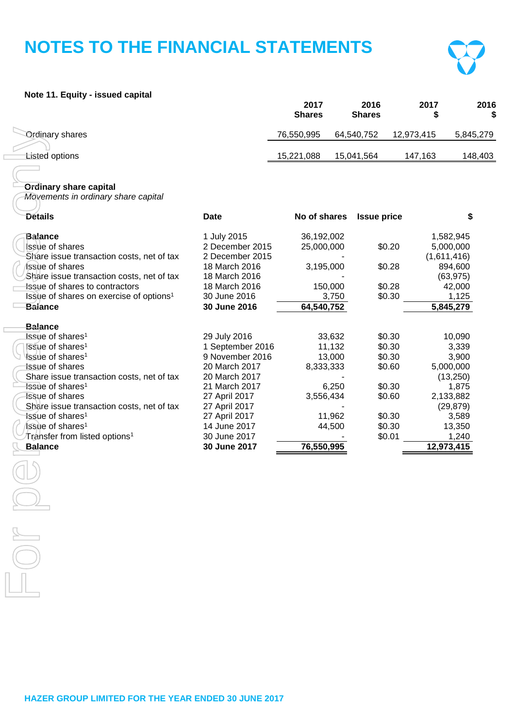# NOTES TO THE FINANCIAL STATEMENTS

**Note 11. Equity - issued capital**

| | 2017 Shares | 2016 Shares | 2017 $ | 2016 $ |
|---|---|---|---|---|
| Ordinary shares | 76,550,995 | 64,540,752 | 12,973,415 | 5,845,279 |
| Listed options | 15,221,088 | 15,041,564 | 147,163 | 148,403 |

**Ordinary share capital**

*Movements in ordinary share capital*

| Details | Date | No of shares | Issue price | $ |
|---|---|---|---|---|
| **Balance** | 1 July 2015 | 36,192,002 | | 1,582,945 |
| Issue of shares | 2 December 2015 | 25,000,000 | $0.20 | 5,000,000 |
| Share issue transaction costs, net of tax | 2 December 2015 | - | | (1,611,416) |
| Issue of shares | 18 March 2016 | 3,195,000 | $0.28 | 894,600 |
| Share issue transaction costs, net of tax | 18 March 2016 | - | | (63,975) |
| Issue of shares to contractors | 18 March 2016 | 150,000 | $0.28 | 42,000 |
| Issue of shares on exercise of options[1] | 30 June 2016 | 3,750 | $0.30 | 1,125 |
| **Balance** | **30 June 2016** | **64,540,752** | | **5,845,279** |
| | | | | |
| **Balance** | | | | |
| Issue of shares[1] | 29 July 2016 | 33,632 | $0.30 | 10,090 |
| Issue of shares[1] | 1 September 2016 | 11,132 | $0.30 | 3,339 |
| Issue of shares[1] | 9 November 2016 | 13,000 | $0.30 | 3,900 |
| Issue of shares | 20 March 2017 | 8,333,333 | $0.60 | 5,000,000 |
| Share issue transaction costs, net of tax | 20 March 2017 | - | | (13,250) |
| Issue of shares[1] | 21 March 2017 | 6,250 | $0.30 | 1,875 |
| Issue of shares | 27 April 2017 | 3,556,434 | $0.60 | 2,133,882 |
| Share issue transaction costs, net of tax | 27 April 2017 | - | | (29,879) |
| Issue of shares[1] | 27 April 2017 | 11,962 | $0.30 | 3,589 |
| Issue of shares[1] | 14 June 2017 | 44,500 | $0.30 | 13,350 |
| Transfer from listed options[1] | 30 June 2017 | - | $0.01 | 1,240 |
| **Balance** | **30 June 2017** | **76,550,995** | | **12,973,415** |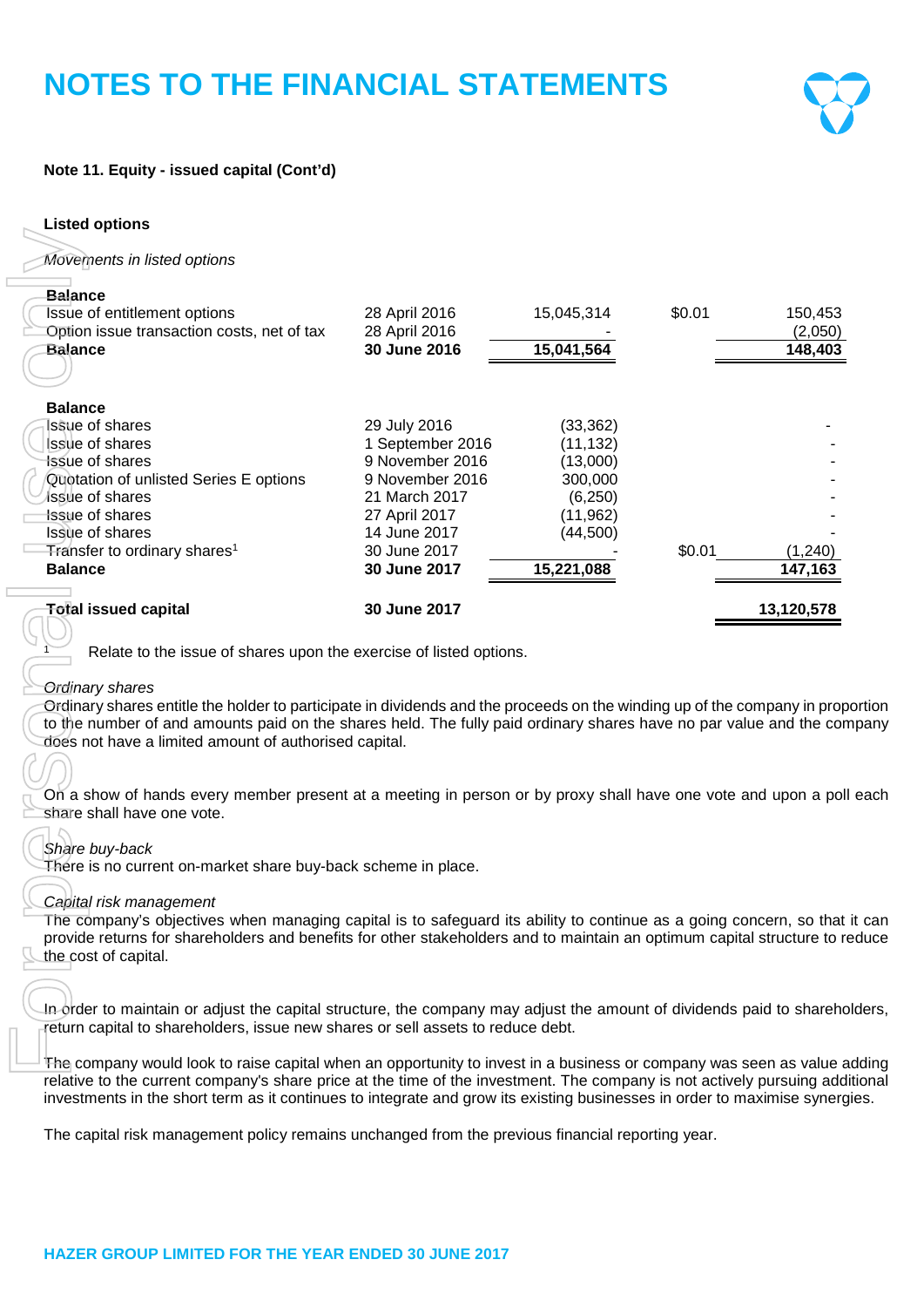# NOTES TO THE FINANCIAL STATEMENTS

**Note 11. Equity - issued capital (Cont'd)**

**Listed options**

*Movements in listed options*

| | | | | |
|---|---|---|---|---|
| **Balance** | | | | |
| Issue of entitlement options | 28 April 2016 | 15,045,314 | $0.01 | 150,453 |
| Option issue transaction costs, net of tax | 28 April 2016 | - | | (2,050) |
| **Balance** | **30 June 2016** | **15,041,564** | | **148,403** |
| | | | | |
| **Balance** | | | | |
| Issue of shares | 29 July 2016 | (33,362) | | - |
| Issue of shares | 1 September 2016 | (11,132) | | - |
| Issue of shares | 9 November 2016 | (13,000) | | - |
| Quotation of unlisted Series E options | 9 November 2016 | 300,000 | | - |
| Issue of shares | 21 March 2017 | (6,250) | | - |
| Issue of shares | 27 April 2017 | (11,962) | | - |
| Issue of shares | 14 June 2017 | (44,500) | | - |
| Transfer to ordinary shares[1] | 30 June 2017 | - | $0.01 | (1,240) |
| **Balance** | **30 June 2017** | **15,221,088** | | **147,163** |
| | | | | |
| **Total issued capital** | **30 June 2017** | | | **13,120,578** |

[1] Relate to the issue of shares upon the exercise of listed options.

*Ordinary shares*

Ordinary shares entitle the holder to participate in dividends and the proceeds on the winding up of the company in proportion to the number of and amounts paid on the shares held. The fully paid ordinary shares have no par value and the company does not have a limited amount of authorised capital.

On a show of hands every member present at a meeting in person or by proxy shall have one vote and upon a poll each share shall have one vote.

*Share buy-back*

There is no current on-market share buy-back scheme in place.

*Capital risk management*

The company's objectives when managing capital is to safeguard its ability to continue as a going concern, so that it can provide returns for shareholders and benefits for other stakeholders and to maintain an optimum capital structure to reduce the cost of capital.

In order to maintain or adjust the capital structure, the company may adjust the amount of dividends paid to shareholders, return capital to shareholders, issue new shares or sell assets to reduce debt.

The company would look to raise capital when an opportunity to invest in a business or company was seen as value adding relative to the current company's share price at the time of the investment. The company is not actively pursuing additional investments in the short term as it continues to integrate and grow its existing businesses in order to maximise synergies.

The capital risk management policy remains unchanged from the previous financial reporting year.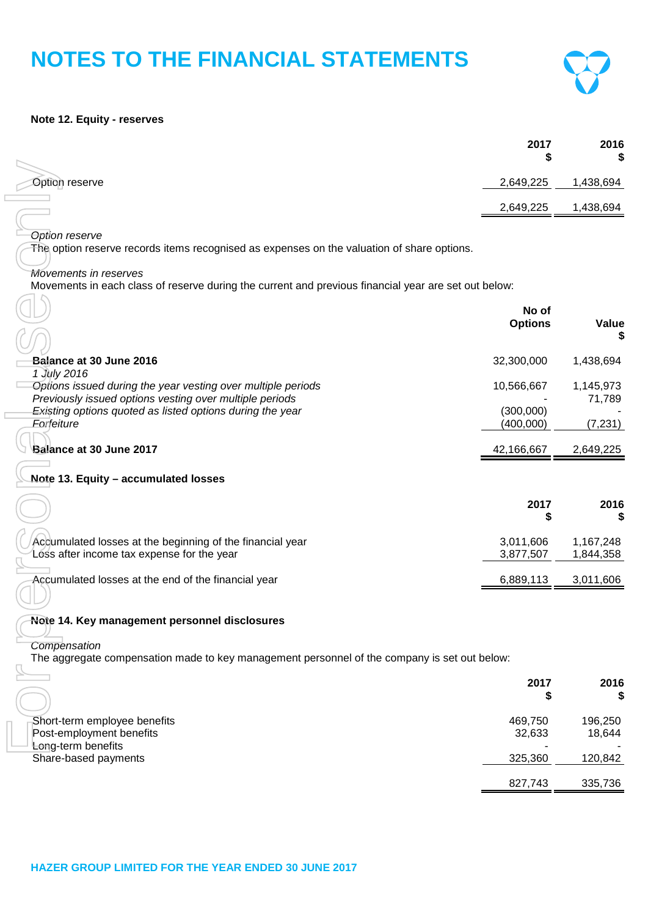# NOTES TO THE FINANCIAL STATEMENTS

**Note 12. Equity - reserves**

| | 2017 $ | 2016 $ |
|---|---|---|
| Option reserve | 2,649,225 | 1,438,694 |
| | 2,649,225 | 1,438,694 |

*Option reserve*
The option reserve records items recognised as expenses on the valuation of share options.

*Movements in reserves*
Movements in each class of reserve during the current and previous financial year are set out below:

| | No of Options | Value $ |
|---|---|---|
| **Balance at 30 June 2016** | 32,300,000 | 1,438,694 |
| *1 July 2016* | | |
| *Options issued during the year vesting over multiple periods* | 10,566,667 | 1,145,973 |
| *Previously issued options vesting over multiple periods* | - | 71,789 |
| *Existing options quoted as listed options during the year* | (300,000) | - |
| *Forfeiture* | (400,000) | (7,231) |
| **Balance at 30 June 2017** | 42,166,667 | 2,649,225 |

**Note 13. Equity – accumulated losses**

| | 2017 $ | 2016 $ |
|---|---|---|
| Accumulated losses at the beginning of the financial year | 3,011,606 | 1,167,248 |
| Loss after income tax expense for the year | 3,877,507 | 1,844,358 |
| Accumulated losses at the end of the financial year | 6,889,113 | 3,011,606 |

**Note 14. Key management personnel disclosures**

*Compensation*
The aggregate compensation made to key management personnel of the company is set out below:

| | 2017 $ | 2016 $ |
|---|---|---|
| Short-term employee benefits | 469,750 | 196,250 |
| Post-employment benefits | 32,633 | 18,644 |
| Long-term benefits | - | - |
| Share-based payments | 325,360 | 120,842 |
| | 827,743 | 335,736 |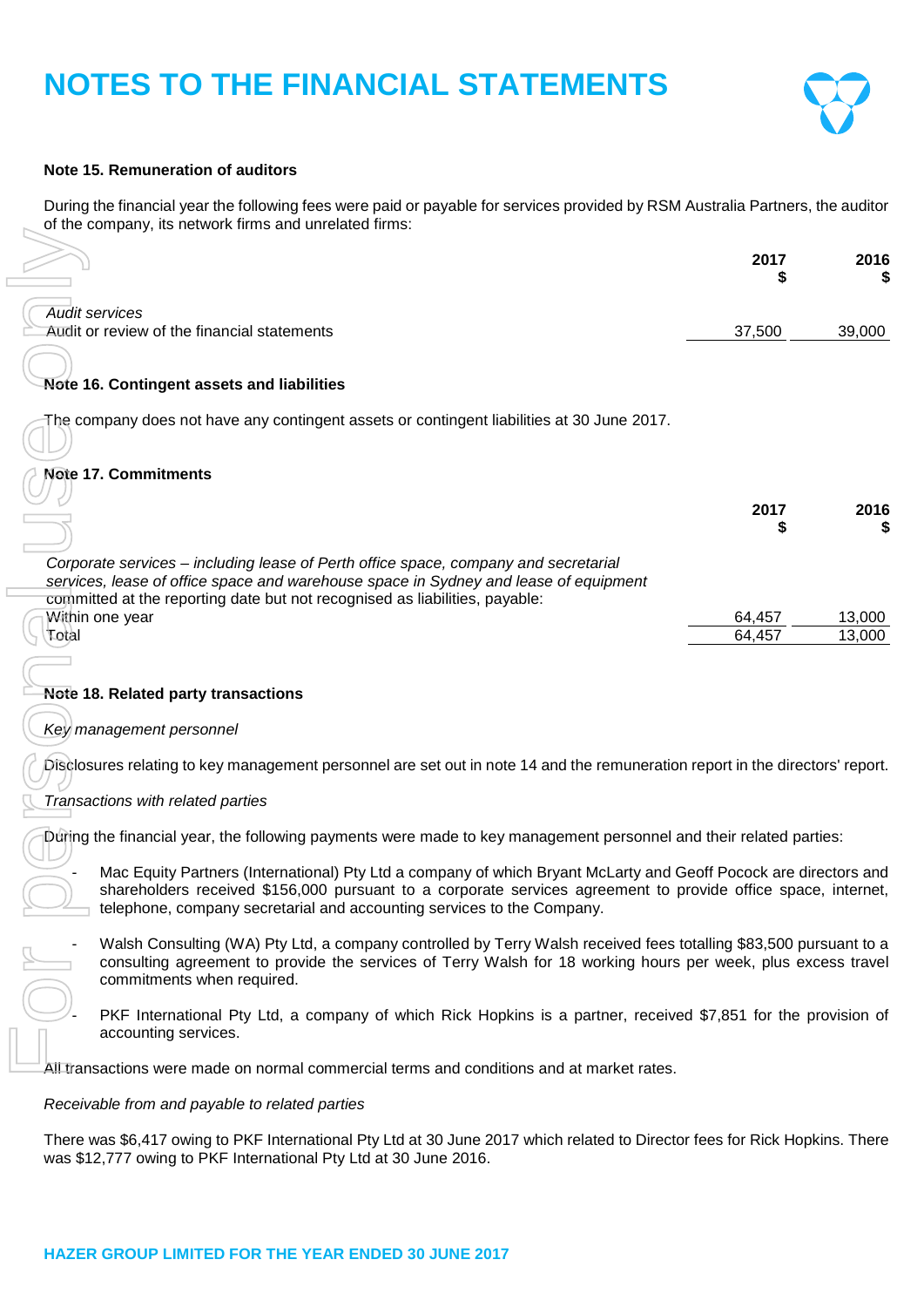# NOTES TO THE FINANCIAL STATEMENTS

**Note 15. Remuneration of auditors**

During the financial year the following fees were paid or payable for services provided by RSM Australia Partners, the auditor of the company, its network firms and unrelated firms:

| | 2017<br>$ | 2016<br>$ |
|---|---|---|
| *Audit services* | | |
| Audit or review of the financial statements | 37,500 | 39,000 |

**Note 16. Contingent assets and liabilities**

The company does not have any contingent assets or contingent liabilities at 30 June 2017.

**Note 17. Commitments**

| | 2017<br>$ | 2016<br>$ |
|---|---|---|
| *Corporate services – including lease of Perth office space, company and secretarial services, lease of office space and warehouse space in Sydney and lease of equipment* committed at the reporting date but not recognised as liabilities, payable: | | |
| Within one year | 64,457 | 13,000 |
| Total | 64,457 | 13,000 |

**Note 18. Related party transactions**

*Key management personnel*

Disclosures relating to key management personnel are set out in note 14 and the remuneration report in the directors' report.

*Transactions with related parties*

During the financial year, the following payments were made to key management personnel and their related parties:

- Mac Equity Partners (International) Pty Ltd a company of which Bryant McLarty and Geoff Pocock are directors and shareholders received $156,000 pursuant to a corporate services agreement to provide office space, internet, telephone, company secretarial and accounting services to the Company.
- Walsh Consulting (WA) Pty Ltd, a company controlled by Terry Walsh received fees totalling $83,500 pursuant to a consulting agreement to provide the services of Terry Walsh for 18 working hours per week, plus excess travel commitments when required.
- PKF International Pty Ltd, a company of which Rick Hopkins is a partner, received $7,851 for the provision of accounting services.

All transactions were made on normal commercial terms and conditions and at market rates.

*Receivable from and payable to related parties*

There was $6,417 owing to PKF International Pty Ltd at 30 June 2017 which related to Director fees for Rick Hopkins. There was $12,777 owing to PKF International Pty Ltd at 30 June 2016.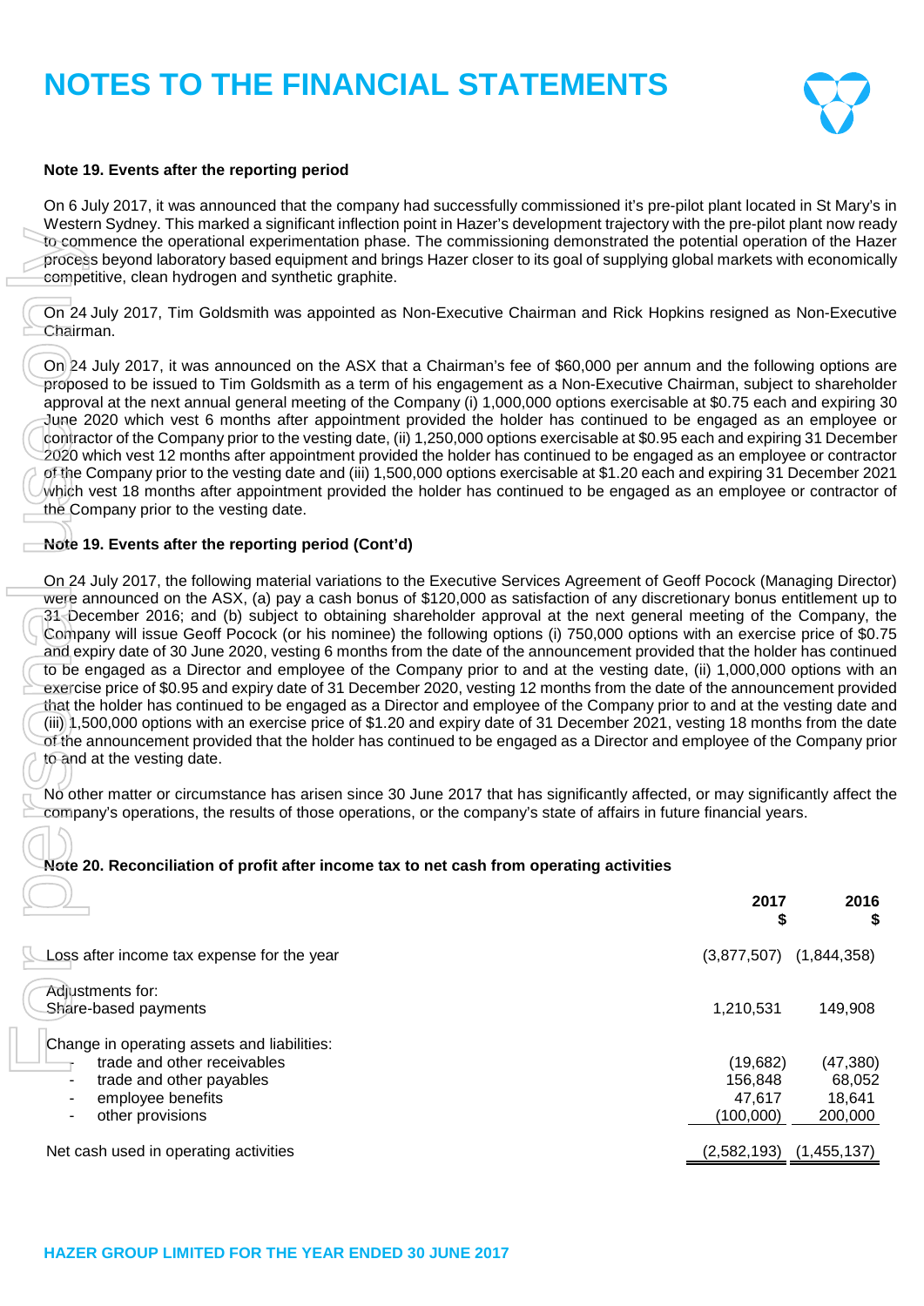# NOTES TO THE FINANCIAL STATEMENTS

**Note 19. Events after the reporting period**

On 6 July 2017, it was announced that the company had successfully commissioned it's pre-pilot plant located in St Mary's in Western Sydney. This marked a significant inflection point in Hazer's development trajectory with the pre-pilot plant now ready to commence the operational experimentation phase. The commissioning demonstrated the potential operation of the Hazer process beyond laboratory based equipment and brings Hazer closer to its goal of supplying global markets with economically competitive, clean hydrogen and synthetic graphite.

On 24 July 2017, Tim Goldsmith was appointed as Non-Executive Chairman and Rick Hopkins resigned as Non-Executive Chairman.

On 24 July 2017, it was announced on the ASX that a Chairman's fee of $60,000 per annum and the following options are proposed to be issued to Tim Goldsmith as a term of his engagement as a Non-Executive Chairman, subject to shareholder approval at the next annual general meeting of the Company (i) 1,000,000 options exercisable at $0.75 each and expiring 30 June 2020 which vest 6 months after appointment provided the holder has continued to be engaged as an employee or contractor of the Company prior to the vesting date, (ii) 1,250,000 options exercisable at $0.95 each and expiring 31 December 2020 which vest 12 months after appointment provided the holder has continued to be engaged as an employee or contractor of the Company prior to the vesting date and (iii) 1,500,000 options exercisable at $1.20 each and expiring 31 December 2021 which vest 18 months after appointment provided the holder has continued to be engaged as an employee or contractor of the Company prior to the vesting date.

**Note 19. Events after the reporting period (Cont'd)**

On 24 July 2017, the following material variations to the Executive Services Agreement of Geoff Pocock (Managing Director) were announced on the ASX, (a) pay a cash bonus of $120,000 as satisfaction of any discretionary bonus entitlement up to 31 December 2016; and (b) subject to obtaining shareholder approval at the next general meeting of the Company, the Company will issue Geoff Pocock (or his nominee) the following options (i) 750,000 options with an exercise price of $0.75 and expiry date of 30 June 2020, vesting 6 months from the date of the announcement provided that the holder has continued to be engaged as a Director and employee of the Company prior to and at the vesting date, (ii) 1,000,000 options with an exercise price of $0.95 and expiry date of 31 December 2020, vesting 12 months from the date of the announcement provided that the holder has continued to be engaged as a Director and employee of the Company prior to and at the vesting date and (iii) 1,500,000 options with an exercise price of $1.20 and expiry date of 31 December 2021, vesting 18 months from the date of the announcement provided that the holder has continued to be engaged as a Director and employee of the Company prior to and at the vesting date.

No other matter or circumstance has arisen since 30 June 2017 that has significantly affected, or may significantly affect the company's operations, the results of those operations, or the company's state of affairs in future financial years.

**Note 20. Reconciliation of profit after income tax to net cash from operating activities**

| | 2017 $ | 2016 $ |
|---|---|---|
| Loss after income tax expense for the year | (3,877,507) | (1,844,358) |
| Adjustments for: | | |
| Share-based payments | 1,210,531 | 149,908 |
| Change in operating assets and liabilities: | | |
| - trade and other receivables | (19,682) | (47,380) |
| - trade and other payables | 156,848 | 68,052 |
| - employee benefits | 47,617 | 18,641 |
| - other provisions | (100,000) | 200,000 |
| Net cash used in operating activities | (2,582,193) | (1,455,137) |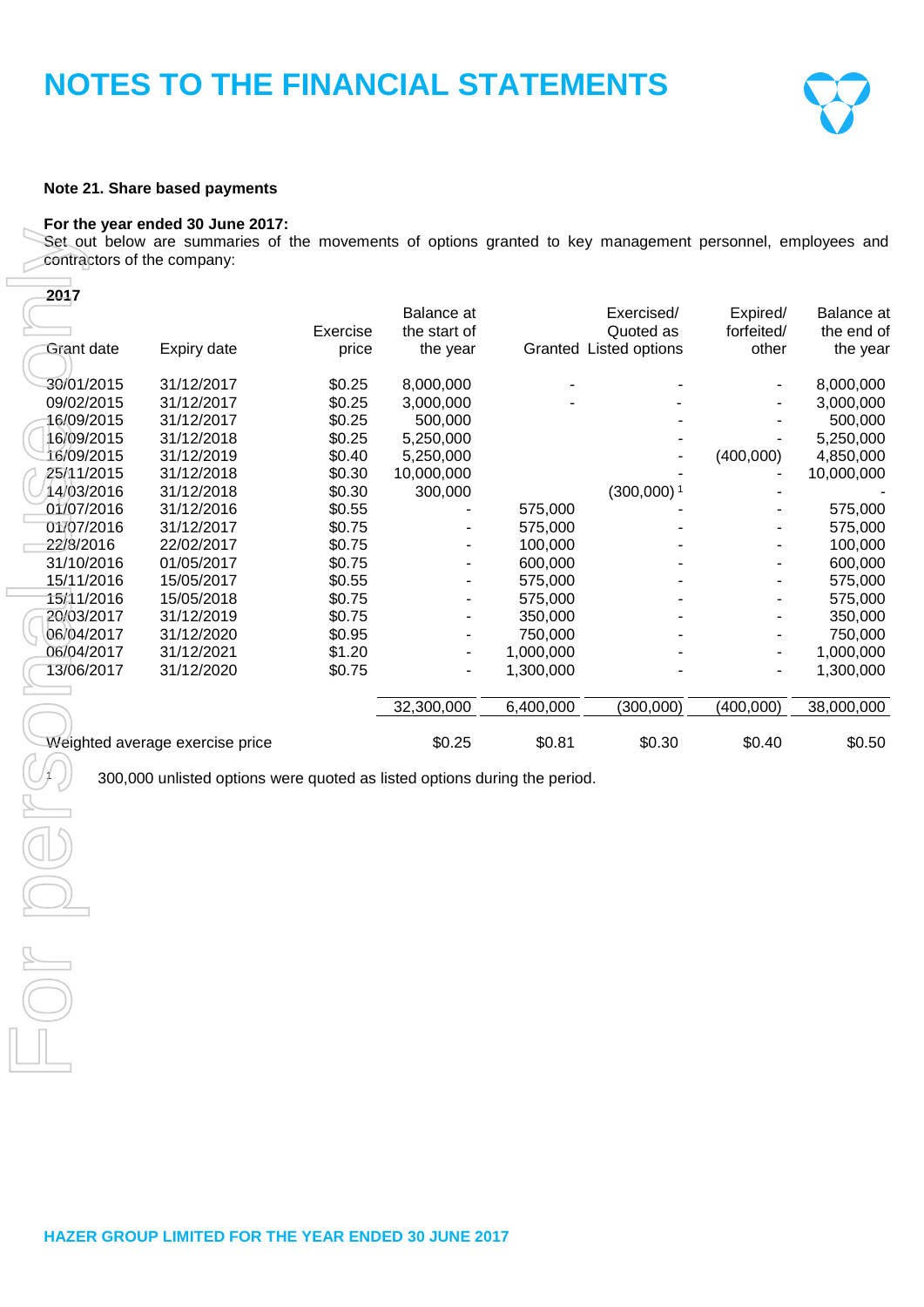# NOTES TO THE FINANCIAL STATEMENTS

**Note 21. Share based payments**

**For the year ended 30 June 2017:**

Set out below are summaries of the movements of options granted to key management personnel, employees and contractors of the company:

**2017**

| Grant date | Expiry date | Exercise price | Balance at the start of the year | Granted | Exercised/ Quoted as Listed options | Expired/ forfeited/ other | Balance at the end of the year |
|---|---|---|---|---|---|---|---|
| 30/01/2015 | 31/12/2017 | $0.25 | 8,000,000 | - | - | - | 8,000,000 |
| 09/02/2015 | 31/12/2017 | $0.25 | 3,000,000 | - | - | - | 3,000,000 |
| 16/09/2015 | 31/12/2017 | $0.25 | 500,000 | | - | - | 500,000 |
| 16/09/2015 | 31/12/2018 | $0.25 | 5,250,000 | | - | - | 5,250,000 |
| 16/09/2015 | 31/12/2019 | $0.40 | 5,250,000 | | - | (400,000) | 4,850,000 |
| 25/11/2015 | 31/12/2018 | $0.30 | 10,000,000 | | - | - | 10,000,000 |
| 14/03/2016 | 31/12/2018 | $0.30 | 300,000 | | (300,000) [1] | - | - |
| 01/07/2016 | 31/12/2016 | $0.55 | - | 575,000 | - | - | 575,000 |
| 01/07/2016 | 31/12/2017 | $0.75 | - | 575,000 | - | - | 575,000 |
| 22/8/2016 | 22/02/2017 | $0.75 | - | 100,000 | - | - | 100,000 |
| 31/10/2016 | 01/05/2017 | $0.75 | - | 600,000 | - | - | 600,000 |
| 15/11/2016 | 15/05/2017 | $0.55 | - | 575,000 | - | - | 575,000 |
| 15/11/2016 | 15/05/2018 | $0.75 | - | 575,000 | - | - | 575,000 |
| 20/03/2017 | 31/12/2019 | $0.75 | - | 350,000 | - | - | 350,000 |
| 06/04/2017 | 31/12/2020 | $0.95 | - | 750,000 | - | - | 750,000 |
| 06/04/2017 | 31/12/2021 | $1.20 | - | 1,000,000 | - | - | 1,000,000 |
| 13/06/2017 | 31/12/2020 | $0.75 | - | 1,300,000 | - | - | 1,300,000 |
| | | | 32,300,000 | 6,400,000 | (300,000) | (400,000) | 38,000,000 |
| Weighted average exercise price | | | $0.25 | $0.81 | $0.30 | $0.40 | $0.50 |

[1] 300,000 unlisted options were quoted as listed options during the period.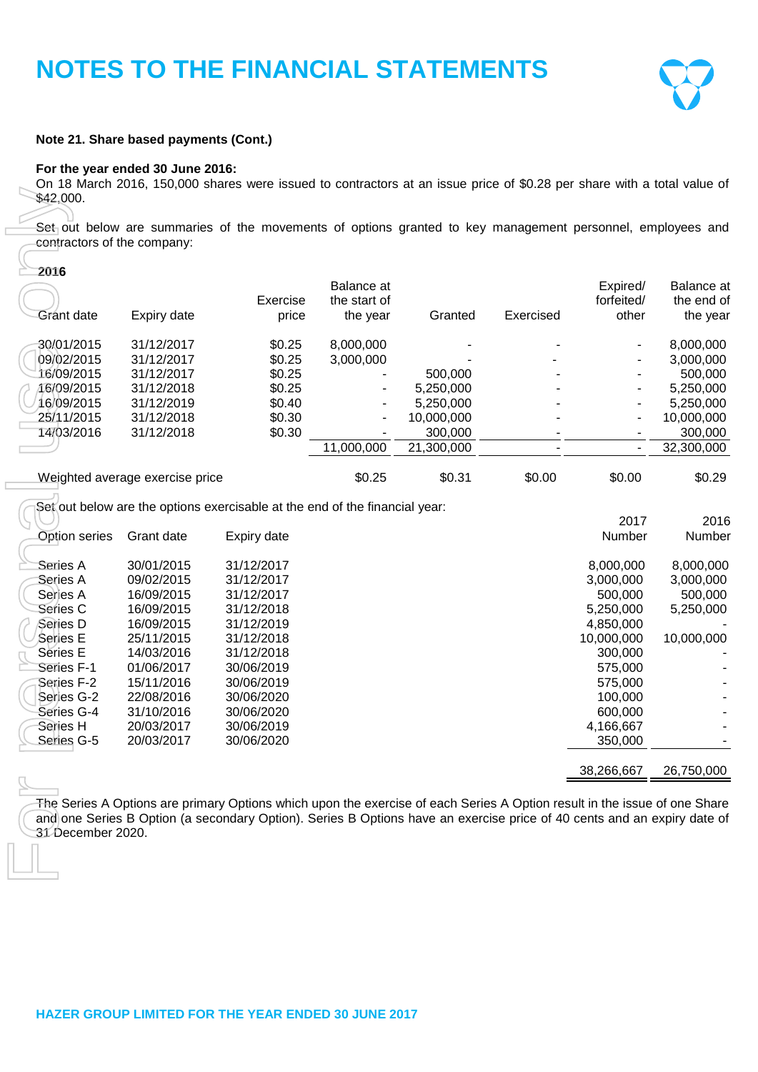# NOTES TO THE FINANCIAL STATEMENTS

**Note 21. Share based payments (Cont.)**

**For the year ended 30 June 2016:**

On 18 March 2016, 150,000 shares were issued to contractors at an issue price of $0.28 per share with a total value of $42,000.

Set out below are summaries of the movements of options granted to key management personnel, employees and contractors of the company:

**2016**

| Grant date | Expiry date | Exercise price | Balance at the start of the year | Granted | Exercised | Expired/ forfeited/ other | Balance at the end of the year |
|---|---|---|---|---|---|---|---|
| 30/01/2015 | 31/12/2017 | $0.25 | 8,000,000 | - | - | - | 8,000,000 |
| 09/02/2015 | 31/12/2017 | $0.25 | 3,000,000 | - | - | - | 3,000,000 |
| 16/09/2015 | 31/12/2017 | $0.25 | - | 500,000 | - | - | 500,000 |
| 16/09/2015 | 31/12/2018 | $0.25 | - | 5,250,000 | - | - | 5,250,000 |
| 16/09/2015 | 31/12/2019 | $0.40 | - | 5,250,000 | - | - | 5,250,000 |
| 25/11/2015 | 31/12/2018 | $0.30 | - | 10,000,000 | - | - | 10,000,000 |
| 14/03/2016 | 31/12/2018 | $0.30 | - | 300,000 | - | - | 300,000 |
| | | | 11,000,000 | 21,300,000 | - | - | 32,300,000 |
| Weighted average exercise price | | | $0.25 | $0.31 | $0.00 | $0.00 | $0.29 |

Set out below are the options exercisable at the end of the financial year:

| Option series | Grant date | Expiry date | 2017 Number | 2016 Number |
|---|---|---|---|---|
| Series A | 30/01/2015 | 31/12/2017 | 8,000,000 | 8,000,000 |
| Series A | 09/02/2015 | 31/12/2017 | 3,000,000 | 3,000,000 |
| Series A | 16/09/2015 | 31/12/2017 | 500,000 | 500,000 |
| Series C | 16/09/2015 | 31/12/2018 | 5,250,000 | 5,250,000 |
| Series D | 16/09/2015 | 31/12/2019 | 4,850,000 | - |
| Series E | 25/11/2015 | 31/12/2018 | 10,000,000 | 10,000,000 |
| Series E | 14/03/2016 | 31/12/2018 | 300,000 | - |
| Series F-1 | 01/06/2017 | 30/06/2019 | 575,000 | - |
| Series F-2 | 15/11/2016 | 30/06/2019 | 575,000 | - |
| Series G-2 | 22/08/2016 | 30/06/2020 | 100,000 | - |
| Series G-4 | 31/10/2016 | 30/06/2020 | 600,000 | - |
| Series H | 20/03/2017 | 30/06/2019 | 4,166,667 | - |
| Series G-5 | 20/03/2017 | 30/06/2020 | 350,000 | - |
| | | | 38,266,667 | 26,750,000 |

The Series A Options are primary Options which upon the exercise of each Series A Option result in the issue of one Share and one Series B Option (a secondary Option). Series B Options have an exercise price of 40 cents and an expiry date of 31 December 2020.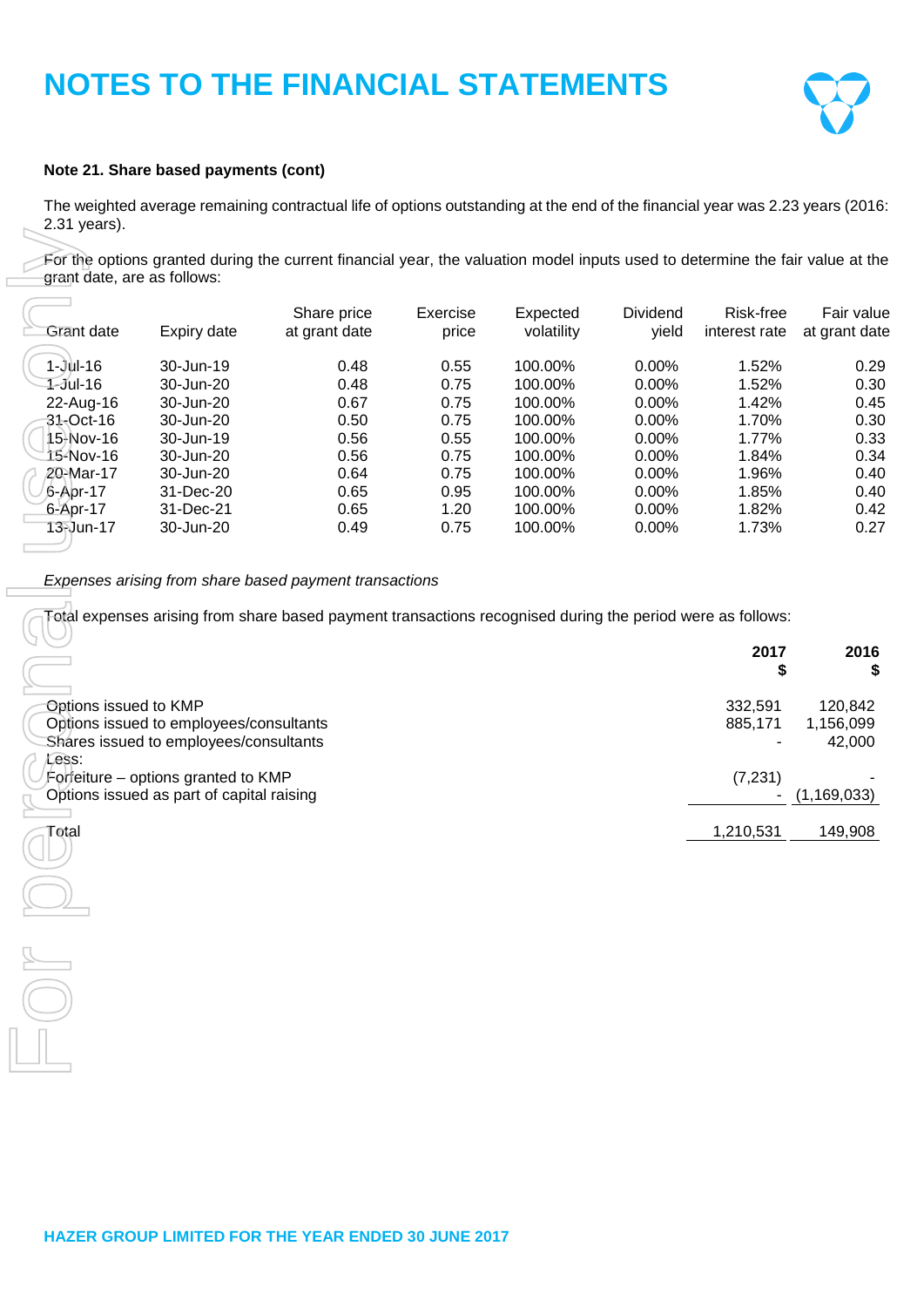# NOTES TO THE FINANCIAL STATEMENTS

**Note 21. Share based payments (cont)**

The weighted average remaining contractual life of options outstanding at the end of the financial year was 2.23 years (2016: 2.31 years).

For the options granted during the current financial year, the valuation model inputs used to determine the fair value at the grant date, are as follows:

| Grant date | Expiry date | Share price at grant date | Exercise price | Expected volatility | Dividend yield | Risk-free interest rate | Fair value at grant date |
|---|---|---|---|---|---|---|---|
| 1-Jul-16 | 30-Jun-19 | 0.48 | 0.55 | 100.00% | 0.00% | 1.52% | 0.29 |
| 1-Jul-16 | 30-Jun-20 | 0.48 | 0.75 | 100.00% | 0.00% | 1.52% | 0.30 |
| 22-Aug-16 | 30-Jun-20 | 0.67 | 0.75 | 100.00% | 0.00% | 1.42% | 0.45 |
| 31-Oct-16 | 30-Jun-20 | 0.50 | 0.75 | 100.00% | 0.00% | 1.70% | 0.30 |
| 15-Nov-16 | 30-Jun-19 | 0.56 | 0.55 | 100.00% | 0.00% | 1.77% | 0.33 |
| 15-Nov-16 | 30-Jun-20 | 0.56 | 0.75 | 100.00% | 0.00% | 1.84% | 0.34 |
| 20-Mar-17 | 30-Jun-20 | 0.64 | 0.75 | 100.00% | 0.00% | 1.96% | 0.40 |
| 6-Apr-17 | 31-Dec-20 | 0.65 | 0.95 | 100.00% | 0.00% | 1.85% | 0.40 |
| 6-Apr-17 | 31-Dec-21 | 0.65 | 1.20 | 100.00% | 0.00% | 1.82% | 0.42 |
| 13-Jun-17 | 30-Jun-20 | 0.49 | 0.75 | 100.00% | 0.00% | 1.73% | 0.27 |

*Expenses arising from share based payment transactions*

Total expenses arising from share based payment transactions recognised during the period were as follows:

| | 2017 $ | 2016 $ |
|---|---|---|
| Options issued to KMP | 332,591 | 120,842 |
| Options issued to employees/consultants | 885,171 | 1,156,099 |
| Shares issued to employees/consultants | - | 42,000 |
| Less: | | |
| Forfeiture – options granted to KMP | (7,231) | - |
| Options issued as part of capital raising | - | (1,169,033) |
| Total | 1,210,531 | 149,908 |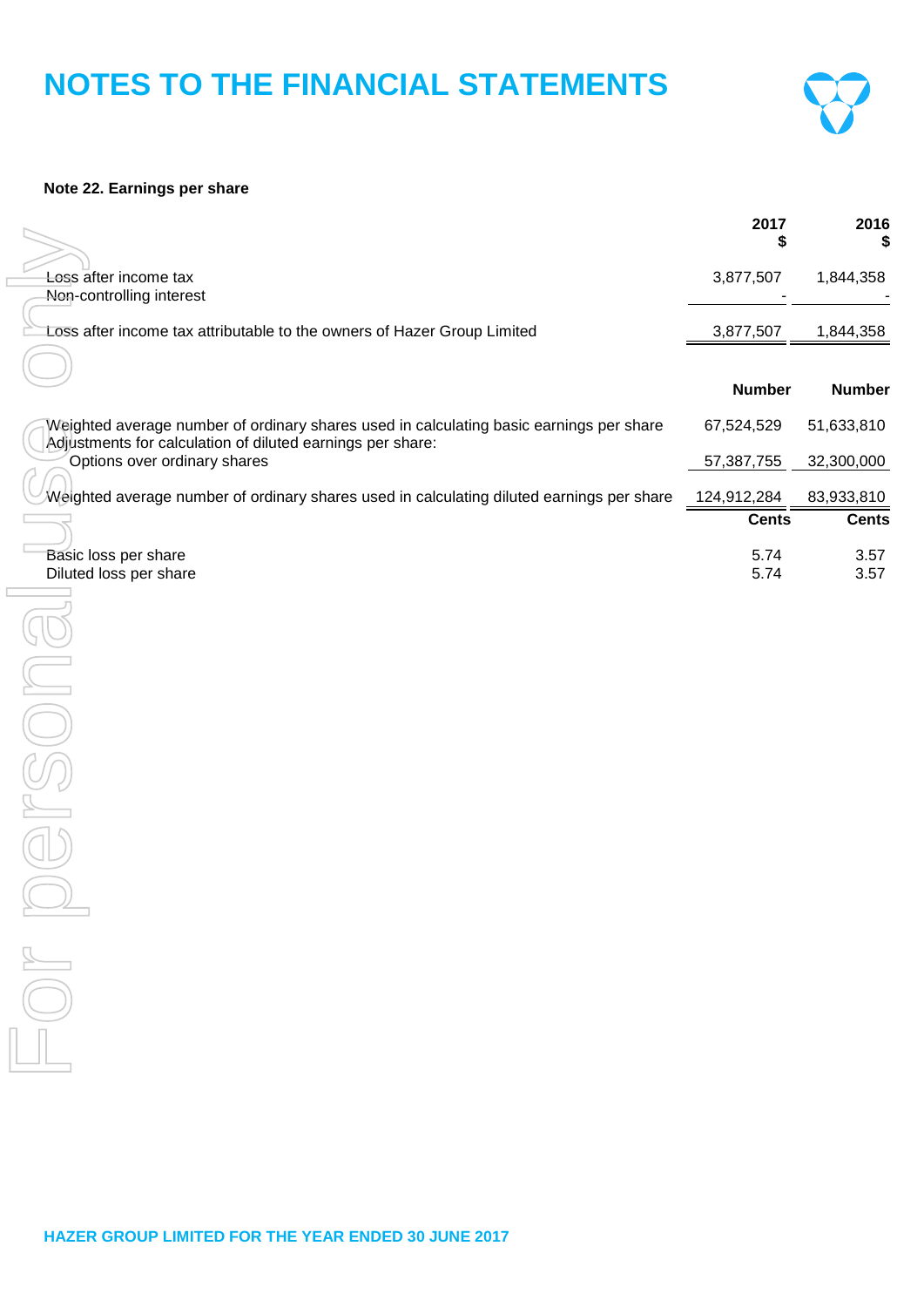# NOTES TO THE FINANCIAL STATEMENTS

**Note 22. Earnings per share**

| | 2017 $ | 2016 $ |
|---|---|---|
| Loss after income tax | 3,877,507 | 1,844,358 |
| Non-controlling interest | - | - |
| Loss after income tax attributable to the owners of Hazer Group Limited | 3,877,507 | 1,844,358 |

| | Number | Number |
|---|---|---|
| Weighted average number of ordinary shares used in calculating basic earnings per share | 67,524,529 | 51,633,810 |
| Adjustments for calculation of diluted earnings per share: | | |
| Options over ordinary shares | 57,387,755 | 32,300,000 |
| Weighted average number of ordinary shares used in calculating diluted earnings per share | 124,912,284 | 83,933,810 |

| | Cents | Cents |
|---|---|---|
| Basic loss per share | 5.74 | 3.57 |
| Diluted loss per share | 5.74 | 3.57 |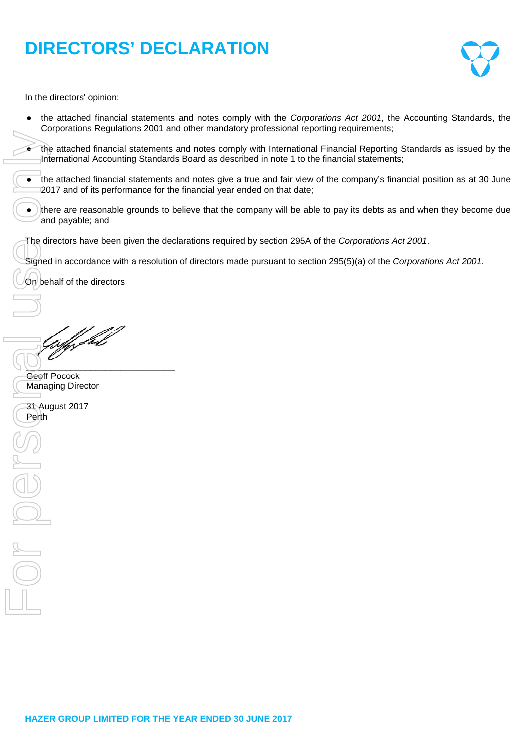# DIRECTORS' DECLARATION

In the directors' opinion:

- the attached financial statements and notes comply with the *Corporations Act 2001*, the Accounting Standards, the Corporations Regulations 2001 and other mandatory professional reporting requirements;
- the attached financial statements and notes comply with International Financial Reporting Standards as issued by the International Accounting Standards Board as described in note 1 to the financial statements;
- the attached financial statements and notes give a true and fair view of the company's financial position as at 30 June 2017 and of its performance for the financial year ended on that date;
- there are reasonable grounds to believe that the company will be able to pay its debts as and when they become due and payable; and

The directors have been given the declarations required by section 295A of the *Corporations Act 2001*.

Signed in accordance with a resolution of directors made pursuant to section 295(5)(a) of the *Corporations Act 2001*.

On behalf of the directors

\_\_\_\_\_\_\_\_\_\_\_\_\_\_\_\_\_\_\_\_\_\_\_\_\_\_\_\_\_\_
Geoff Pocock
Managing Director

31 August 2017
Perth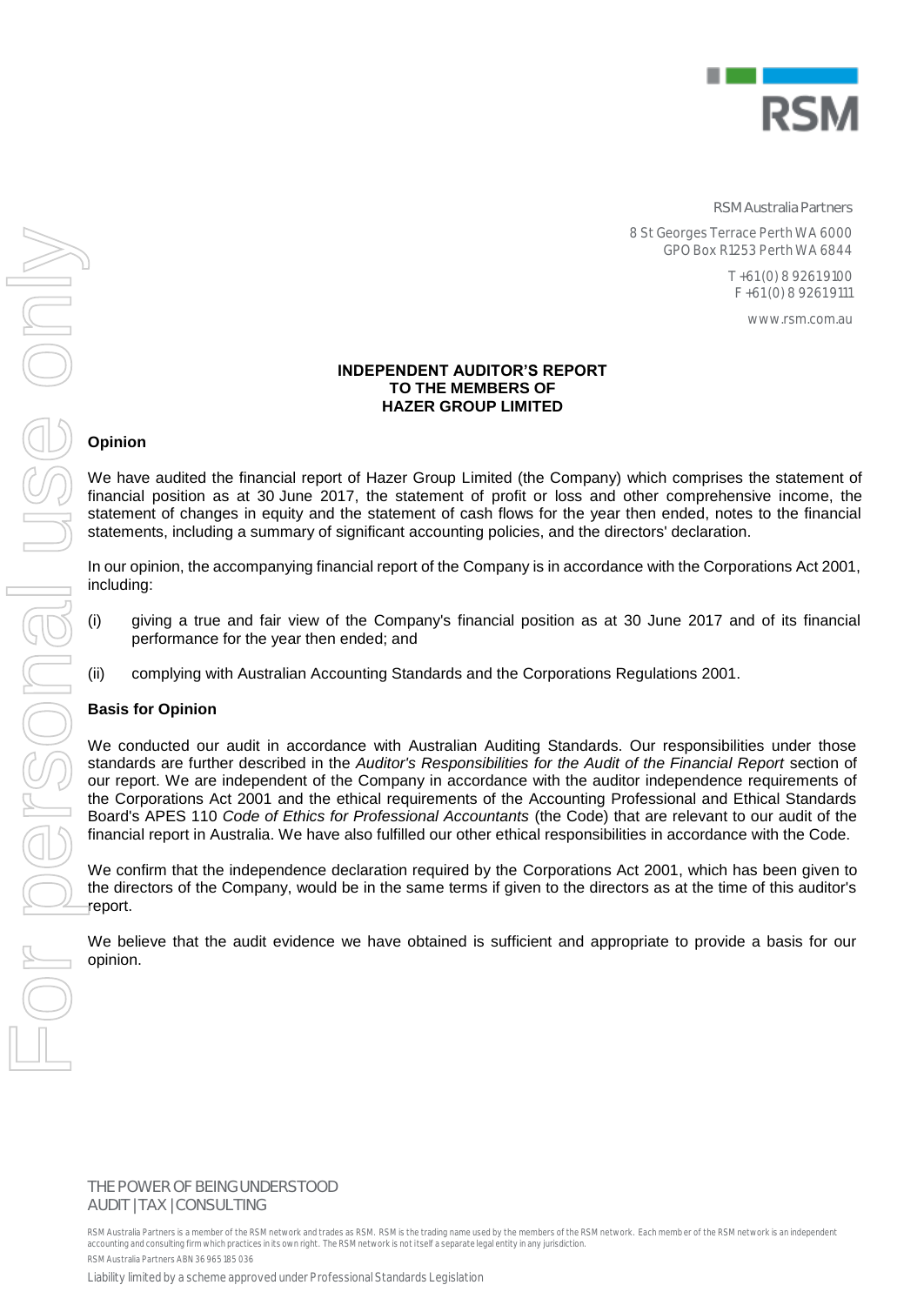RSM Australia Partners

8 St Georges Terrace Perth WA 6000
GPO Box R1253 Perth WA 6844

T +61 (0) 8 9261 9100
F +61 (0) 8 9261 9111

www.rsm.com.au

# INDEPENDENT AUDITOR'S REPORT TO THE MEMBERS OF HAZER GROUP LIMITED

## Opinion

We have audited the financial report of Hazer Group Limited (the Company) which comprises the statement of financial position as at 30 June 2017, the statement of profit or loss and other comprehensive income, the statement of changes in equity and the statement of cash flows for the year then ended, notes to the financial statements, including a summary of significant accounting policies, and the directors' declaration.

In our opinion, the accompanying financial report of the Company is in accordance with the Corporations Act 2001, including:

(i) giving a true and fair view of the Company's financial position as at 30 June 2017 and of its financial performance for the year then ended; and

(ii) complying with Australian Accounting Standards and the Corporations Regulations 2001.

## Basis for Opinion

We conducted our audit in accordance with Australian Auditing Standards. Our responsibilities under those standards are further described in the *Auditor's Responsibilities for the Audit of the Financial Report* section of our report. We are independent of the Company in accordance with the auditor independence requirements of the Corporations Act 2001 and the ethical requirements of the Accounting Professional and Ethical Standards Board's APES 110 *Code of Ethics for Professional Accountants* (the Code) that are relevant to our audit of the financial report in Australia. We have also fulfilled our other ethical responsibilities in accordance with the Code.

We confirm that the independence declaration required by the Corporations Act 2001, which has been given to the directors of the Company, would be in the same terms if given to the directors as at the time of this auditor's report.

We believe that the audit evidence we have obtained is sufficient and appropriate to provide a basis for our opinion.

THE POWER OF BEING UNDERSTOOD
AUDIT | TAX | CONSULTING

RSM Australia Partners is a member of the RSM network and trades as RSM. RSM is the trading name used by the members of the RSM network. Each member of the RSM network is an independent accounting and consulting firm which practices in its own right. The RSM network is not itself a separate legal entity in any jurisdiction.

RSM Australia Partners ABN 36 965 185 036

Liability limited by a scheme approved under Professional Standards Legislation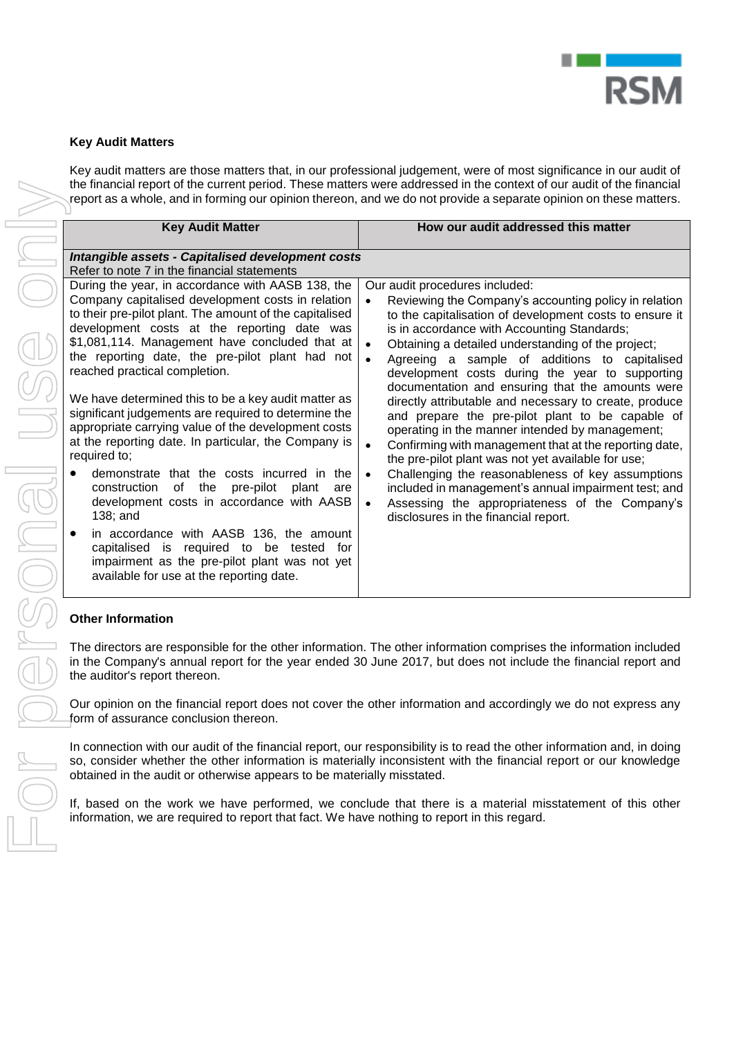## Key Audit Matters

Key audit matters are those matters that, in our professional judgement, were of most significance in our audit of the financial report of the current period. These matters were addressed in the context of our audit of the financial report as a whole, and in forming our opinion thereon, and we do not provide a separate opinion on these matters.

| Key Audit Matter | How our audit addressed this matter |
|---|---|
| ***Intangible assets - Capitalised development costs*** <br> Refer to note 7 in the financial statements | |
| During the year, in accordance with AASB 138, the Company capitalised development costs in relation to their pre-pilot plant. The amount of the capitalised development costs at the reporting date was $1,081,114. Management have concluded that at the reporting date, the pre-pilot plant had not reached practical completion.<br><br>We have determined this to be a key audit matter as significant judgements are required to determine the appropriate carrying value of the development costs at the reporting date. In particular, the Company is required to;<br>• demonstrate that the costs incurred in the construction of the pre-pilot plant are development costs in accordance with AASB 138; and<br>• in accordance with AASB 136, the amount capitalised is required to be tested for impairment as the pre-pilot plant was not yet available for use at the reporting date. | Our audit procedures included:<br>• Reviewing the Company's accounting policy in relation to the capitalisation of development costs to ensure it is in accordance with Accounting Standards;<br>• Obtaining a detailed understanding of the project;<br>• Agreeing a sample of additions to capitalised development costs during the year to supporting documentation and ensuring that the amounts were directly attributable and necessary to create, produce and prepare the pre-pilot plant to be capable of operating in the manner intended by management;<br>• Confirming with management that at the reporting date, the pre-pilot plant was not yet available for use;<br>• Challenging the reasonableness of key assumptions included in management's annual impairment test; and<br>• Assessing the appropriateness of the Company's disclosures in the financial report. |

## Other Information

The directors are responsible for the other information. The other information comprises the information included in the Company's annual report for the year ended 30 June 2017, but does not include the financial report and the auditor's report thereon.

Our opinion on the financial report does not cover the other information and accordingly we do not express any form of assurance conclusion thereon.

In connection with our audit of the financial report, our responsibility is to read the other information and, in doing so, consider whether the other information is materially inconsistent with the financial report or our knowledge obtained in the audit or otherwise appears to be materially misstated.

If, based on the work we have performed, we conclude that there is a material misstatement of this other information, we are required to report that fact. We have nothing to report in this regard.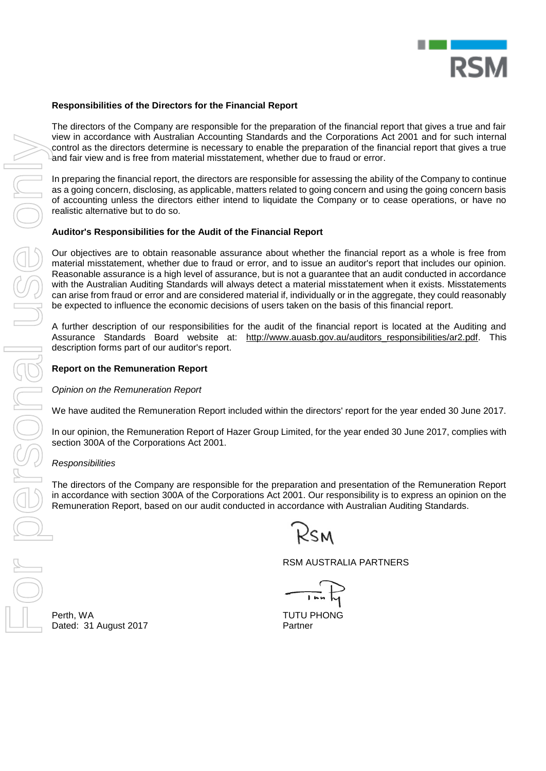**Responsibilities of the Directors for the Financial Report**

The directors of the Company are responsible for the preparation of the financial report that gives a true and fair view in accordance with Australian Accounting Standards and the Corporations Act 2001 and for such internal control as the directors determine is necessary to enable the preparation of the financial report that gives a true and fair view and is free from material misstatement, whether due to fraud or error.

In preparing the financial report, the directors are responsible for assessing the ability of the Company to continue as a going concern, disclosing, as applicable, matters related to going concern and using the going concern basis of accounting unless the directors either intend to liquidate the Company or to cease operations, or have no realistic alternative but to do so.

**Auditor's Responsibilities for the Audit of the Financial Report**

Our objectives are to obtain reasonable assurance about whether the financial report as a whole is free from material misstatement, whether due to fraud or error, and to issue an auditor's report that includes our opinion. Reasonable assurance is a high level of assurance, but is not a guarantee that an audit conducted in accordance with the Australian Auditing Standards will always detect a material misstatement when it exists. Misstatements can arise from fraud or error and are considered material if, individually or in the aggregate, they could reasonably be expected to influence the economic decisions of users taken on the basis of this financial report.

A further description of our responsibilities for the audit of the financial report is located at the Auditing and Assurance Standards Board website at: http://www.auasb.gov.au/auditors_responsibilities/ar2.pdf. This description forms part of our auditor's report.

**Report on the Remuneration Report**

*Opinion on the Remuneration Report*

We have audited the Remuneration Report included within the directors' report for the year ended 30 June 2017.

In our opinion, the Remuneration Report of Hazer Group Limited, for the year ended 30 June 2017, complies with section 300A of the Corporations Act 2001.

*Responsibilities*

The directors of the Company are responsible for the preparation and presentation of the Remuneration Report in accordance with section 300A of the Corporations Act 2001. Our responsibility is to express an opinion on the Remuneration Report, based on our audit conducted in accordance with Australian Auditing Standards.

RSM AUSTRALIA PARTNERS

Perth, WA
Dated: 31 August 2017

TUTU PHONG
Partner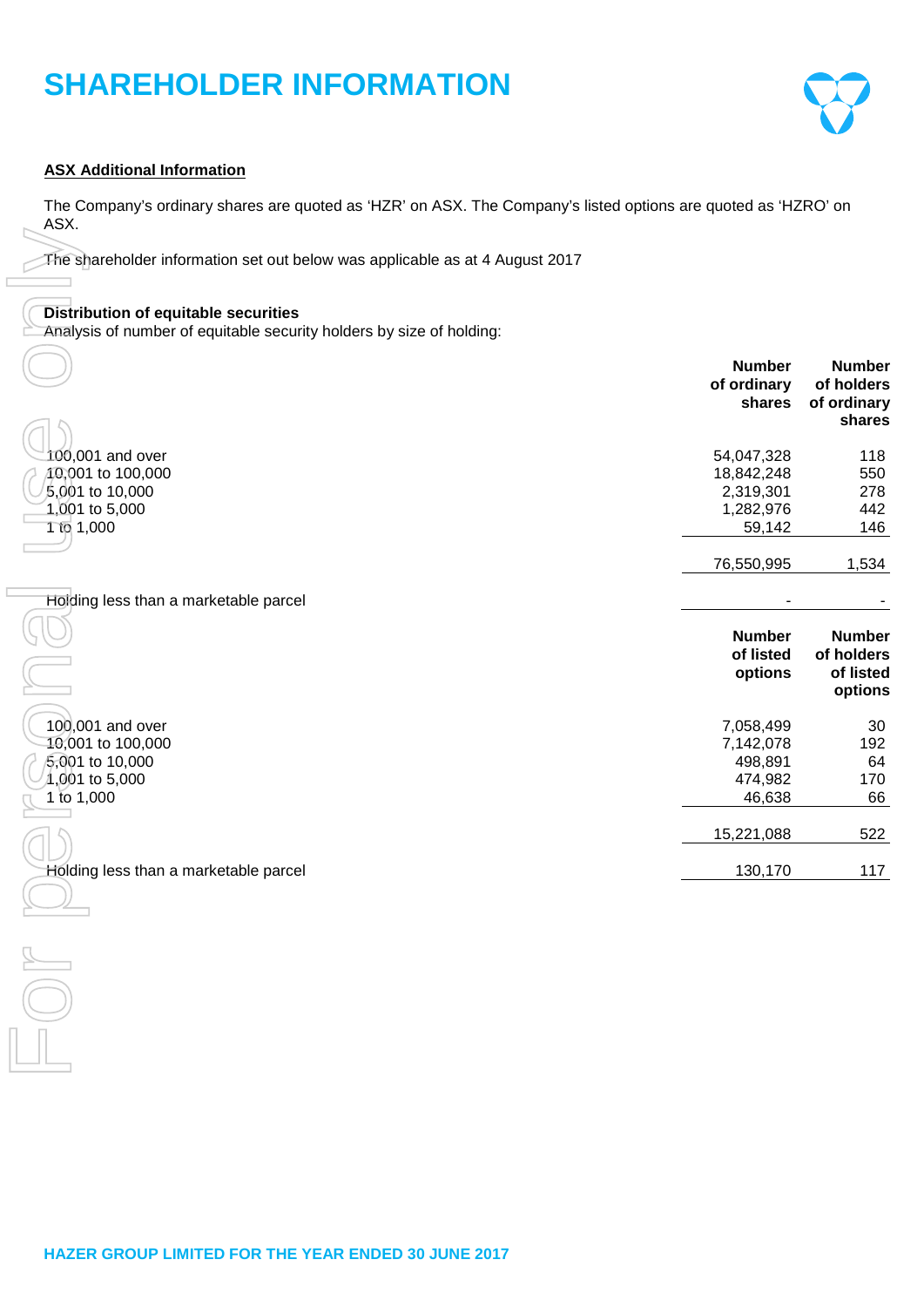# SHAREHOLDER INFORMATION

**ASX Additional Information**

The Company's ordinary shares are quoted as 'HZR' on ASX. The Company's listed options are quoted as 'HZRO' on ASX.

The shareholder information set out below was applicable as at 4 August 2017

**Distribution of equitable securities**
Analysis of number of equitable security holders by size of holding:

| | Number of ordinary shares | Number of holders of ordinary shares |
|---|---|---|
| 100,001 and over | 54,047,328 | 118 |
| 10,001 to 100,000 | 18,842,248 | 550 |
| 5,001 to 10,000 | 2,319,301 | 278 |
| 1,001 to 5,000 | 1,282,976 | 442 |
| 1 to 1,000 | 59,142 | 146 |
| | 76,550,995 | 1,534 |
| Holding less than a marketable parcel | - | - |

| | Number of listed options | Number of holders of listed options |
|---|---|---|
| 100,001 and over | 7,058,499 | 30 |
| 10,001 to 100,000 | 7,142,078 | 192 |
| 5,001 to 10,000 | 498,891 | 64 |
| 1,001 to 5,000 | 474,982 | 170 |
| 1 to 1,000 | 46,638 | 66 |
| | 15,221,088 | 522 |
| Holding less than a marketable parcel | 130,170 | 117 |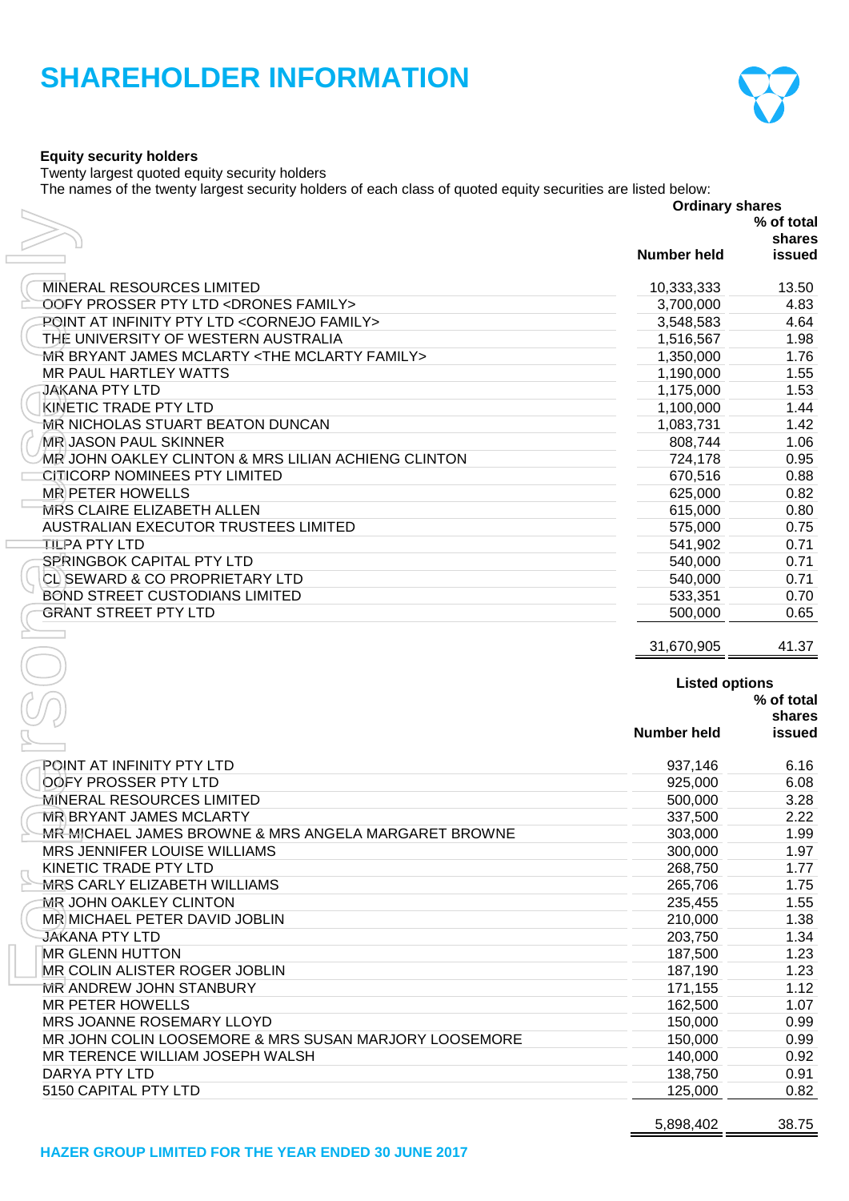# SHAREHOLDER INFORMATION

**Equity security holders**

Twenty largest quoted equity security holders

The names of the twenty largest security holders of each class of quoted equity securities are listed below:

| | Ordinary shares | |
|---|---|---|
| | **Number held** | **% of total shares issued** |
| MINERAL RESOURCES LIMITED | 10,333,333 | 13.50 |
| OOFY PROSSER PTY LTD <DRONES FAMILY> | 3,700,000 | 4.83 |
| POINT AT INFINITY PTY LTD <CORNEJO FAMILY> | 3,548,583 | 4.64 |
| THE UNIVERSITY OF WESTERN AUSTRALIA | 1,516,567 | 1.98 |
| MR BRYANT JAMES MCLARTY <THE MCLARTY FAMILY> | 1,350,000 | 1.76 |
| MR PAUL HARTLEY WATTS | 1,190,000 | 1.55 |
| JAKANA PTY LTD | 1,175,000 | 1.53 |
| KINETIC TRADE PTY LTD | 1,100,000 | 1.44 |
| MR NICHOLAS STUART BEATON DUNCAN | 1,083,731 | 1.42 |
| MR JASON PAUL SKINNER | 808,744 | 1.06 |
| MR JOHN OAKLEY CLINTON & MRS LILIAN ACHIENG CLINTON | 724,178 | 0.95 |
| CITICORP NOMINEES PTY LIMITED | 670,516 | 0.88 |
| MR PETER HOWELLS | 625,000 | 0.82 |
| MRS CLAIRE ELIZABETH ALLEN | 615,000 | 0.80 |
| AUSTRALIAN EXECUTOR TRUSTEES LIMITED | 575,000 | 0.75 |
| TILPA PTY LTD | 541,902 | 0.71 |
| SPRINGBOK CAPITAL PTY LTD | 540,000 | 0.71 |
| CL SEWARD & CO PROPRIETARY LTD | 540,000 | 0.71 |
| BOND STREET CUSTODIANS LIMITED | 533,351 | 0.70 |
| GRANT STREET PTY LTD | 500,000 | 0.65 |
| | 31,670,905 | 41.37 |

| | Listed options | |
|---|---|---|
| | **Number held** | **% of total shares issued** |
| POINT AT INFINITY PTY LTD | 937,146 | 6.16 |
| OOFY PROSSER PTY LTD | 925,000 | 6.08 |
| MINERAL RESOURCES LIMITED | 500,000 | 3.28 |
| MR BRYANT JAMES MCLARTY | 337,500 | 2.22 |
| MR MICHAEL JAMES BROWNE & MRS ANGELA MARGARET BROWNE | 303,000 | 1.99 |
| MRS JENNIFER LOUISE WILLIAMS | 300,000 | 1.97 |
| KINETIC TRADE PTY LTD | 268,750 | 1.77 |
| MRS CARLY ELIZABETH WILLIAMS | 265,706 | 1.75 |
| MR JOHN OAKLEY CLINTON | 235,455 | 1.55 |
| MR MICHAEL PETER DAVID JOBLIN | 210,000 | 1.38 |
| JAKANA PTY LTD | 203,750 | 1.34 |
| MR GLENN HUTTON | 187,500 | 1.23 |
| MR COLIN ALISTER ROGER JOBLIN | 187,190 | 1.23 |
| MR ANDREW JOHN STANBURY | 171,155 | 1.12 |
| MR PETER HOWELLS | 162,500 | 1.07 |
| MRS JOANNE ROSEMARY LLOYD | 150,000 | 0.99 |
| MR JOHN COLIN LOOSEMORE & MRS SUSAN MARJORY LOOSEMORE | 150,000 | 0.99 |
| MR TERENCE WILLIAM JOSEPH WALSH | 140,000 | 0.92 |
| DARYA PTY LTD | 138,750 | 0.91 |
| 5150 CAPITAL PTY LTD | 125,000 | 0.82 |
| | 5,898,402 | 38.75 |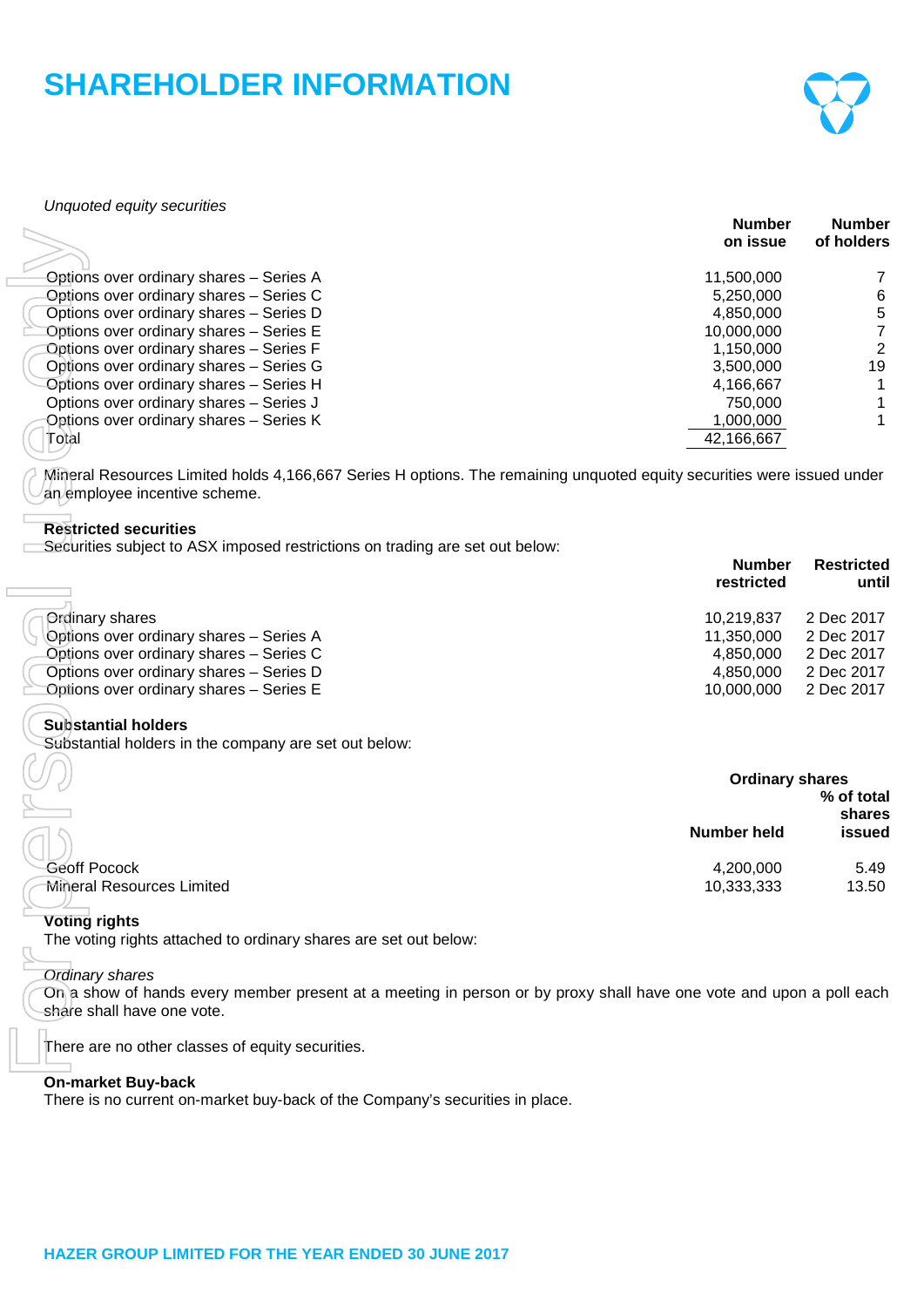# SHAREHOLDER INFORMATION

*Unquoted equity securities*

| | Number on issue | Number of holders |
|---|---|---|
| Options over ordinary shares – Series A | 11,500,000 | 7 |
| Options over ordinary shares – Series C | 5,250,000 | 6 |
| Options over ordinary shares – Series D | 4,850,000 | 5 |
| Options over ordinary shares – Series E | 10,000,000 | 7 |
| Options over ordinary shares – Series F | 1,150,000 | 2 |
| Options over ordinary shares – Series G | 3,500,000 | 19 |
| Options over ordinary shares – Series H | 4,166,667 | 1 |
| Options over ordinary shares – Series J | 750,000 | 1 |
| Options over ordinary shares – Series K | 1,000,000 | 1 |
| Total | 42,166,667 | |

Mineral Resources Limited holds 4,166,667 Series H options. The remaining unquoted equity securities were issued under an employee incentive scheme.

**Restricted securities**

Securities subject to ASX imposed restrictions on trading are set out below:

| | Number restricted | Restricted until |
|---|---|---|
| Ordinary shares | 10,219,837 | 2 Dec 2017 |
| Options over ordinary shares – Series A | 11,350,000 | 2 Dec 2017 |
| Options over ordinary shares – Series C | 4,850,000 | 2 Dec 2017 |
| Options over ordinary shares – Series D | 4,850,000 | 2 Dec 2017 |
| Options over ordinary shares – Series E | 10,000,000 | 2 Dec 2017 |

**Substantial holders**

Substantial holders in the company are set out below:

| | Ordinary shares | |
|---|---|---|
| | Number held | % of total shares issued |
| Geoff Pocock | 4,200,000 | 5.49 |
| Mineral Resources Limited | 10,333,333 | 13.50 |

**Voting rights**

The voting rights attached to ordinary shares are set out below:

*Ordinary shares*

On a show of hands every member present at a meeting in person or by proxy shall have one vote and upon a poll each share shall have one vote.

There are no other classes of equity securities.

**On-market Buy-back**

There is no current on-market buy-back of the Company's securities in place.